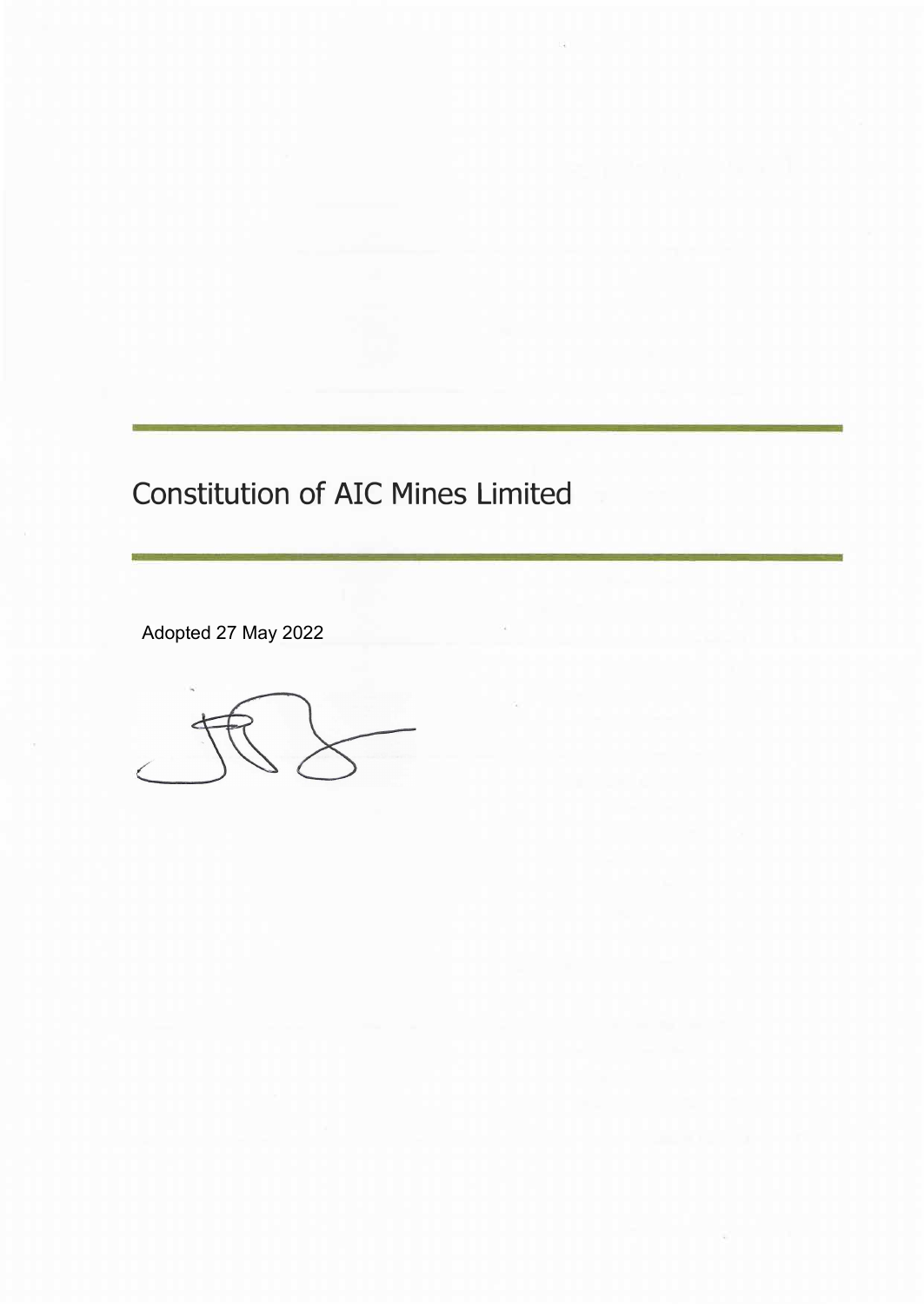# Constitution of AIC Mines Limited

Adopted 27 May 2022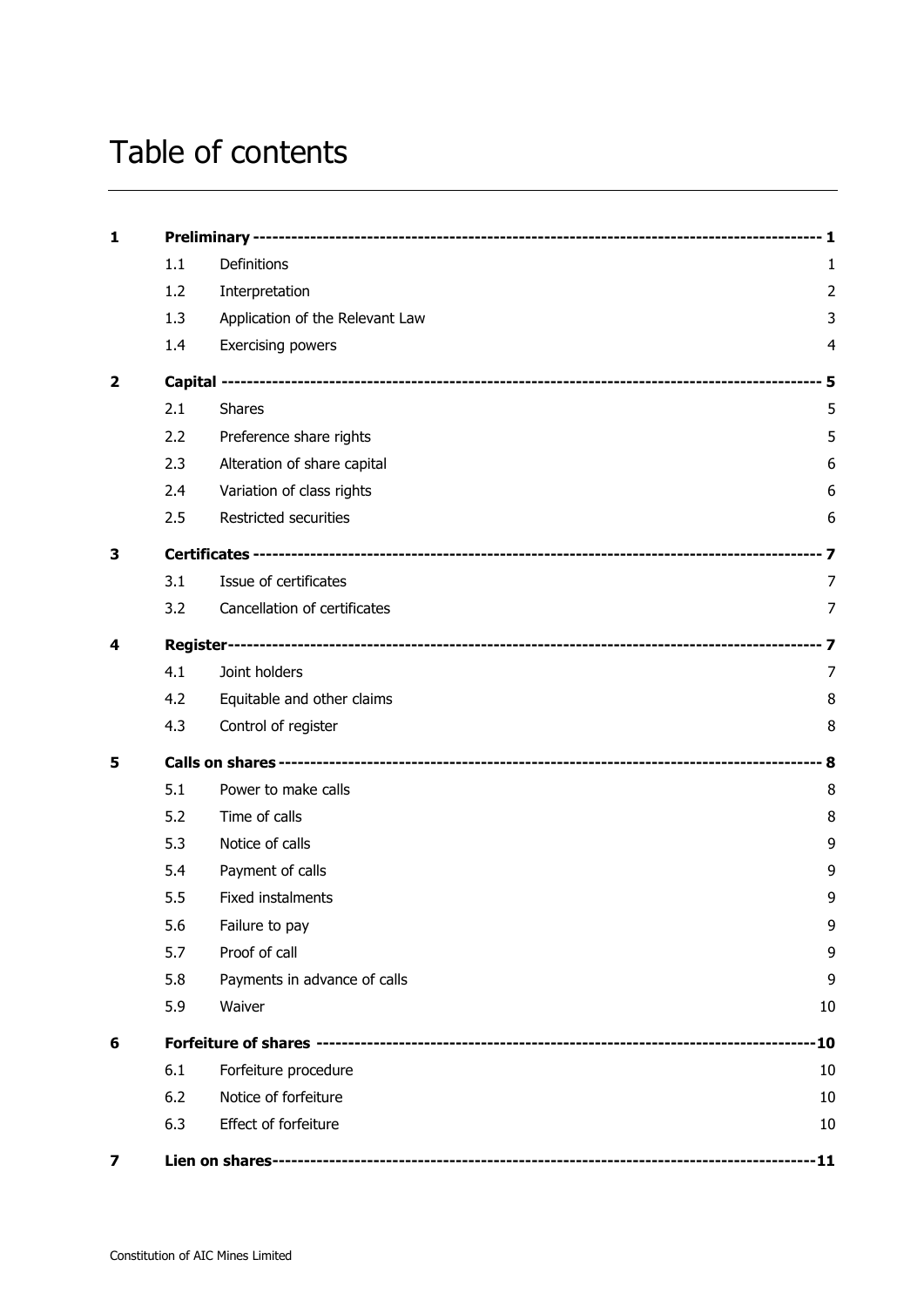# Table of contents

| | | | |
|---|---|---|---|
| **1** | **Preliminary** | | **1** |
| | 1.1 | Definitions | 1 |
| | 1.2 | Interpretation | 2 |
| | 1.3 | Application of the Relevant Law | 3 |
| | 1.4 | Exercising powers | 4 |
| **2** | **Capital** | | **5** |
| | 2.1 | Shares | 5 |
| | 2.2 | Preference share rights | 5 |
| | 2.3 | Alteration of share capital | 6 |
| | 2.4 | Variation of class rights | 6 |
| | 2.5 | Restricted securities | 6 |
| **3** | **Certificates** | | **7** |
| | 3.1 | Issue of certificates | 7 |
| | 3.2 | Cancellation of certificates | 7 |
| **4** | **Register** | | **7** |
| | 4.1 | Joint holders | 7 |
| | 4.2 | Equitable and other claims | 8 |
| | 4.3 | Control of register | 8 |
| **5** | **Calls on shares** | | **8** |
| | 5.1 | Power to make calls | 8 |
| | 5.2 | Time of calls | 8 |
| | 5.3 | Notice of calls | 9 |
| | 5.4 | Payment of calls | 9 |
| | 5.5 | Fixed instalments | 9 |
| | 5.6 | Failure to pay | 9 |
| | 5.7 | Proof of call | 9 |
| | 5.8 | Payments in advance of calls | 9 |
| | 5.9 | Waiver | 10 |
| **6** | **Forfeiture of shares** | | **10** |
| | 6.1 | Forfeiture procedure | 10 |
| | 6.2 | Notice of forfeiture | 10 |
| | 6.3 | Effect of forfeiture | 10 |
| **7** | **Lien on shares** | | **11** |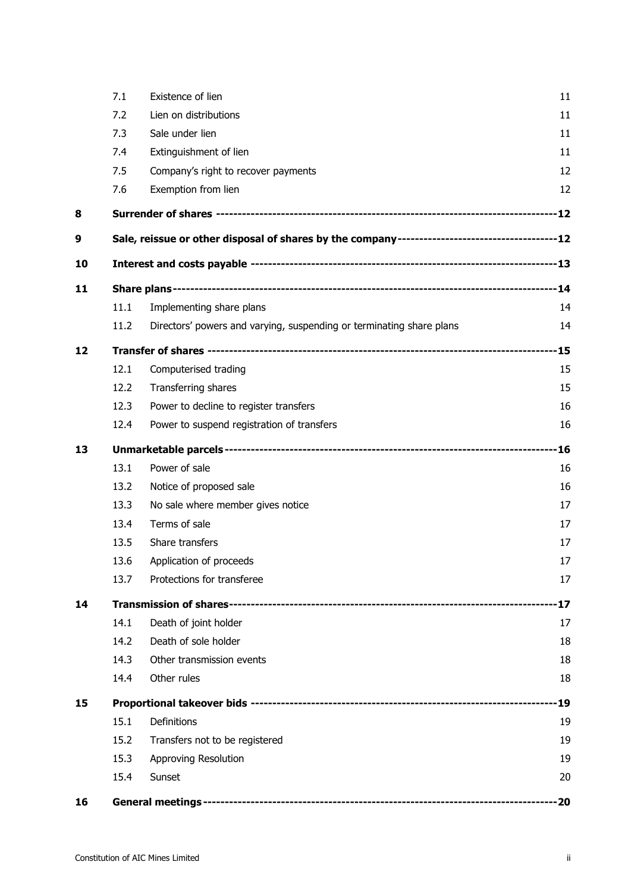| | | | |
|---|---|---|---|
| | 7.1 | Existence of lien | 11 |
| | 7.2 | Lien on distributions | 11 |
| | 7.3 | Sale under lien | 11 |
| | 7.4 | Extinguishment of lien | 11 |
| | 7.5 | Company's right to recover payments | 12 |
| | 7.6 | Exemption from lien | 12 |
| **8** | **Surrender of shares** | | **12** |
| **9** | **Sale, reissue or other disposal of shares by the company** | | **12** |
| **10** | **Interest and costs payable** | | **13** |
| **11** | **Share plans** | | **14** |
| | 11.1 | Implementing share plans | 14 |
| | 11.2 | Directors' powers and varying, suspending or terminating share plans | 14 |
| **12** | **Transfer of shares** | | **15** |
| | 12.1 | Computerised trading | 15 |
| | 12.2 | Transferring shares | 15 |
| | 12.3 | Power to decline to register transfers | 16 |
| | 12.4 | Power to suspend registration of transfers | 16 |
| **13** | **Unmarketable parcels** | | **16** |
| | 13.1 | Power of sale | 16 |
| | 13.2 | Notice of proposed sale | 16 |
| | 13.3 | No sale where member gives notice | 17 |
| | 13.4 | Terms of sale | 17 |
| | 13.5 | Share transfers | 17 |
| | 13.6 | Application of proceeds | 17 |
| | 13.7 | Protections for transferee | 17 |
| **14** | **Transmission of shares** | | **17** |
| | 14.1 | Death of joint holder | 17 |
| | 14.2 | Death of sole holder | 18 |
| | 14.3 | Other transmission events | 18 |
| | 14.4 | Other rules | 18 |
| **15** | **Proportional takeover bids** | | **19** |
| | 15.1 | Definitions | 19 |
| | 15.2 | Transfers not to be registered | 19 |
| | 15.3 | Approving Resolution | 19 |
| | 15.4 | Sunset | 20 |
| **16** | **General meetings** | | **20** |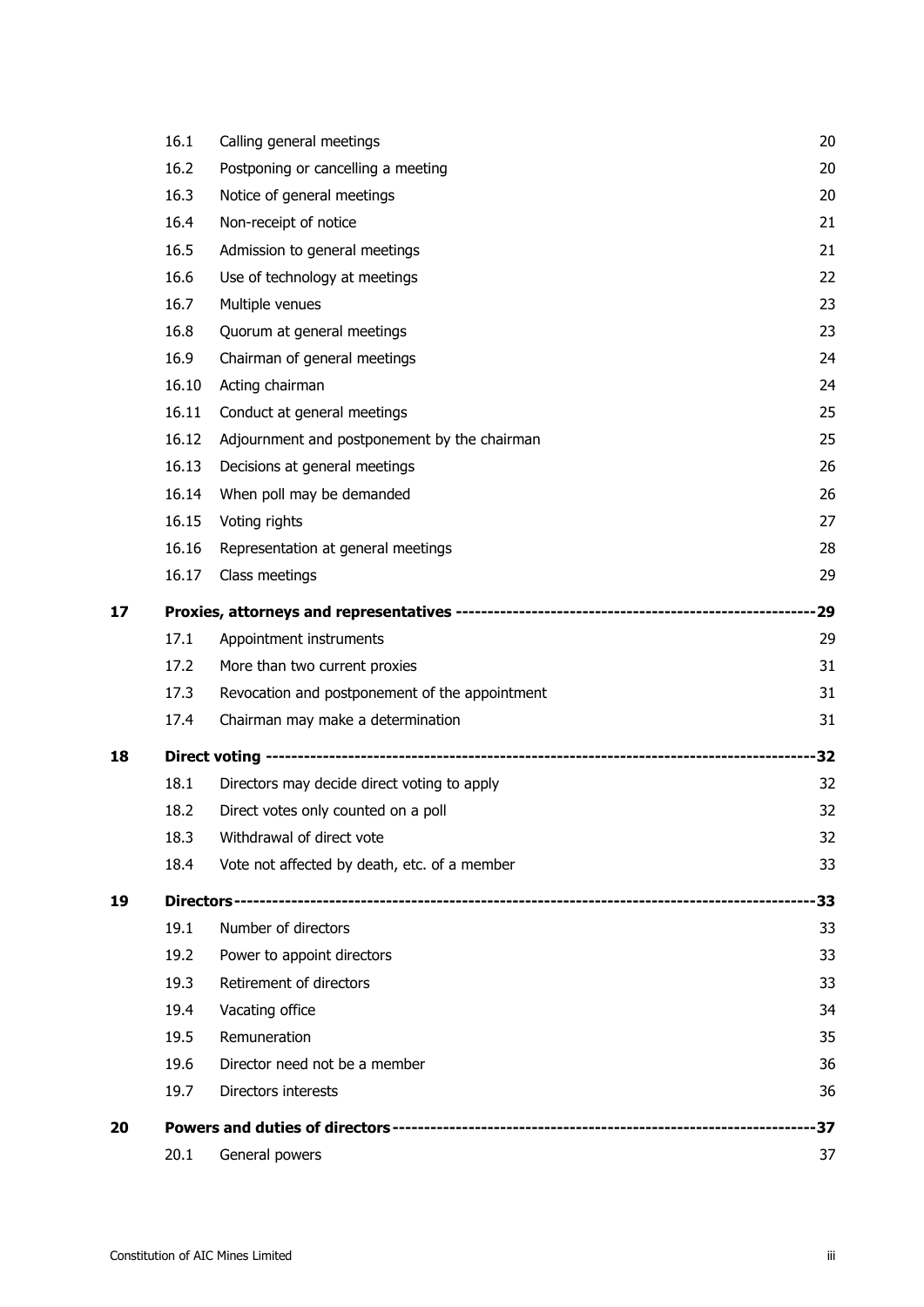| | | | |
|---|---|---|---|
| | 16.1 | Calling general meetings | 20 |
| | 16.2 | Postponing or cancelling a meeting | 20 |
| | 16.3 | Notice of general meetings | 20 |
| | 16.4 | Non-receipt of notice | 21 |
| | 16.5 | Admission to general meetings | 21 |
| | 16.6 | Use of technology at meetings | 22 |
| | 16.7 | Multiple venues | 23 |
| | 16.8 | Quorum at general meetings | 23 |
| | 16.9 | Chairman of general meetings | 24 |
| | 16.10 | Acting chairman | 24 |
| | 16.11 | Conduct at general meetings | 25 |
| | 16.12 | Adjournment and postponement by the chairman | 25 |
| | 16.13 | Decisions at general meetings | 26 |
| | 16.14 | When poll may be demanded | 26 |
| | 16.15 | Voting rights | 27 |
| | 16.16 | Representation at general meetings | 28 |
| | 16.17 | Class meetings | 29 |
| **17** | **Proxies, attorneys and representatives** | | **29** |
| | 17.1 | Appointment instruments | 29 |
| | 17.2 | More than two current proxies | 31 |
| | 17.3 | Revocation and postponement of the appointment | 31 |
| | 17.4 | Chairman may make a determination | 31 |
| **18** | **Direct voting** | | **32** |
| | 18.1 | Directors may decide direct voting to apply | 32 |
| | 18.2 | Direct votes only counted on a poll | 32 |
| | 18.3 | Withdrawal of direct vote | 32 |
| | 18.4 | Vote not affected by death, etc. of a member | 33 |
| **19** | **Directors** | | **33** |
| | 19.1 | Number of directors | 33 |
| | 19.2 | Power to appoint directors | 33 |
| | 19.3 | Retirement of directors | 33 |
| | 19.4 | Vacating office | 34 |
| | 19.5 | Remuneration | 35 |
| | 19.6 | Director need not be a member | 36 |
| | 19.7 | Directors interests | 36 |
| **20** | **Powers and duties of directors** | | **37** |
| | 20.1 | General powers | 37 |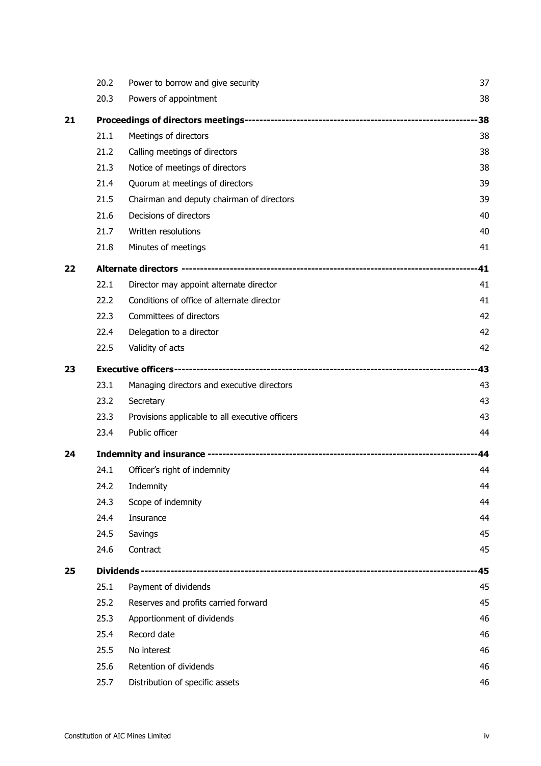| | | | |
|---|---|---|---|
| | 20.2 | Power to borrow and give security | 37 |
| | 20.3 | Powers of appointment | 38 |
| **21** | **Proceedings of directors meetings** | | **38** |
| | 21.1 | Meetings of directors | 38 |
| | 21.2 | Calling meetings of directors | 38 |
| | 21.3 | Notice of meetings of directors | 38 |
| | 21.4 | Quorum at meetings of directors | 39 |
| | 21.5 | Chairman and deputy chairman of directors | 39 |
| | 21.6 | Decisions of directors | 40 |
| | 21.7 | Written resolutions | 40 |
| | 21.8 | Minutes of meetings | 41 |
| **22** | **Alternate directors** | | **41** |
| | 22.1 | Director may appoint alternate director | 41 |
| | 22.2 | Conditions of office of alternate director | 41 |
| | 22.3 | Committees of directors | 42 |
| | 22.4 | Delegation to a director | 42 |
| | 22.5 | Validity of acts | 42 |
| **23** | **Executive officers** | | **43** |
| | 23.1 | Managing directors and executive directors | 43 |
| | 23.2 | Secretary | 43 |
| | 23.3 | Provisions applicable to all executive officers | 43 |
| | 23.4 | Public officer | 44 |
| **24** | **Indemnity and insurance** | | **44** |
| | 24.1 | Officer's right of indemnity | 44 |
| | 24.2 | Indemnity | 44 |
| | 24.3 | Scope of indemnity | 44 |
| | 24.4 | Insurance | 44 |
| | 24.5 | Savings | 45 |
| | 24.6 | Contract | 45 |
| **25** | **Dividends** | | **45** |
| | 25.1 | Payment of dividends | 45 |
| | 25.2 | Reserves and profits carried forward | 45 |
| | 25.3 | Apportionment of dividends | 46 |
| | 25.4 | Record date | 46 |
| | 25.5 | No interest | 46 |
| | 25.6 | Retention of dividends | 46 |
| | 25.7 | Distribution of specific assets | 46 |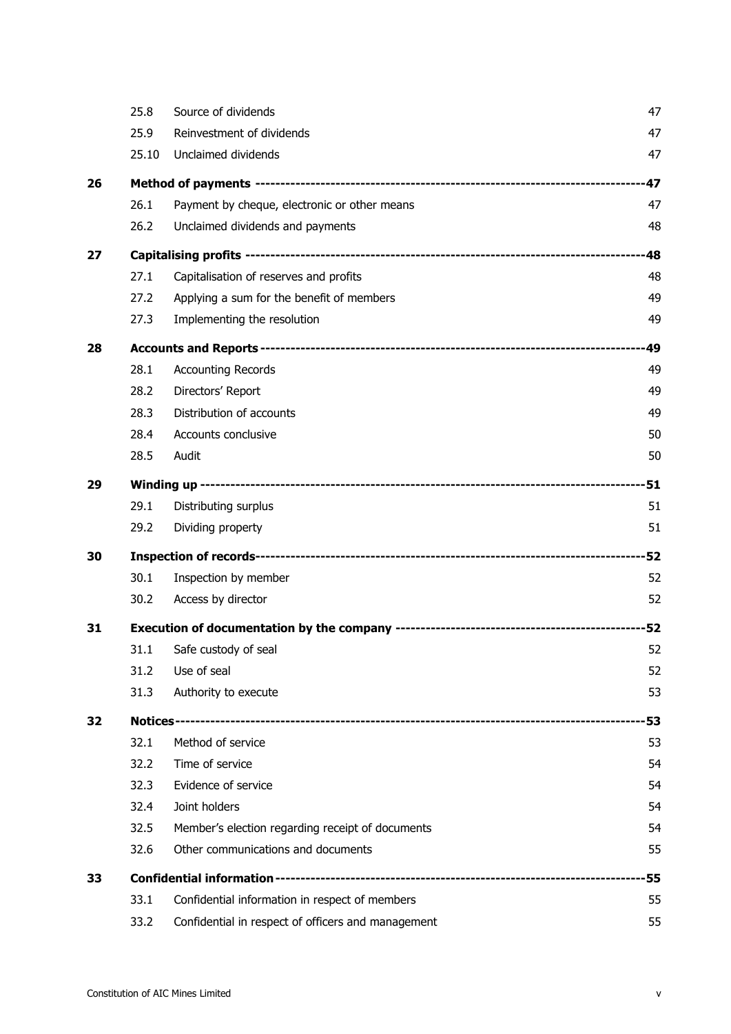| | | | |
|---|---|---|---|
| | 25.8 | Source of dividends | 47 |
| | 25.9 | Reinvestment of dividends | 47 |
| | 25.10 | Unclaimed dividends | 47 |
| **26** | **Method of payments** | | **47** |
| | 26.1 | Payment by cheque, electronic or other means | 47 |
| | 26.2 | Unclaimed dividends and payments | 48 |
| **27** | **Capitalising profits** | | **48** |
| | 27.1 | Capitalisation of reserves and profits | 48 |
| | 27.2 | Applying a sum for the benefit of members | 49 |
| | 27.3 | Implementing the resolution | 49 |
| **28** | **Accounts and Reports** | | **49** |
| | 28.1 | Accounting Records | 49 |
| | 28.2 | Directors' Report | 49 |
| | 28.3 | Distribution of accounts | 49 |
| | 28.4 | Accounts conclusive | 50 |
| | 28.5 | Audit | 50 |
| **29** | **Winding up** | | **51** |
| | 29.1 | Distributing surplus | 51 |
| | 29.2 | Dividing property | 51 |
| **30** | **Inspection of records** | | **52** |
| | 30.1 | Inspection by member | 52 |
| | 30.2 | Access by director | 52 |
| **31** | **Execution of documentation by the company** | | **52** |
| | 31.1 | Safe custody of seal | 52 |
| | 31.2 | Use of seal | 52 |
| | 31.3 | Authority to execute | 53 |
| **32** | **Notices** | | **53** |
| | 32.1 | Method of service | 53 |
| | 32.2 | Time of service | 54 |
| | 32.3 | Evidence of service | 54 |
| | 32.4 | Joint holders | 54 |
| | 32.5 | Member's election regarding receipt of documents | 54 |
| | 32.6 | Other communications and documents | 55 |
| **33** | **Confidential information** | | **55** |
| | 33.1 | Confidential information in respect of members | 55 |
| | 33.2 | Confidential in respect of officers and management | 55 |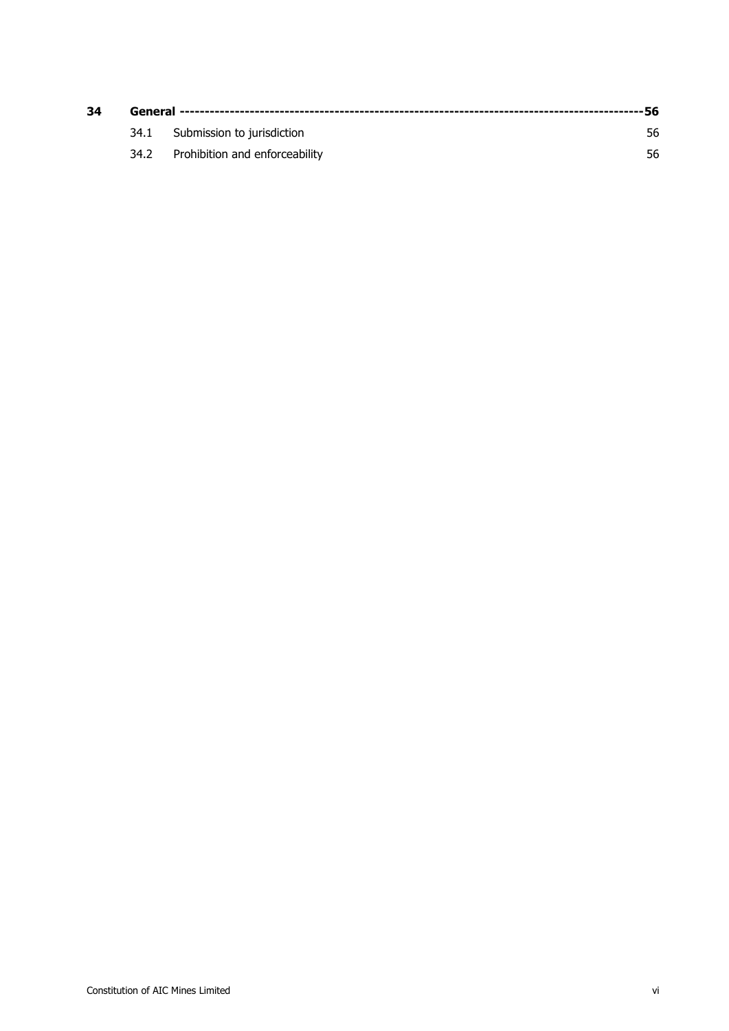**34 General ---------------------------------------------------------------------------------------------56**

34.1 Submission to jurisdiction 56

34.2 Prohibition and enforceability 56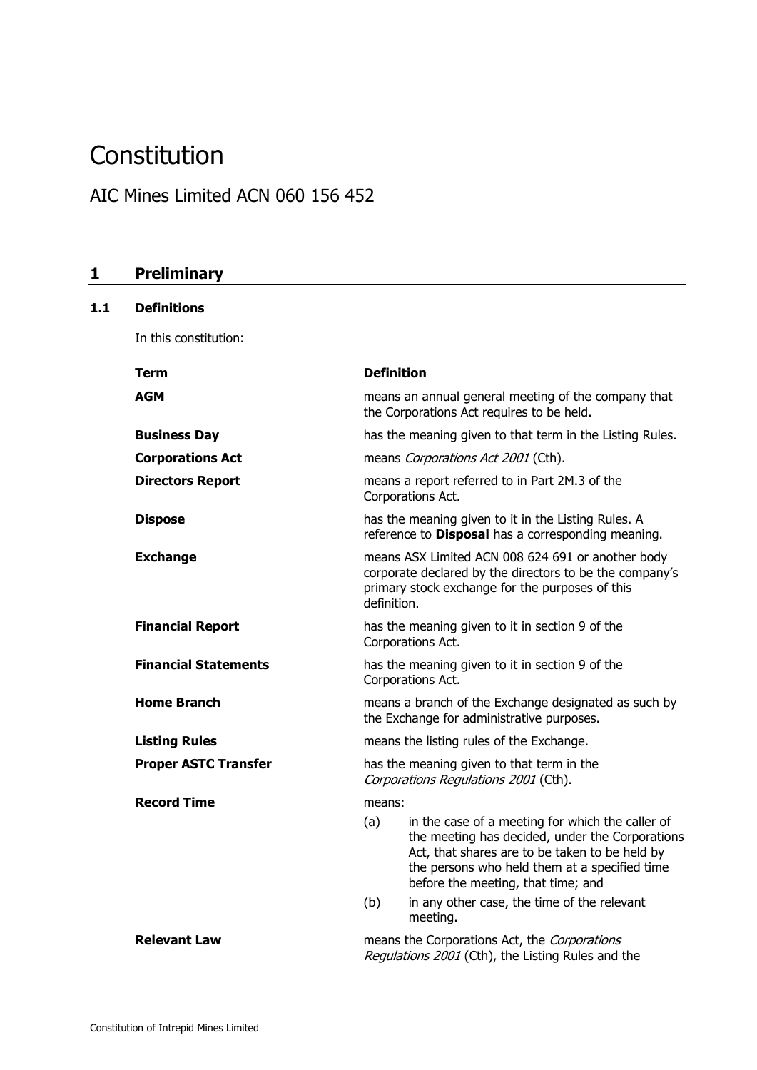# Constitution

## AIC Mines Limited ACN 060 156 452

## 1 Preliminary

### 1.1 Definitions

In this constitution:

| Term | Definition |
|---|---|
| **AGM** | means an annual general meeting of the company that the Corporations Act requires to be held. |
| **Business Day** | has the meaning given to that term in the Listing Rules. |
| **Corporations Act** | means *Corporations Act 2001* (Cth). |
| **Directors Report** | means a report referred to in Part 2M.3 of the Corporations Act. |
| **Dispose** | has the meaning given to it in the Listing Rules. A reference to **Disposal** has a corresponding meaning. |
| **Exchange** | means ASX Limited ACN 008 624 691 or another body corporate declared by the directors to be the company's primary stock exchange for the purposes of this definition. |
| **Financial Report** | has the meaning given to it in section 9 of the Corporations Act. |
| **Financial Statements** | has the meaning given to it in section 9 of the Corporations Act. |
| **Home Branch** | means a branch of the Exchange designated as such by the Exchange for administrative purposes. |
| **Listing Rules** | means the listing rules of the Exchange. |
| **Proper ASTC Transfer** | has the meaning given to that term in the *Corporations Regulations 2001* (Cth). |
| **Record Time** | means: (a) in the case of a meeting for which the caller of the meeting has decided, under the Corporations Act, that shares are to be taken to be held by the persons who held them at a specified time before the meeting, that time; and (b) in any other case, the time of the relevant meeting. |
| **Relevant Law** | means the Corporations Act, the *Corporations Regulations 2001* (Cth), the Listing Rules and the |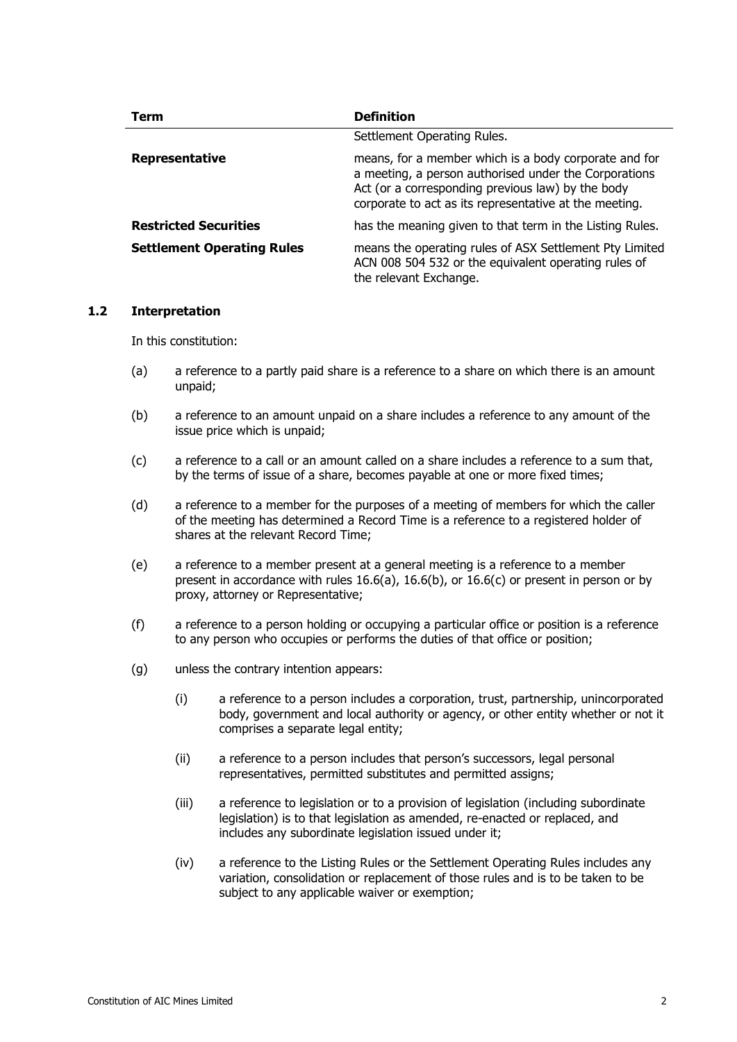| Term | Definition |
| --- | --- |
| | Settlement Operating Rules. |
| **Representative** | means, for a member which is a body corporate and for a meeting, a person authorised under the Corporations Act (or a corresponding previous law) by the body corporate to act as its representative at the meeting. |
| **Restricted Securities** | has the meaning given to that term in the Listing Rules. |
| **Settlement Operating Rules** | means the operating rules of ASX Settlement Pty Limited ACN 008 504 532 or the equivalent operating rules of the relevant Exchange. |

## 1.2 Interpretation

In this constitution:

(a) a reference to a partly paid share is a reference to a share on which there is an amount unpaid;

(b) a reference to an amount unpaid on a share includes a reference to any amount of the issue price which is unpaid;

(c) a reference to a call or an amount called on a share includes a reference to a sum that, by the terms of issue of a share, becomes payable at one or more fixed times;

(d) a reference to a member for the purposes of a meeting of members for which the caller of the meeting has determined a Record Time is a reference to a registered holder of shares at the relevant Record Time;

(e) a reference to a member present at a general meeting is a reference to a member present in accordance with rules 16.6(a), 16.6(b), or 16.6(c) or present in person or by proxy, attorney or Representative;

(f) a reference to a person holding or occupying a particular office or position is a reference to any person who occupies or performs the duties of that office or position;

(g) unless the contrary intention appears:

(i) a reference to a person includes a corporation, trust, partnership, unincorporated body, government and local authority or agency, or other entity whether or not it comprises a separate legal entity;

(ii) a reference to a person includes that person's successors, legal personal representatives, permitted substitutes and permitted assigns;

(iii) a reference to legislation or to a provision of legislation (including subordinate legislation) is to that legislation as amended, re-enacted or replaced, and includes any subordinate legislation issued under it;

(iv) a reference to the Listing Rules or the Settlement Operating Rules includes any variation, consolidation or replacement of those rules and is to be taken to be subject to any applicable waiver or exemption;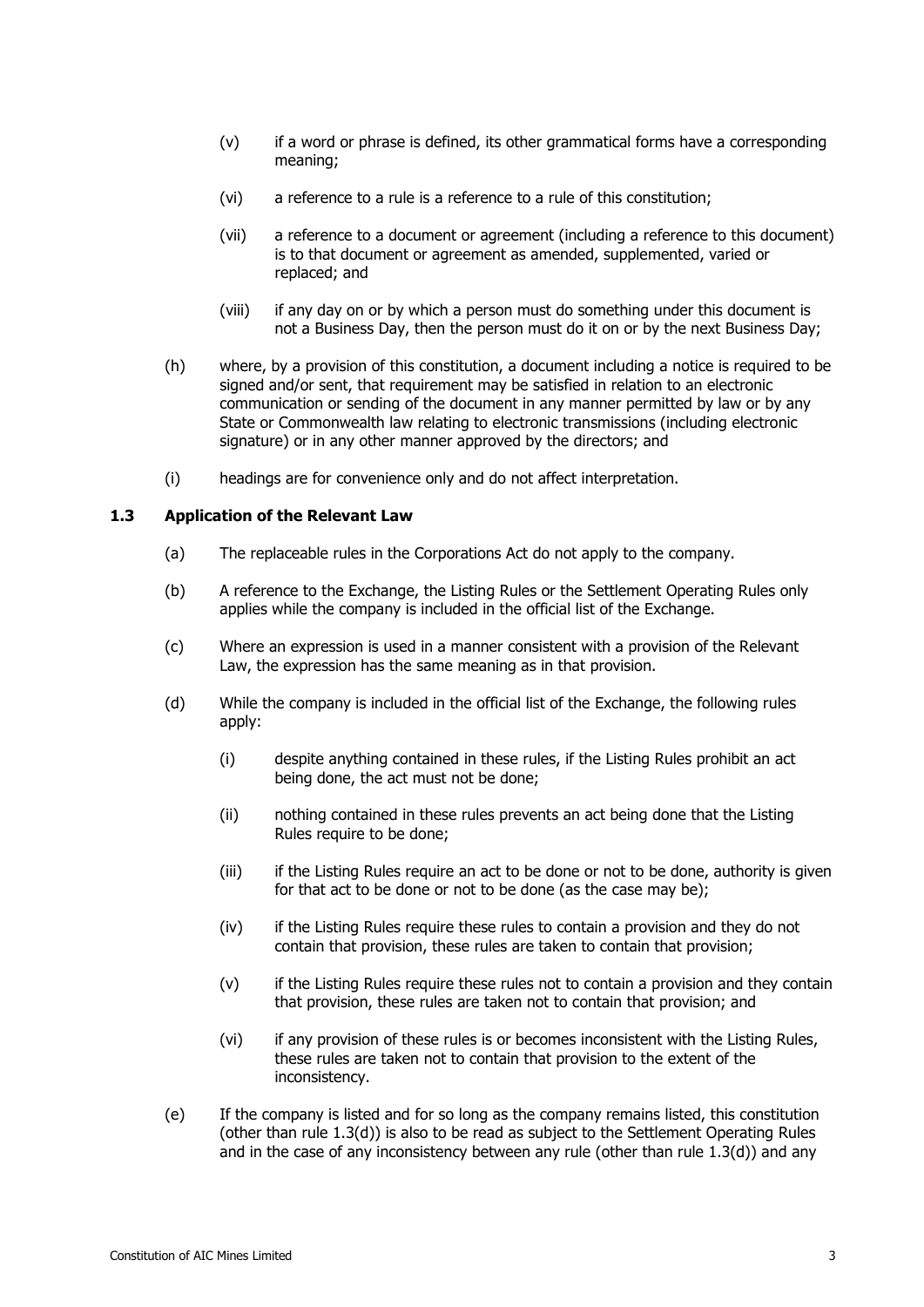(v) if a word or phrase is defined, its other grammatical forms have a corresponding meaning;

(vi) a reference to a rule is a reference to a rule of this constitution;

(vii) a reference to a document or agreement (including a reference to this document) is to that document or agreement as amended, supplemented, varied or replaced; and

(viii) if any day on or by which a person must do something under this document is not a Business Day, then the person must do it on or by the next Business Day;

(h) where, by a provision of this constitution, a document including a notice is required to be signed and/or sent, that requirement may be satisfied in relation to an electronic communication or sending of the document in any manner permitted by law or by any State or Commonwealth law relating to electronic transmissions (including electronic signature) or in any other manner approved by the directors; and

(i) headings are for convenience only and do not affect interpretation.

### 1.3 Application of the Relevant Law

(a) The replaceable rules in the Corporations Act do not apply to the company.

(b) A reference to the Exchange, the Listing Rules or the Settlement Operating Rules only applies while the company is included in the official list of the Exchange.

(c) Where an expression is used in a manner consistent with a provision of the Relevant Law, the expression has the same meaning as in that provision.

(d) While the company is included in the official list of the Exchange, the following rules apply:

(i) despite anything contained in these rules, if the Listing Rules prohibit an act being done, the act must not be done;

(ii) nothing contained in these rules prevents an act being done that the Listing Rules require to be done;

(iii) if the Listing Rules require an act to be done or not to be done, authority is given for that act to be done or not to be done (as the case may be);

(iv) if the Listing Rules require these rules to contain a provision and they do not contain that provision, these rules are taken to contain that provision;

(v) if the Listing Rules require these rules not to contain a provision and they contain that provision, these rules are taken not to contain that provision; and

(vi) if any provision of these rules is or becomes inconsistent with the Listing Rules, these rules are taken not to contain that provision to the extent of the inconsistency.

(e) If the company is listed and for so long as the company remains listed, this constitution (other than rule 1.3(d)) is also to be read as subject to the Settlement Operating Rules and in the case of any inconsistency between any rule (other than rule 1.3(d)) and any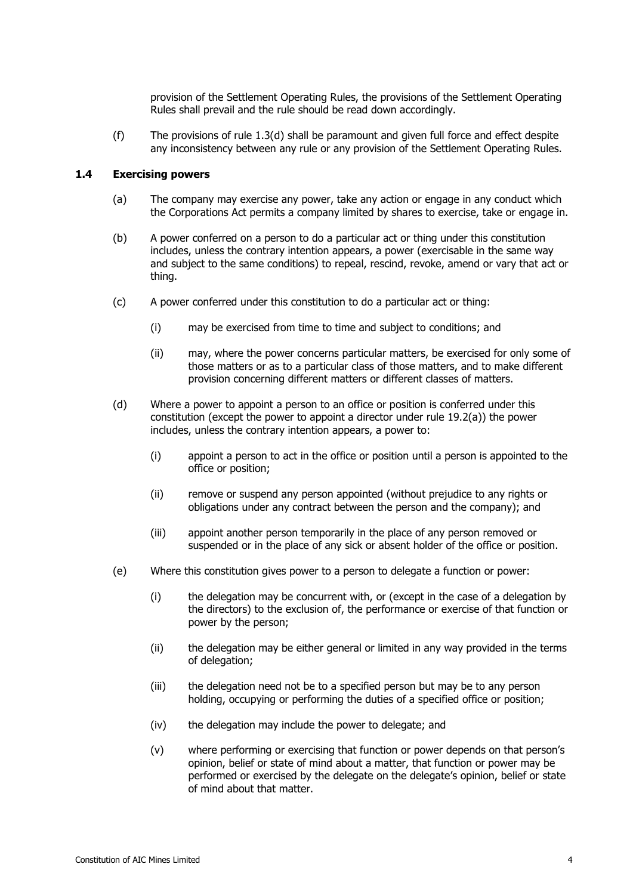provision of the Settlement Operating Rules, the provisions of the Settlement Operating Rules shall prevail and the rule should be read down accordingly.

(f) The provisions of rule 1.3(d) shall be paramount and given full force and effect despite any inconsistency between any rule or any provision of the Settlement Operating Rules.

### 1.4 Exercising powers

(a) The company may exercise any power, take any action or engage in any conduct which the Corporations Act permits a company limited by shares to exercise, take or engage in.

(b) A power conferred on a person to do a particular act or thing under this constitution includes, unless the contrary intention appears, a power (exercisable in the same way and subject to the same conditions) to repeal, rescind, revoke, amend or vary that act or thing.

(c) A power conferred under this constitution to do a particular act or thing:

   (i) may be exercised from time to time and subject to conditions; and

   (ii) may, where the power concerns particular matters, be exercised for only some of those matters or as to a particular class of those matters, and to make different provision concerning different matters or different classes of matters.

(d) Where a power to appoint a person to an office or position is conferred under this constitution (except the power to appoint a director under rule 19.2(a)) the power includes, unless the contrary intention appears, a power to:

   (i) appoint a person to act in the office or position until a person is appointed to the office or position;

   (ii) remove or suspend any person appointed (without prejudice to any rights or obligations under any contract between the person and the company); and

   (iii) appoint another person temporarily in the place of any person removed or suspended or in the place of any sick or absent holder of the office or position.

(e) Where this constitution gives power to a person to delegate a function or power:

   (i) the delegation may be concurrent with, or (except in the case of a delegation by the directors) to the exclusion of, the performance or exercise of that function or power by the person;

   (ii) the delegation may be either general or limited in any way provided in the terms of delegation;

   (iii) the delegation need not be to a specified person but may be to any person holding, occupying or performing the duties of a specified office or position;

   (iv) the delegation may include the power to delegate; and

   (v) where performing or exercising that function or power depends on that person's opinion, belief or state of mind about a matter, that function or power may be performed or exercised by the delegate on the delegate's opinion, belief or state of mind about that matter.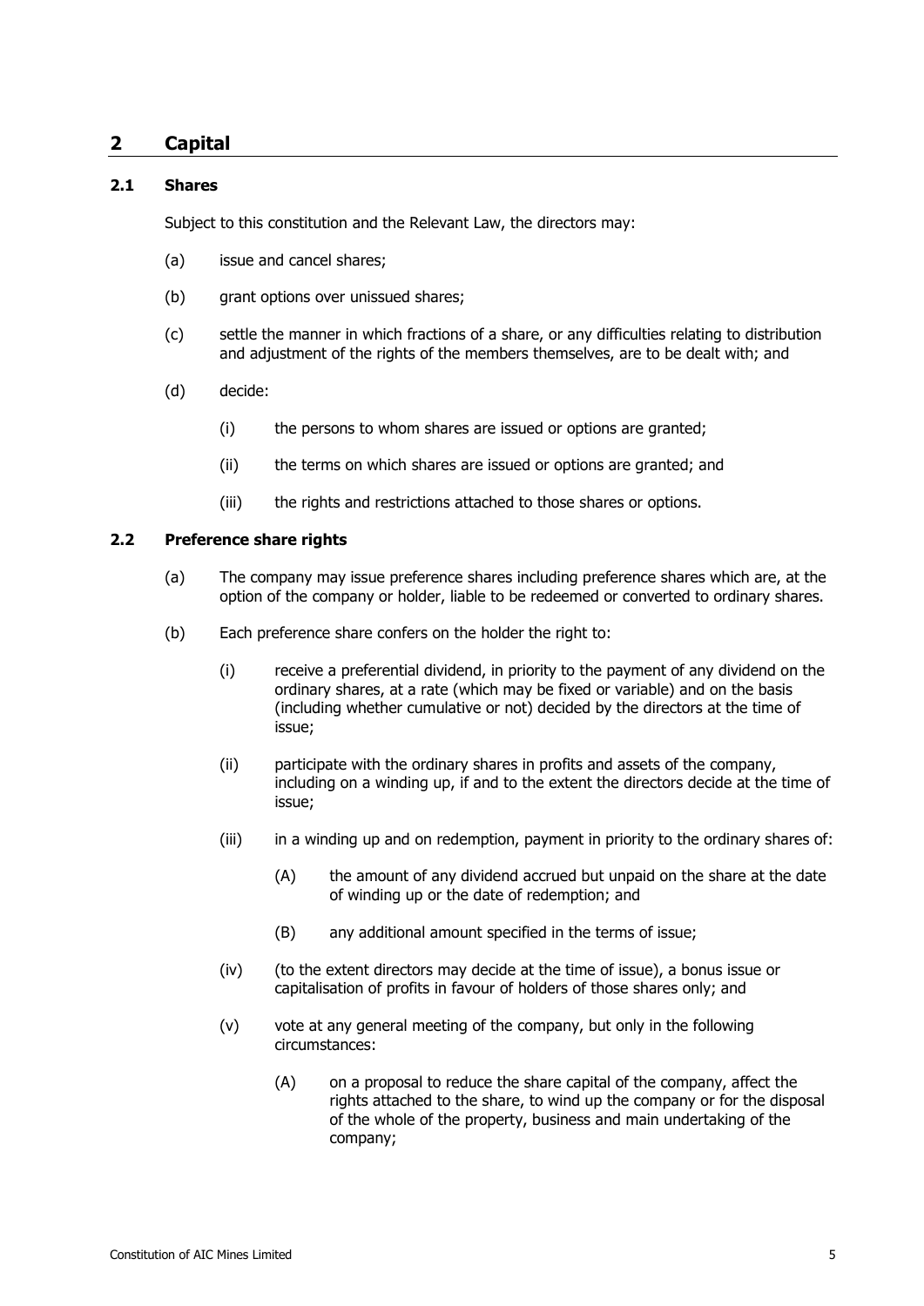## 2 Capital

### 2.1 Shares

Subject to this constitution and the Relevant Law, the directors may:

(a) issue and cancel shares;

(b) grant options over unissued shares;

(c) settle the manner in which fractions of a share, or any difficulties relating to distribution and adjustment of the rights of the members themselves, are to be dealt with; and

(d) decide:

  (i) the persons to whom shares are issued or options are granted;

  (ii) the terms on which shares are issued or options are granted; and

  (iii) the rights and restrictions attached to those shares or options.

### 2.2 Preference share rights

(a) The company may issue preference shares including preference shares which are, at the option of the company or holder, liable to be redeemed or converted to ordinary shares.

(b) Each preference share confers on the holder the right to:

  (i) receive a preferential dividend, in priority to the payment of any dividend on the ordinary shares, at a rate (which may be fixed or variable) and on the basis (including whether cumulative or not) decided by the directors at the time of issue;

  (ii) participate with the ordinary shares in profits and assets of the company, including on a winding up, if and to the extent the directors decide at the time of issue;

  (iii) in a winding up and on redemption, payment in priority to the ordinary shares of:

    (A) the amount of any dividend accrued but unpaid on the share at the date of winding up or the date of redemption; and

    (B) any additional amount specified in the terms of issue;

  (iv) (to the extent directors may decide at the time of issue), a bonus issue or capitalisation of profits in favour of holders of those shares only; and

  (v) vote at any general meeting of the company, but only in the following circumstances:

    (A) on a proposal to reduce the share capital of the company, affect the rights attached to the share, to wind up the company or for the disposal of the whole of the property, business and main undertaking of the company;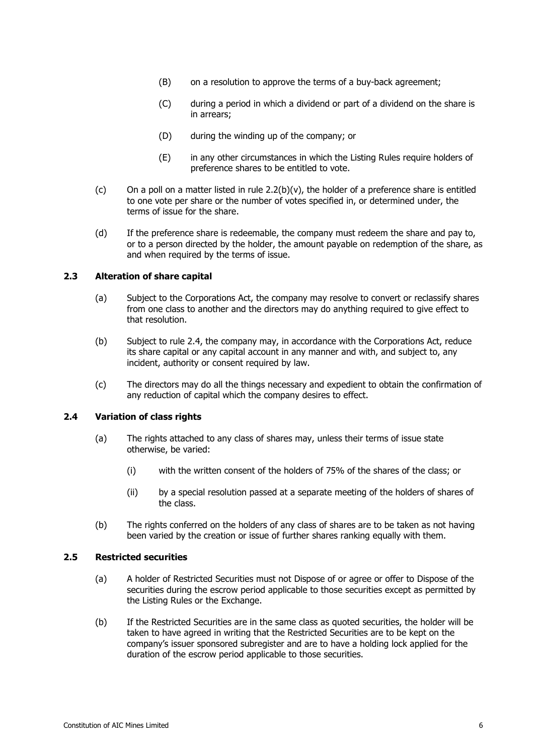- (B) on a resolution to approve the terms of a buy-back agreement;
- (C) during a period in which a dividend or part of a dividend on the share is in arrears;
- (D) during the winding up of the company; or
- (E) in any other circumstances in which the Listing Rules require holders of preference shares to be entitled to vote.

(c) On a poll on a matter listed in rule 2.2(b)(v), the holder of a preference share is entitled to one vote per share or the number of votes specified in, or determined under, the terms of issue for the share.

(d) If the preference share is redeemable, the company must redeem the share and pay to, or to a person directed by the holder, the amount payable on redemption of the share, as and when required by the terms of issue.

### 2.3 Alteration of share capital

(a) Subject to the Corporations Act, the company may resolve to convert or reclassify shares from one class to another and the directors may do anything required to give effect to that resolution.

(b) Subject to rule 2.4, the company may, in accordance with the Corporations Act, reduce its share capital or any capital account in any manner and with, and subject to, any incident, authority or consent required by law.

(c) The directors may do all the things necessary and expedient to obtain the confirmation of any reduction of capital which the company desires to effect.

### 2.4 Variation of class rights

(a) The rights attached to any class of shares may, unless their terms of issue state otherwise, be varied:

- (i) with the written consent of the holders of 75% of the shares of the class; or
- (ii) by a special resolution passed at a separate meeting of the holders of shares of the class.

(b) The rights conferred on the holders of any class of shares are to be taken as not having been varied by the creation or issue of further shares ranking equally with them.

### 2.5 Restricted securities

(a) A holder of Restricted Securities must not Dispose of or agree or offer to Dispose of the securities during the escrow period applicable to those securities except as permitted by the Listing Rules or the Exchange.

(b) If the Restricted Securities are in the same class as quoted securities, the holder will be taken to have agreed in writing that the Restricted Securities are to be kept on the company's issuer sponsored subregister and are to have a holding lock applied for the duration of the escrow period applicable to those securities.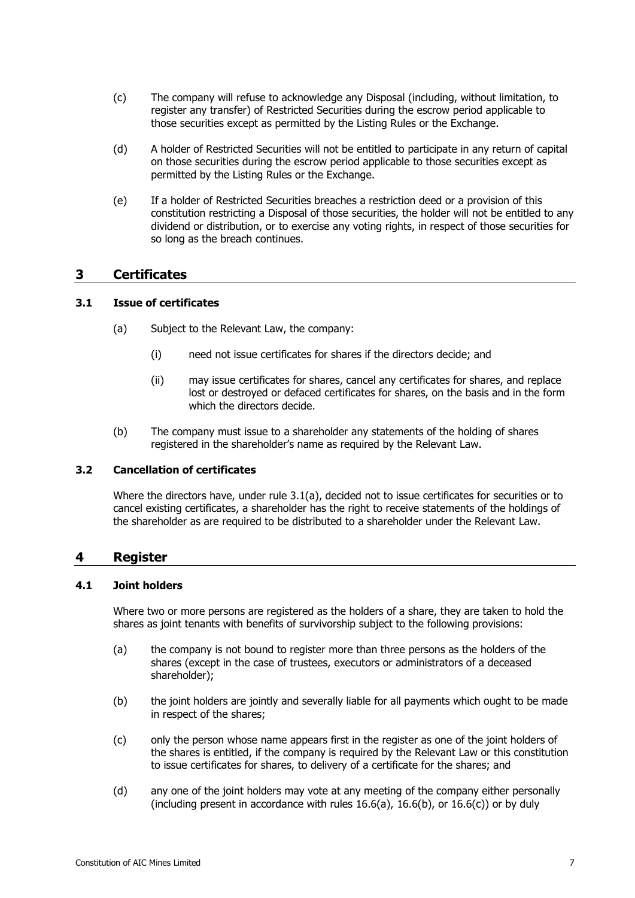(c) The company will refuse to acknowledge any Disposal (including, without limitation, to register any transfer) of Restricted Securities during the escrow period applicable to those securities except as permitted by the Listing Rules or the Exchange.

(d) A holder of Restricted Securities will not be entitled to participate in any return of capital on those securities during the escrow period applicable to those securities except as permitted by the Listing Rules or the Exchange.

(e) If a holder of Restricted Securities breaches a restriction deed or a provision of this constitution restricting a Disposal of those securities, the holder will not be entitled to any dividend or distribution, or to exercise any voting rights, in respect of those securities for so long as the breach continues.

## 3 Certificates

### 3.1 Issue of certificates

(a) Subject to the Relevant Law, the company:

(i) need not issue certificates for shares if the directors decide; and

(ii) may issue certificates for shares, cancel any certificates for shares, and replace lost or destroyed or defaced certificates for shares, on the basis and in the form which the directors decide.

(b) The company must issue to a shareholder any statements of the holding of shares registered in the shareholder's name as required by the Relevant Law.

### 3.2 Cancellation of certificates

Where the directors have, under rule 3.1(a), decided not to issue certificates for securities or to cancel existing certificates, a shareholder has the right to receive statements of the holdings of the shareholder as are required to be distributed to a shareholder under the Relevant Law.

## 4 Register

### 4.1 Joint holders

Where two or more persons are registered as the holders of a share, they are taken to hold the shares as joint tenants with benefits of survivorship subject to the following provisions:

(a) the company is not bound to register more than three persons as the holders of the shares (except in the case of trustees, executors or administrators of a deceased shareholder);

(b) the joint holders are jointly and severally liable for all payments which ought to be made in respect of the shares;

(c) only the person whose name appears first in the register as one of the joint holders of the shares is entitled, if the company is required by the Relevant Law or this constitution to issue certificates for shares, to delivery of a certificate for the shares; and

(d) any one of the joint holders may vote at any meeting of the company either personally (including present in accordance with rules 16.6(a), 16.6(b), or 16.6(c)) or by duly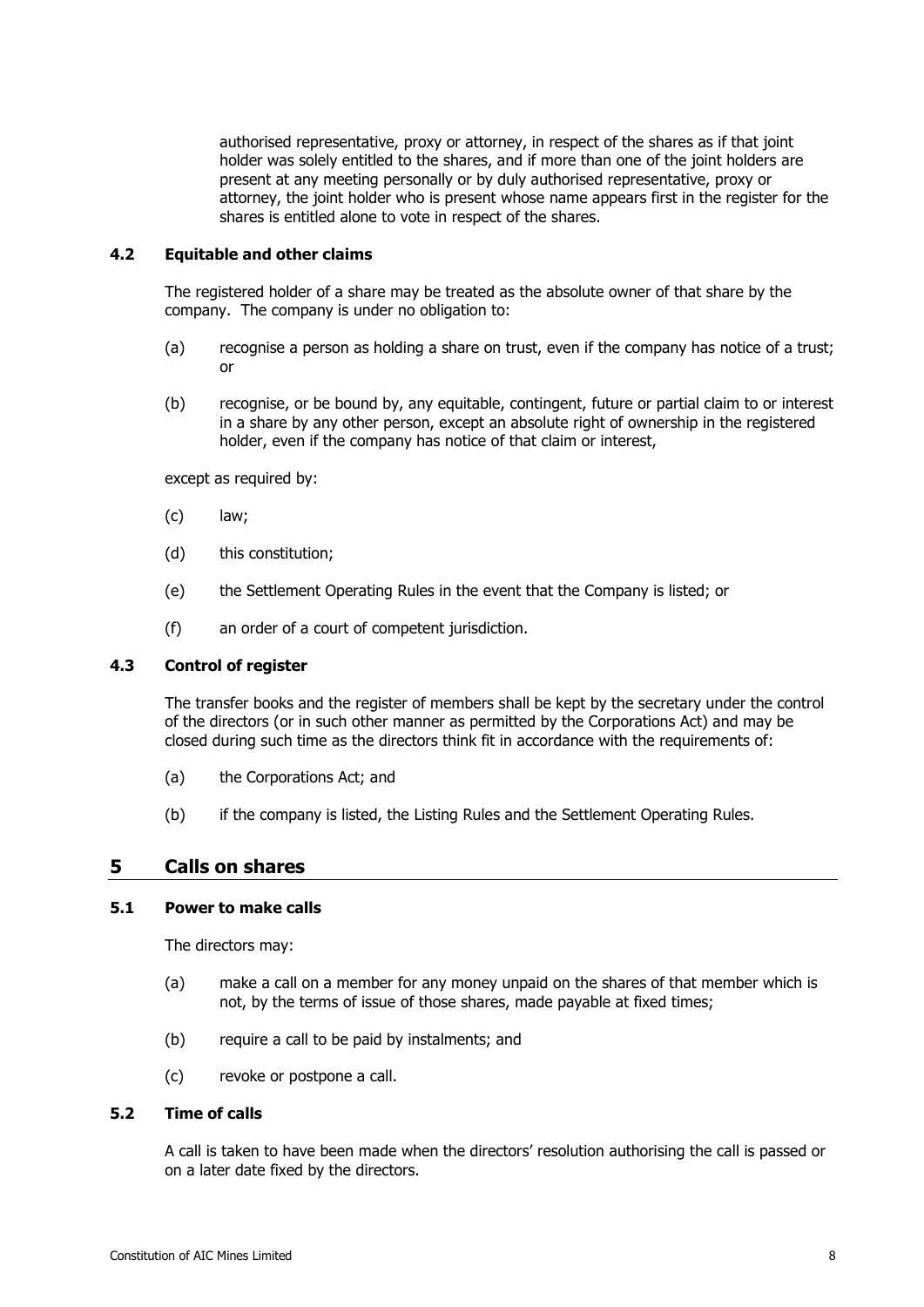authorised representative, proxy or attorney, in respect of the shares as if that joint holder was solely entitled to the shares, and if more than one of the joint holders are present at any meeting personally or by duly authorised representative, proxy or attorney, the joint holder who is present whose name appears first in the register for the shares is entitled alone to vote in respect of the shares.

### 4.2 Equitable and other claims

The registered holder of a share may be treated as the absolute owner of that share by the company. The company is under no obligation to:

(a) recognise a person as holding a share on trust, even if the company has notice of a trust; or

(b) recognise, or be bound by, any equitable, contingent, future or partial claim to or interest in a share by any other person, except an absolute right of ownership in the registered holder, even if the company has notice of that claim or interest,

except as required by:

(c) law;

(d) this constitution;

(e) the Settlement Operating Rules in the event that the Company is listed; or

(f) an order of a court of competent jurisdiction.

### 4.3 Control of register

The transfer books and the register of members shall be kept by the secretary under the control of the directors (or in such other manner as permitted by the Corporations Act) and may be closed during such time as the directors think fit in accordance with the requirements of:

(a) the Corporations Act; and

(b) if the company is listed, the Listing Rules and the Settlement Operating Rules.

## 5 Calls on shares

### 5.1 Power to make calls

The directors may:

(a) make a call on a member for any money unpaid on the shares of that member which is not, by the terms of issue of those shares, made payable at fixed times;

(b) require a call to be paid by instalments; and

(c) revoke or postpone a call.

### 5.2 Time of calls

A call is taken to have been made when the directors' resolution authorising the call is passed or on a later date fixed by the directors.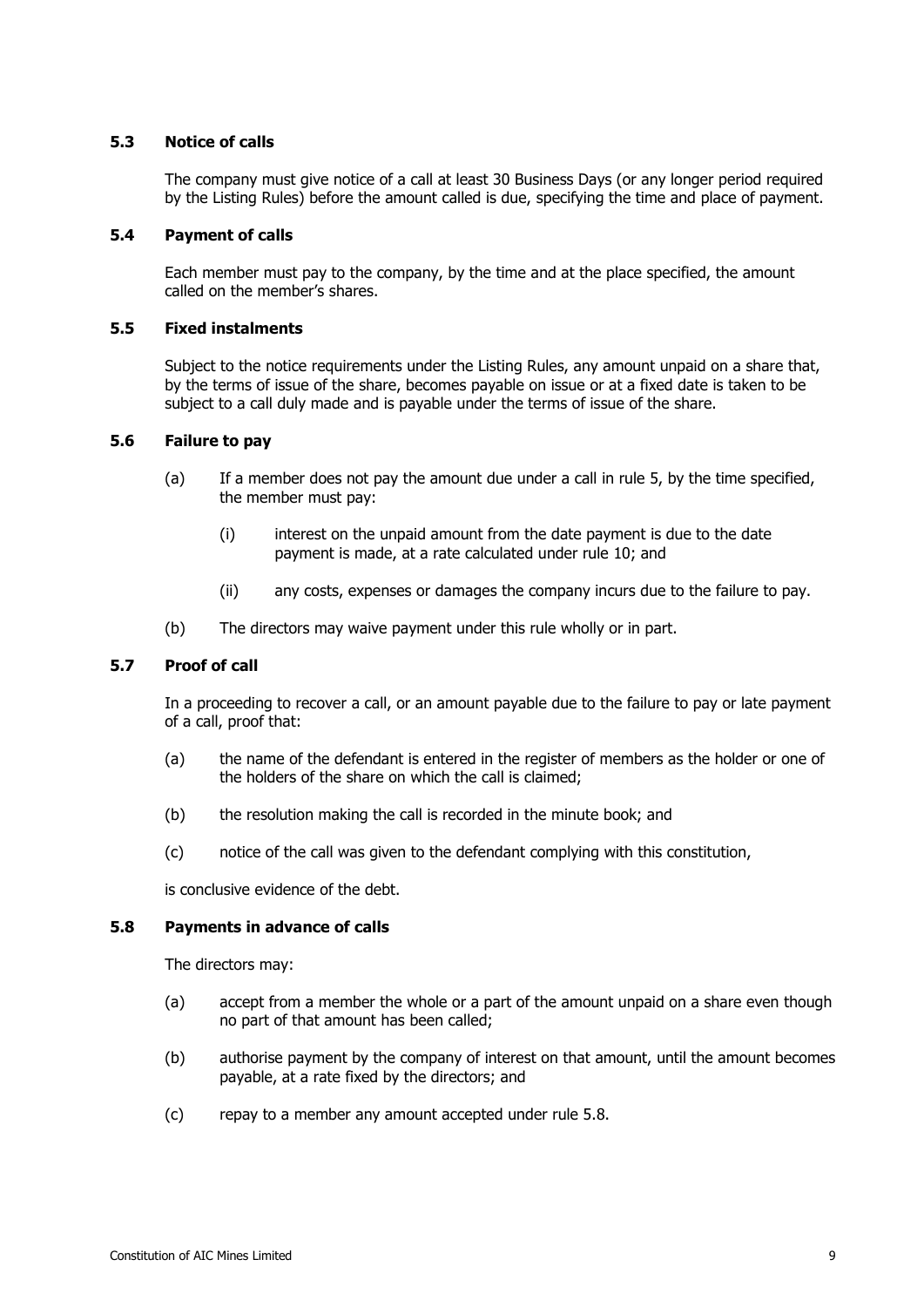### 5.3 Notice of calls

The company must give notice of a call at least 30 Business Days (or any longer period required by the Listing Rules) before the amount called is due, specifying the time and place of payment.

### 5.4 Payment of calls

Each member must pay to the company, by the time and at the place specified, the amount called on the member's shares.

### 5.5 Fixed instalments

Subject to the notice requirements under the Listing Rules, any amount unpaid on a share that, by the terms of issue of the share, becomes payable on issue or at a fixed date is taken to be subject to a call duly made and is payable under the terms of issue of the share.

### 5.6 Failure to pay

(a) If a member does not pay the amount due under a call in rule 5, by the time specified, the member must pay:

  (i) interest on the unpaid amount from the date payment is due to the date payment is made, at a rate calculated under rule 10; and

  (ii) any costs, expenses or damages the company incurs due to the failure to pay.

(b) The directors may waive payment under this rule wholly or in part.

### 5.7 Proof of call

In a proceeding to recover a call, or an amount payable due to the failure to pay or late payment of a call, proof that:

(a) the name of the defendant is entered in the register of members as the holder or one of the holders of the share on which the call is claimed;

(b) the resolution making the call is recorded in the minute book; and

(c) notice of the call was given to the defendant complying with this constitution,

is conclusive evidence of the debt.

### 5.8 Payments in advance of calls

The directors may:

(a) accept from a member the whole or a part of the amount unpaid on a share even though no part of that amount has been called;

(b) authorise payment by the company of interest on that amount, until the amount becomes payable, at a rate fixed by the directors; and

(c) repay to a member any amount accepted under rule 5.8.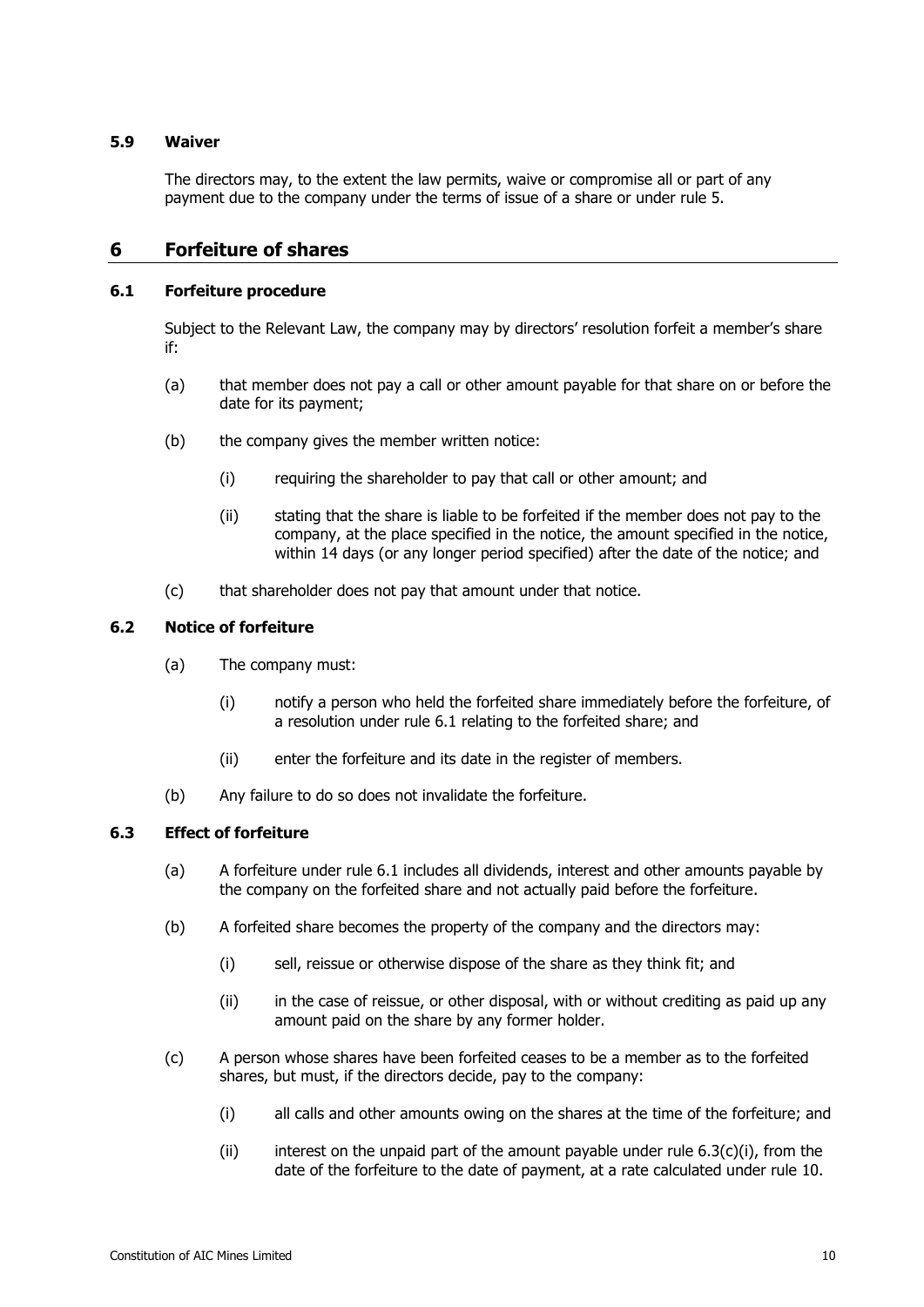### 5.9 Waiver

The directors may, to the extent the law permits, waive or compromise all or part of any payment due to the company under the terms of issue of a share or under rule 5.

## 6 Forfeiture of shares

### 6.1 Forfeiture procedure

Subject to the Relevant Law, the company may by directors' resolution forfeit a member's share if:

(a) that member does not pay a call or other amount payable for that share on or before the date for its payment;

(b) the company gives the member written notice:

  (i) requiring the shareholder to pay that call or other amount; and

  (ii) stating that the share is liable to be forfeited if the member does not pay to the company, at the place specified in the notice, the amount specified in the notice, within 14 days (or any longer period specified) after the date of the notice; and

(c) that shareholder does not pay that amount under that notice.

### 6.2 Notice of forfeiture

(a) The company must:

  (i) notify a person who held the forfeited share immediately before the forfeiture, of a resolution under rule 6.1 relating to the forfeited share; and

  (ii) enter the forfeiture and its date in the register of members.

(b) Any failure to do so does not invalidate the forfeiture.

### 6.3 Effect of forfeiture

(a) A forfeiture under rule 6.1 includes all dividends, interest and other amounts payable by the company on the forfeited share and not actually paid before the forfeiture.

(b) A forfeited share becomes the property of the company and the directors may:

  (i) sell, reissue or otherwise dispose of the share as they think fit; and

  (ii) in the case of reissue, or other disposal, with or without crediting as paid up any amount paid on the share by any former holder.

(c) A person whose shares have been forfeited ceases to be a member as to the forfeited shares, but must, if the directors decide, pay to the company:

  (i) all calls and other amounts owing on the shares at the time of the forfeiture; and

  (ii) interest on the unpaid part of the amount payable under rule 6.3(c)(i), from the date of the forfeiture to the date of payment, at a rate calculated under rule 10.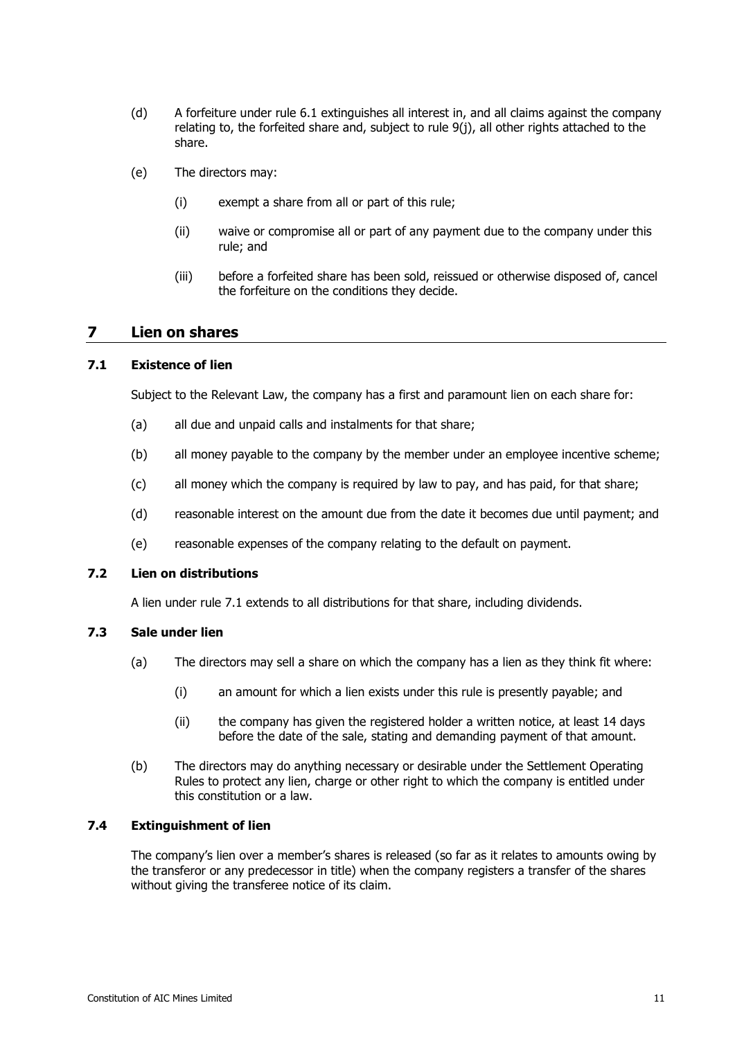(d) A forfeiture under rule 6.1 extinguishes all interest in, and all claims against the company relating to, the forfeited share and, subject to rule 9(j), all other rights attached to the share.

(e) The directors may:

   (i) exempt a share from all or part of this rule;

   (ii) waive or compromise all or part of any payment due to the company under this rule; and

   (iii) before a forfeited share has been sold, reissued or otherwise disposed of, cancel the forfeiture on the conditions they decide.

# 7 Lien on shares

## 7.1 Existence of lien

Subject to the Relevant Law, the company has a first and paramount lien on each share for:

(a) all due and unpaid calls and instalments for that share;

(b) all money payable to the company by the member under an employee incentive scheme;

(c) all money which the company is required by law to pay, and has paid, for that share;

(d) reasonable interest on the amount due from the date it becomes due until payment; and

(e) reasonable expenses of the company relating to the default on payment.

## 7.2 Lien on distributions

A lien under rule 7.1 extends to all distributions for that share, including dividends.

## 7.3 Sale under lien

(a) The directors may sell a share on which the company has a lien as they think fit where:

   (i) an amount for which a lien exists under this rule is presently payable; and

   (ii) the company has given the registered holder a written notice, at least 14 days before the date of the sale, stating and demanding payment of that amount.

(b) The directors may do anything necessary or desirable under the Settlement Operating Rules to protect any lien, charge or other right to which the company is entitled under this constitution or a law.

## 7.4 Extinguishment of lien

The company's lien over a member's shares is released (so far as it relates to amounts owing by the transferor or any predecessor in title) when the company registers a transfer of the shares without giving the transferee notice of its claim.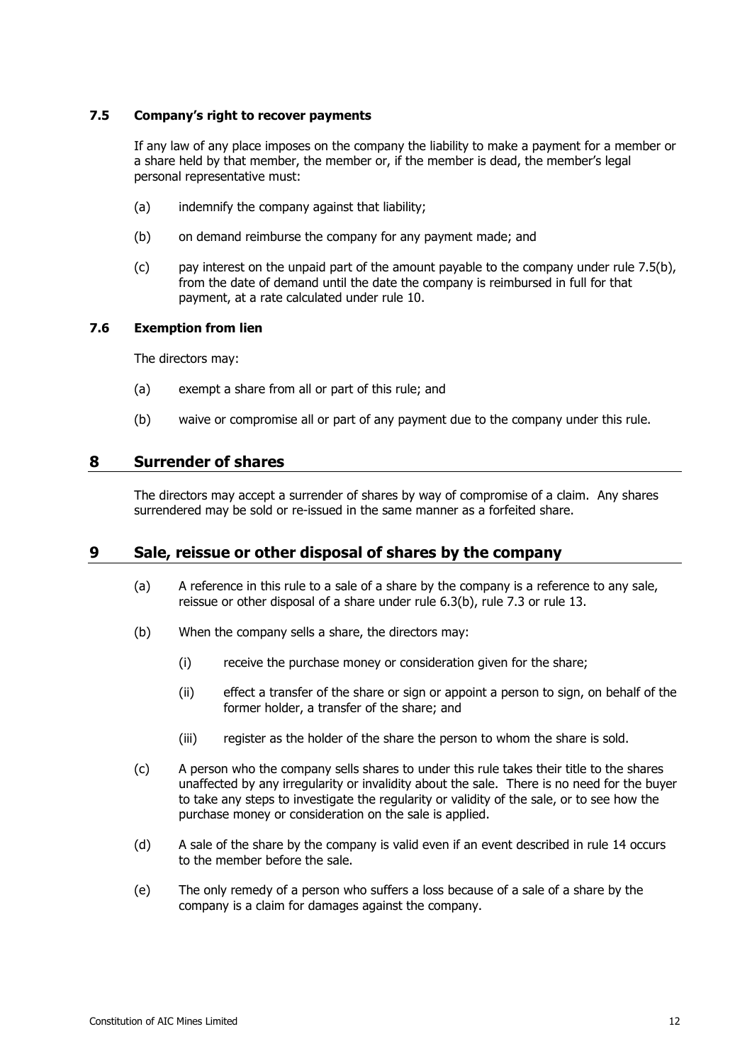### 7.5 Company's right to recover payments

If any law of any place imposes on the company the liability to make a payment for a member or a share held by that member, the member or, if the member is dead, the member's legal personal representative must:

(a) indemnify the company against that liability;

(b) on demand reimburse the company for any payment made; and

(c) pay interest on the unpaid part of the amount payable to the company under rule 7.5(b), from the date of demand until the date the company is reimbursed in full for that payment, at a rate calculated under rule 10.

### 7.6 Exemption from lien

The directors may:

(a) exempt a share from all or part of this rule; and

(b) waive or compromise all or part of any payment due to the company under this rule.

## 8 Surrender of shares

The directors may accept a surrender of shares by way of compromise of a claim. Any shares surrendered may be sold or re-issued in the same manner as a forfeited share.

## 9 Sale, reissue or other disposal of shares by the company

(a) A reference in this rule to a sale of a share by the company is a reference to any sale, reissue or other disposal of a share under rule 6.3(b), rule 7.3 or rule 13.

(b) When the company sells a share, the directors may:

  (i) receive the purchase money or consideration given for the share;

  (ii) effect a transfer of the share or sign or appoint a person to sign, on behalf of the former holder, a transfer of the share; and

  (iii) register as the holder of the share the person to whom the share is sold.

(c) A person who the company sells shares to under this rule takes their title to the shares unaffected by any irregularity or invalidity about the sale. There is no need for the buyer to take any steps to investigate the regularity or validity of the sale, or to see how the purchase money or consideration on the sale is applied.

(d) A sale of the share by the company is valid even if an event described in rule 14 occurs to the member before the sale.

(e) The only remedy of a person who suffers a loss because of a sale of a share by the company is a claim for damages against the company.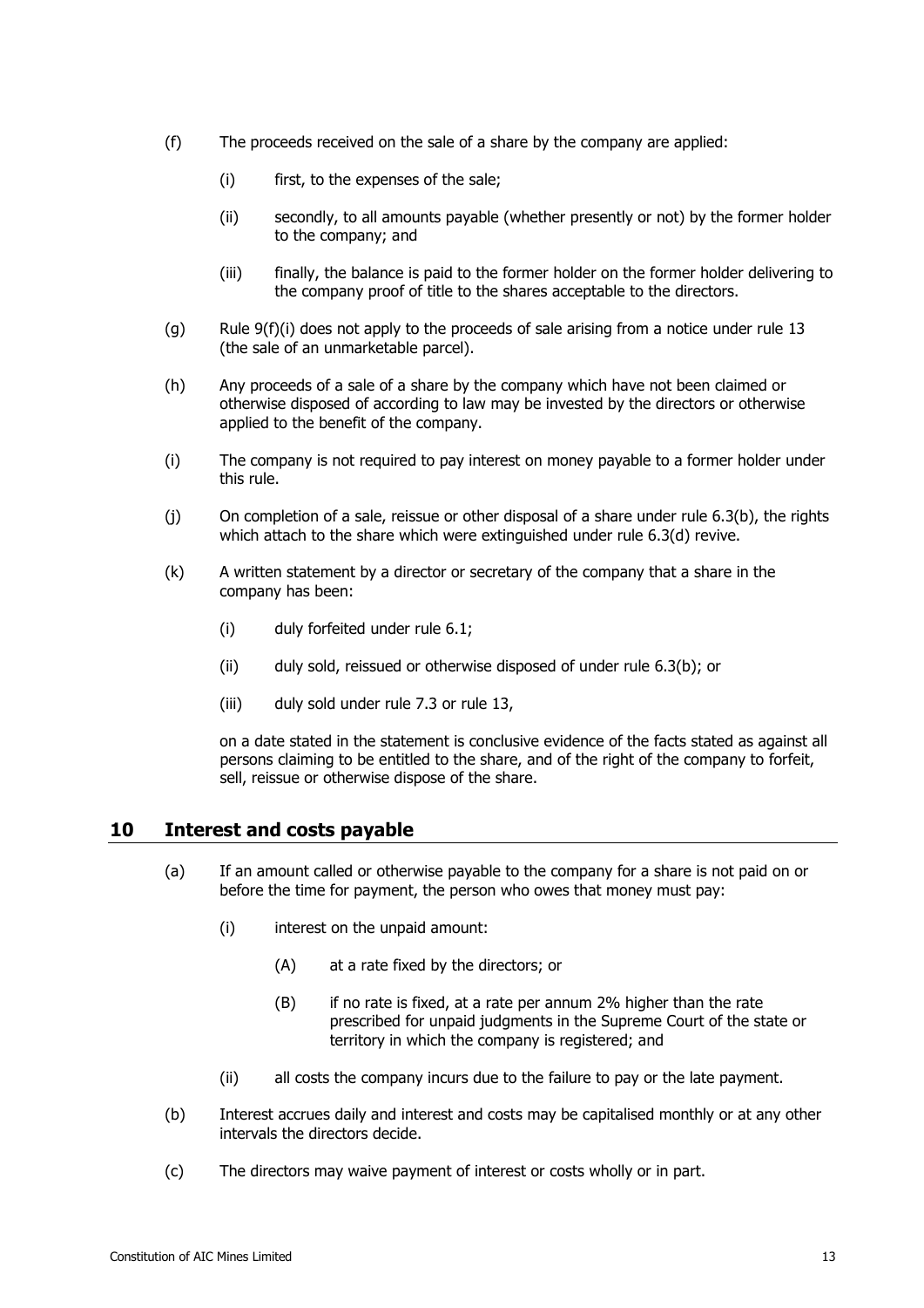(f) The proceeds received on the sale of a share by the company are applied:

  (i) first, to the expenses of the sale;

  (ii) secondly, to all amounts payable (whether presently or not) by the former holder to the company; and

  (iii) finally, the balance is paid to the former holder on the former holder delivering to the company proof of title to the shares acceptable to the directors.

(g) Rule 9(f)(i) does not apply to the proceeds of sale arising from a notice under rule 13 (the sale of an unmarketable parcel).

(h) Any proceeds of a sale of a share by the company which have not been claimed or otherwise disposed of according to law may be invested by the directors or otherwise applied to the benefit of the company.

(i) The company is not required to pay interest on money payable to a former holder under this rule.

(j) On completion of a sale, reissue or other disposal of a share under rule 6.3(b), the rights which attach to the share which were extinguished under rule 6.3(d) revive.

(k) A written statement by a director or secretary of the company that a share in the company has been:

  (i) duly forfeited under rule 6.1;

  (ii) duly sold, reissued or otherwise disposed of under rule 6.3(b); or

  (iii) duly sold under rule 7.3 or rule 13,

  on a date stated in the statement is conclusive evidence of the facts stated as against all persons claiming to be entitled to the share, and of the right of the company to forfeit, sell, reissue or otherwise dispose of the share.

## 10 Interest and costs payable

(a) If an amount called or otherwise payable to the company for a share is not paid on or before the time for payment, the person who owes that money must pay:

  (i) interest on the unpaid amount:

    (A) at a rate fixed by the directors; or

    (B) if no rate is fixed, at a rate per annum 2% higher than the rate prescribed for unpaid judgments in the Supreme Court of the state or territory in which the company is registered; and

  (ii) all costs the company incurs due to the failure to pay or the late payment.

(b) Interest accrues daily and interest and costs may be capitalised monthly or at any other intervals the directors decide.

(c) The directors may waive payment of interest or costs wholly or in part.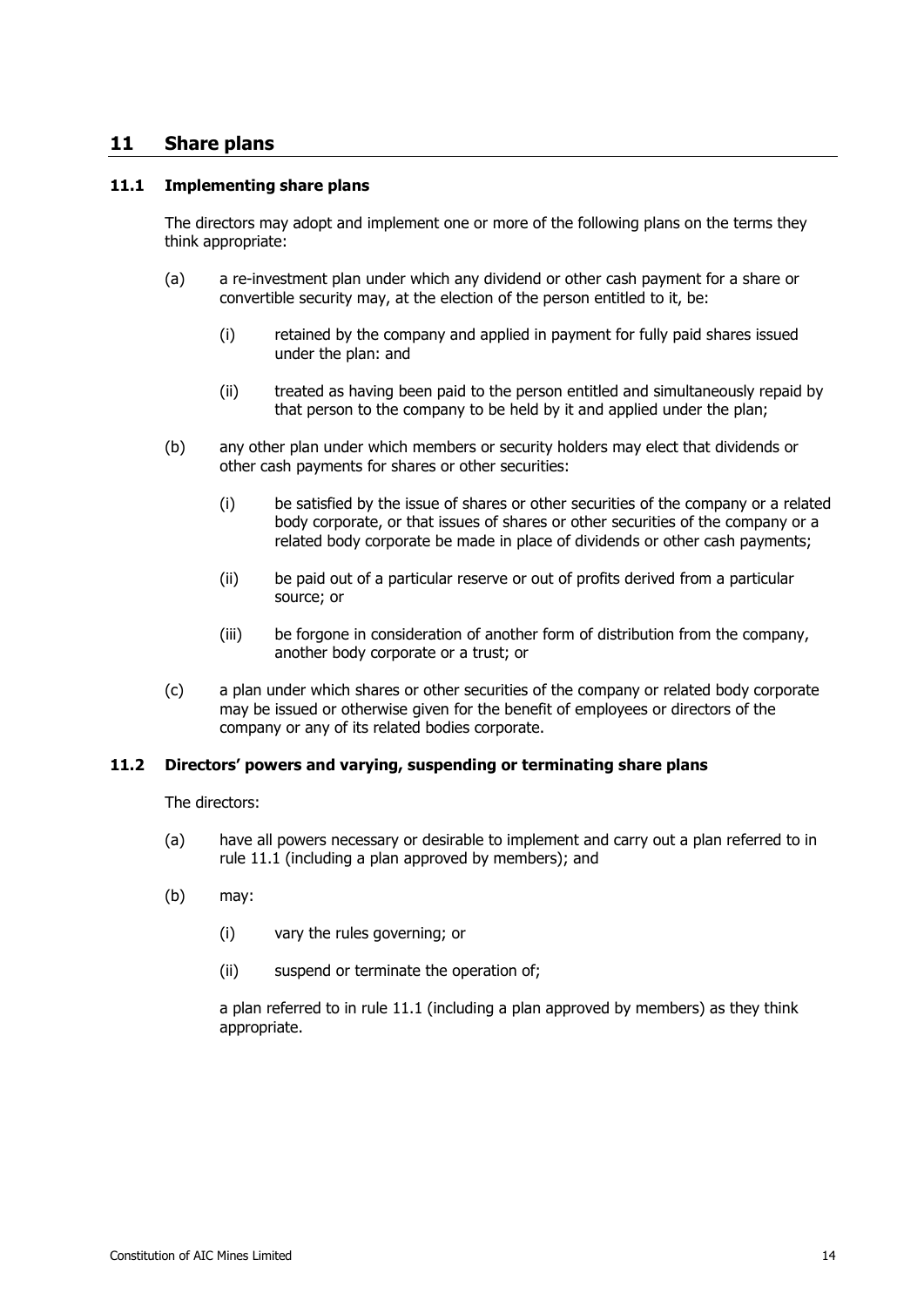## 11 Share plans

### 11.1 Implementing share plans

The directors may adopt and implement one or more of the following plans on the terms they think appropriate:

(a) a re-investment plan under which any dividend or other cash payment for a share or convertible security may, at the election of the person entitled to it, be:

(i) retained by the company and applied in payment for fully paid shares issued under the plan: and

(ii) treated as having been paid to the person entitled and simultaneously repaid by that person to the company to be held by it and applied under the plan;

(b) any other plan under which members or security holders may elect that dividends or other cash payments for shares or other securities:

(i) be satisfied by the issue of shares or other securities of the company or a related body corporate, or that issues of shares or other securities of the company or a related body corporate be made in place of dividends or other cash payments;

(ii) be paid out of a particular reserve or out of profits derived from a particular source; or

(iii) be forgone in consideration of another form of distribution from the company, another body corporate or a trust; or

(c) a plan under which shares or other securities of the company or related body corporate may be issued or otherwise given for the benefit of employees or directors of the company or any of its related bodies corporate.

### 11.2 Directors' powers and varying, suspending or terminating share plans

The directors:

(a) have all powers necessary or desirable to implement and carry out a plan referred to in rule 11.1 (including a plan approved by members); and

(b) may:

(i) vary the rules governing; or

(ii) suspend or terminate the operation of;

a plan referred to in rule 11.1 (including a plan approved by members) as they think appropriate.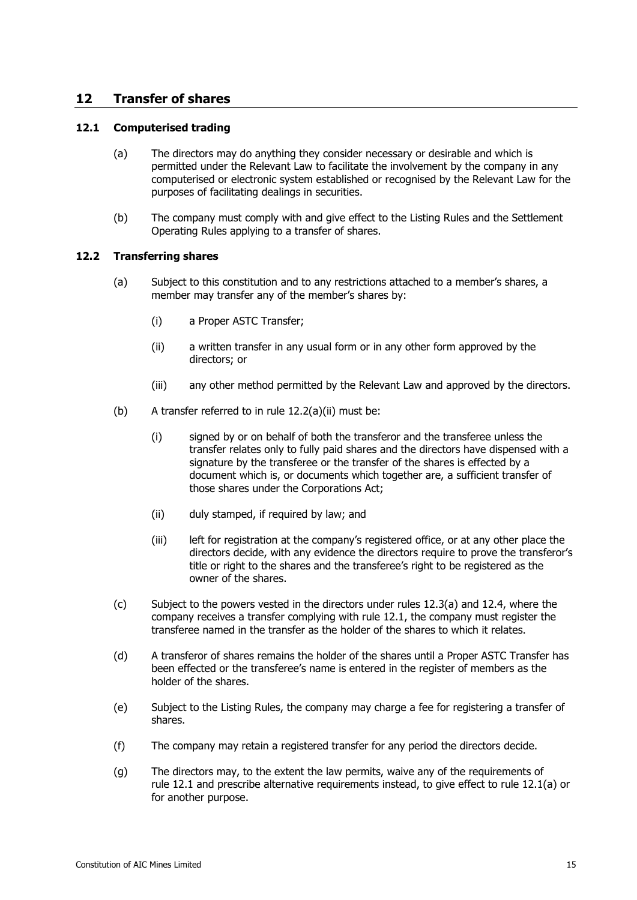## 12 Transfer of shares

### 12.1 Computerised trading

(a) The directors may do anything they consider necessary or desirable and which is permitted under the Relevant Law to facilitate the involvement by the company in any computerised or electronic system established or recognised by the Relevant Law for the purposes of facilitating dealings in securities.

(b) The company must comply with and give effect to the Listing Rules and the Settlement Operating Rules applying to a transfer of shares.

### 12.2 Transferring shares

(a) Subject to this constitution and to any restrictions attached to a member's shares, a member may transfer any of the member's shares by:

(i) a Proper ASTC Transfer;

(ii) a written transfer in any usual form or in any other form approved by the directors; or

(iii) any other method permitted by the Relevant Law and approved by the directors.

(b) A transfer referred to in rule 12.2(a)(ii) must be:

(i) signed by or on behalf of both the transferor and the transferee unless the transfer relates only to fully paid shares and the directors have dispensed with a signature by the transferee or the transfer of the shares is effected by a document which is, or documents which together are, a sufficient transfer of those shares under the Corporations Act;

(ii) duly stamped, if required by law; and

(iii) left for registration at the company's registered office, or at any other place the directors decide, with any evidence the directors require to prove the transferor's title or right to the shares and the transferee's right to be registered as the owner of the shares.

(c) Subject to the powers vested in the directors under rules 12.3(a) and 12.4, where the company receives a transfer complying with rule 12.1, the company must register the transferee named in the transfer as the holder of the shares to which it relates.

(d) A transferor of shares remains the holder of the shares until a Proper ASTC Transfer has been effected or the transferee's name is entered in the register of members as the holder of the shares.

(e) Subject to the Listing Rules, the company may charge a fee for registering a transfer of shares.

(f) The company may retain a registered transfer for any period the directors decide.

(g) The directors may, to the extent the law permits, waive any of the requirements of rule 12.1 and prescribe alternative requirements instead, to give effect to rule 12.1(a) or for another purpose.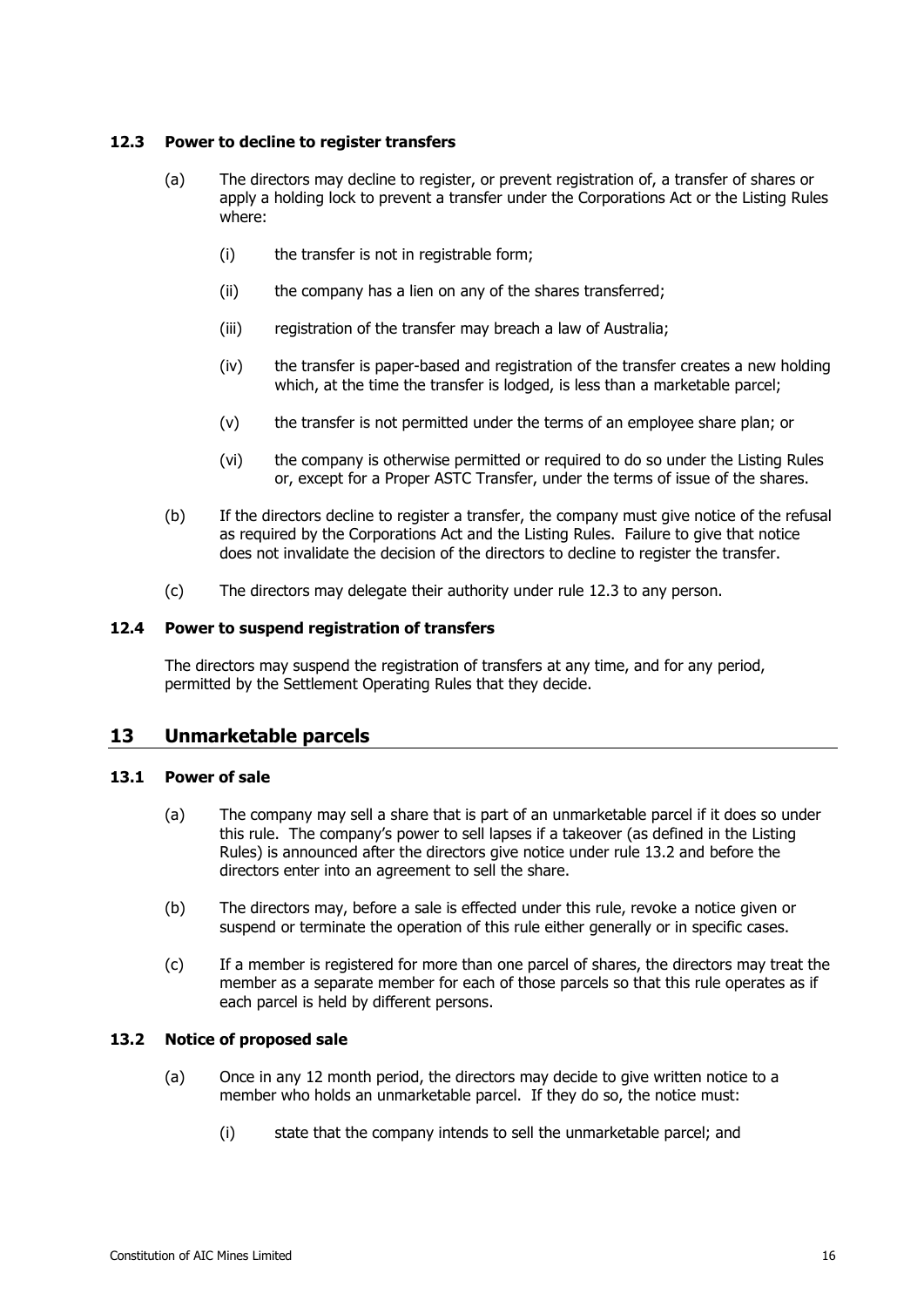### 12.3 Power to decline to register transfers

(a) The directors may decline to register, or prevent registration of, a transfer of shares or apply a holding lock to prevent a transfer under the Corporations Act or the Listing Rules where:

(i) the transfer is not in registrable form;

(ii) the company has a lien on any of the shares transferred;

(iii) registration of the transfer may breach a law of Australia;

(iv) the transfer is paper-based and registration of the transfer creates a new holding which, at the time the transfer is lodged, is less than a marketable parcel;

(v) the transfer is not permitted under the terms of an employee share plan; or

(vi) the company is otherwise permitted or required to do so under the Listing Rules or, except for a Proper ASTC Transfer, under the terms of issue of the shares.

(b) If the directors decline to register a transfer, the company must give notice of the refusal as required by the Corporations Act and the Listing Rules. Failure to give that notice does not invalidate the decision of the directors to decline to register the transfer.

(c) The directors may delegate their authority under rule 12.3 to any person.

### 12.4 Power to suspend registration of transfers

The directors may suspend the registration of transfers at any time, and for any period, permitted by the Settlement Operating Rules that they decide.

## 13 Unmarketable parcels

### 13.1 Power of sale

(a) The company may sell a share that is part of an unmarketable parcel if it does so under this rule. The company's power to sell lapses if a takeover (as defined in the Listing Rules) is announced after the directors give notice under rule 13.2 and before the directors enter into an agreement to sell the share.

(b) The directors may, before a sale is effected under this rule, revoke a notice given or suspend or terminate the operation of this rule either generally or in specific cases.

(c) If a member is registered for more than one parcel of shares, the directors may treat the member as a separate member for each of those parcels so that this rule operates as if each parcel is held by different persons.

### 13.2 Notice of proposed sale

(a) Once in any 12 month period, the directors may decide to give written notice to a member who holds an unmarketable parcel. If they do so, the notice must:

(i) state that the company intends to sell the unmarketable parcel; and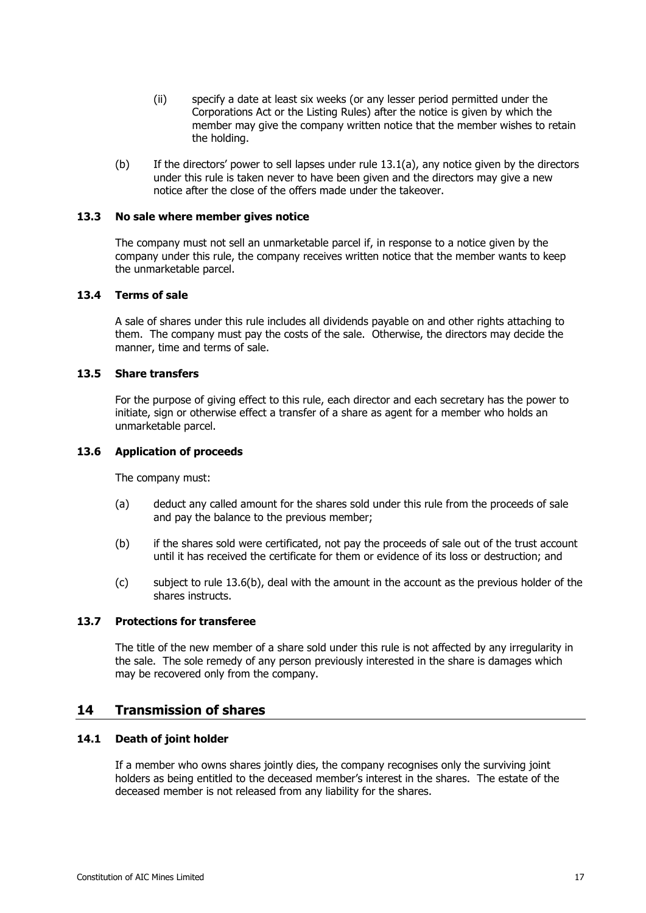(ii) specify a date at least six weeks (or any lesser period permitted under the Corporations Act or the Listing Rules) after the notice is given by which the member may give the company written notice that the member wishes to retain the holding.

(b) If the directors' power to sell lapses under rule 13.1(a), any notice given by the directors under this rule is taken never to have been given and the directors may give a new notice after the close of the offers made under the takeover.

### 13.3 No sale where member gives notice

The company must not sell an unmarketable parcel if, in response to a notice given by the company under this rule, the company receives written notice that the member wants to keep the unmarketable parcel.

### 13.4 Terms of sale

A sale of shares under this rule includes all dividends payable on and other rights attaching to them. The company must pay the costs of the sale. Otherwise, the directors may decide the manner, time and terms of sale.

### 13.5 Share transfers

For the purpose of giving effect to this rule, each director and each secretary has the power to initiate, sign or otherwise effect a transfer of a share as agent for a member who holds an unmarketable parcel.

### 13.6 Application of proceeds

The company must:

(a) deduct any called amount for the shares sold under this rule from the proceeds of sale and pay the balance to the previous member;

(b) if the shares sold were certificated, not pay the proceeds of sale out of the trust account until it has received the certificate for them or evidence of its loss or destruction; and

(c) subject to rule 13.6(b), deal with the amount in the account as the previous holder of the shares instructs.

### 13.7 Protections for transferee

The title of the new member of a share sold under this rule is not affected by any irregularity in the sale. The sole remedy of any person previously interested in the share is damages which may be recovered only from the company.

## 14 Transmission of shares

### 14.1 Death of joint holder

If a member who owns shares jointly dies, the company recognises only the surviving joint holders as being entitled to the deceased member's interest in the shares. The estate of the deceased member is not released from any liability for the shares.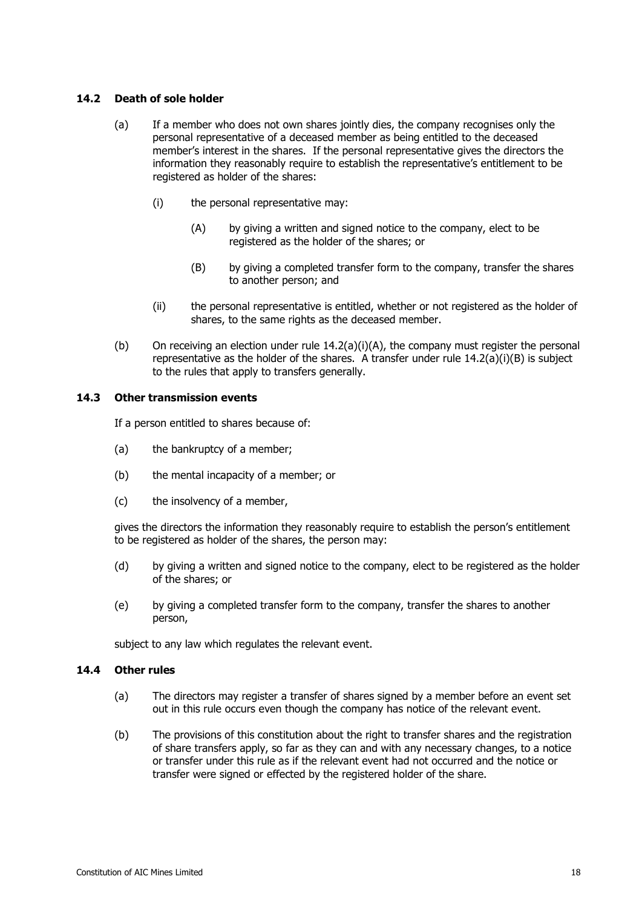### 14.2 Death of sole holder

(a) If a member who does not own shares jointly dies, the company recognises only the personal representative of a deceased member as being entitled to the deceased member's interest in the shares. If the personal representative gives the directors the information they reasonably require to establish the representative's entitlement to be registered as holder of the shares:

(i) the personal representative may:

(A) by giving a written and signed notice to the company, elect to be registered as the holder of the shares; or

(B) by giving a completed transfer form to the company, transfer the shares to another person; and

(ii) the personal representative is entitled, whether or not registered as the holder of shares, to the same rights as the deceased member.

(b) On receiving an election under rule 14.2(a)(i)(A), the company must register the personal representative as the holder of the shares. A transfer under rule 14.2(a)(i)(B) is subject to the rules that apply to transfers generally.

### 14.3 Other transmission events

If a person entitled to shares because of:

(a) the bankruptcy of a member;

(b) the mental incapacity of a member; or

(c) the insolvency of a member,

gives the directors the information they reasonably require to establish the person's entitlement to be registered as holder of the shares, the person may:

(d) by giving a written and signed notice to the company, elect to be registered as the holder of the shares; or

(e) by giving a completed transfer form to the company, transfer the shares to another person,

subject to any law which regulates the relevant event.

### 14.4 Other rules

(a) The directors may register a transfer of shares signed by a member before an event set out in this rule occurs even though the company has notice of the relevant event.

(b) The provisions of this constitution about the right to transfer shares and the registration of share transfers apply, so far as they can and with any necessary changes, to a notice or transfer under this rule as if the relevant event had not occurred and the notice or transfer were signed or effected by the registered holder of the share.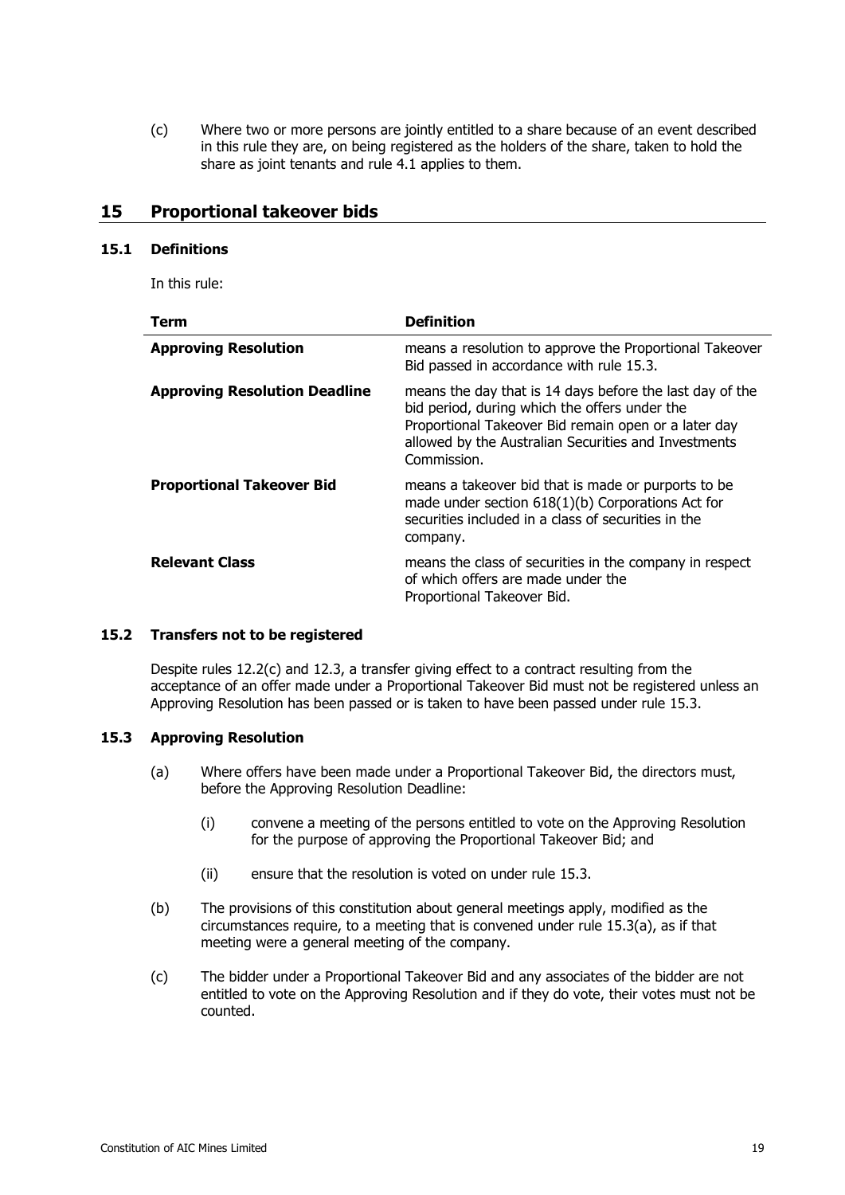(c) Where two or more persons are jointly entitled to a share because of an event described in this rule they are, on being registered as the holders of the share, taken to hold the share as joint tenants and rule 4.1 applies to them.

## 15 Proportional takeover bids

### 15.1 Definitions

In this rule:

| Term | Definition |
|---|---|
| **Approving Resolution** | means a resolution to approve the Proportional Takeover Bid passed in accordance with rule 15.3. |
| **Approving Resolution Deadline** | means the day that is 14 days before the last day of the bid period, during which the offers under the Proportional Takeover Bid remain open or a later day allowed by the Australian Securities and Investments Commission. |
| **Proportional Takeover Bid** | means a takeover bid that is made or purports to be made under section 618(1)(b) Corporations Act for securities included in a class of securities in the company. |
| **Relevant Class** | means the class of securities in the company in respect of which offers are made under the Proportional Takeover Bid. |

### 15.2 Transfers not to be registered

Despite rules 12.2(c) and 12.3, a transfer giving effect to a contract resulting from the acceptance of an offer made under a Proportional Takeover Bid must not be registered unless an Approving Resolution has been passed or is taken to have been passed under rule 15.3.

### 15.3 Approving Resolution

(a) Where offers have been made under a Proportional Takeover Bid, the directors must, before the Approving Resolution Deadline:

(i) convene a meeting of the persons entitled to vote on the Approving Resolution for the purpose of approving the Proportional Takeover Bid; and

(ii) ensure that the resolution is voted on under rule 15.3.

(b) The provisions of this constitution about general meetings apply, modified as the circumstances require, to a meeting that is convened under rule 15.3(a), as if that meeting were a general meeting of the company.

(c) The bidder under a Proportional Takeover Bid and any associates of the bidder are not entitled to vote on the Approving Resolution and if they do vote, their votes must not be counted.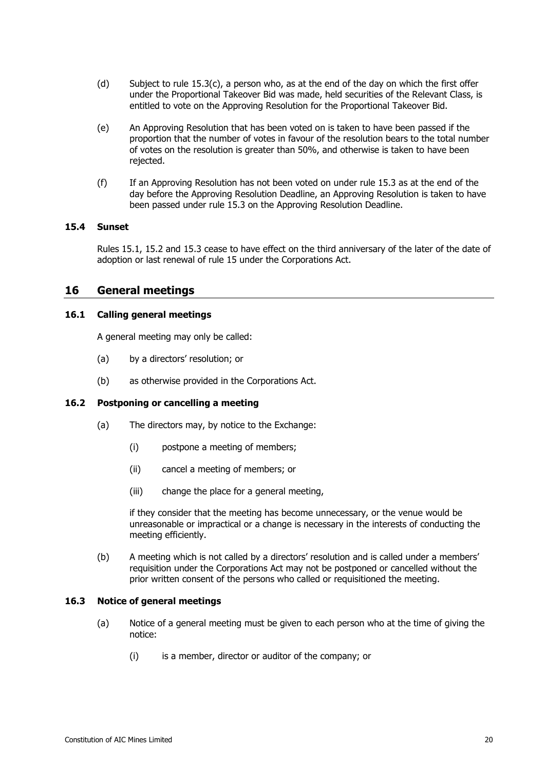(d) Subject to rule 15.3(c), a person who, as at the end of the day on which the first offer under the Proportional Takeover Bid was made, held securities of the Relevant Class, is entitled to vote on the Approving Resolution for the Proportional Takeover Bid.

(e) An Approving Resolution that has been voted on is taken to have been passed if the proportion that the number of votes in favour of the resolution bears to the total number of votes on the resolution is greater than 50%, and otherwise is taken to have been rejected.

(f) If an Approving Resolution has not been voted on under rule 15.3 as at the end of the day before the Approving Resolution Deadline, an Approving Resolution is taken to have been passed under rule 15.3 on the Approving Resolution Deadline.

### 15.4 Sunset

Rules 15.1, 15.2 and 15.3 cease to have effect on the third anniversary of the later of the date of adoption or last renewal of rule 15 under the Corporations Act.

## 16 General meetings

### 16.1 Calling general meetings

A general meeting may only be called:

(a) by a directors' resolution; or

(b) as otherwise provided in the Corporations Act.

### 16.2 Postponing or cancelling a meeting

(a) The directors may, by notice to the Exchange:

 (i) postpone a meeting of members;

 (ii) cancel a meeting of members; or

 (iii) change the place for a general meeting,

 if they consider that the meeting has become unnecessary, or the venue would be unreasonable or impractical or a change is necessary in the interests of conducting the meeting efficiently.

(b) A meeting which is not called by a directors' resolution and is called under a members' requisition under the Corporations Act may not be postponed or cancelled without the prior written consent of the persons who called or requisitioned the meeting.

### 16.3 Notice of general meetings

(a) Notice of a general meeting must be given to each person who at the time of giving the notice:

 (i) is a member, director or auditor of the company; or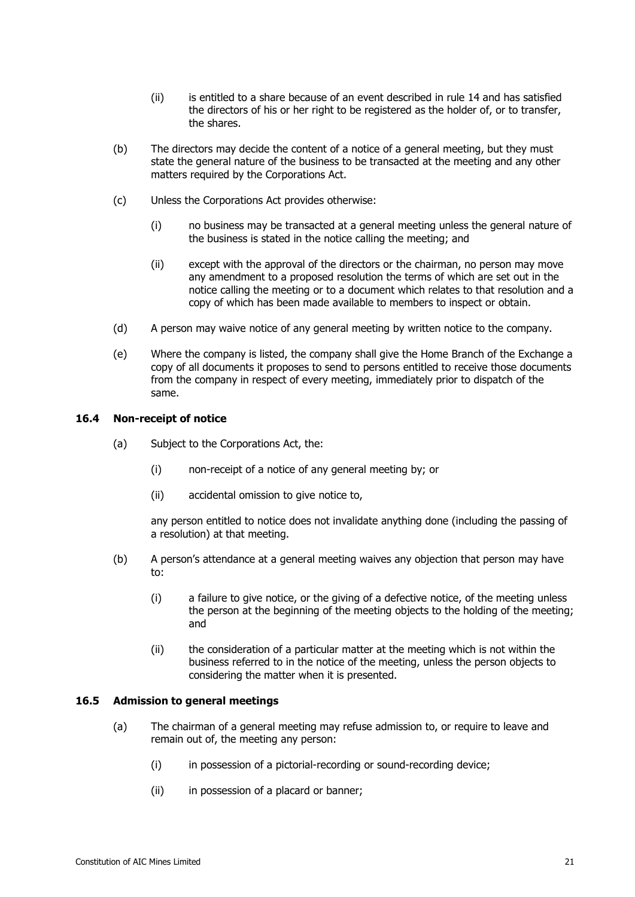(ii) is entitled to a share because of an event described in rule 14 and has satisfied the directors of his or her right to be registered as the holder of, or to transfer, the shares.

(b) The directors may decide the content of a notice of a general meeting, but they must state the general nature of the business to be transacted at the meeting and any other matters required by the Corporations Act.

(c) Unless the Corporations Act provides otherwise:

(i) no business may be transacted at a general meeting unless the general nature of the business is stated in the notice calling the meeting; and

(ii) except with the approval of the directors or the chairman, no person may move any amendment to a proposed resolution the terms of which are set out in the notice calling the meeting or to a document which relates to that resolution and a copy of which has been made available to members to inspect or obtain.

(d) A person may waive notice of any general meeting by written notice to the company.

(e) Where the company is listed, the company shall give the Home Branch of the Exchange a copy of all documents it proposes to send to persons entitled to receive those documents from the company in respect of every meeting, immediately prior to dispatch of the same.

### 16.4 Non-receipt of notice

(a) Subject to the Corporations Act, the:

(i) non-receipt of a notice of any general meeting by; or

(ii) accidental omission to give notice to,

any person entitled to notice does not invalidate anything done (including the passing of a resolution) at that meeting.

(b) A person's attendance at a general meeting waives any objection that person may have to:

(i) a failure to give notice, or the giving of a defective notice, of the meeting unless the person at the beginning of the meeting objects to the holding of the meeting; and

(ii) the consideration of a particular matter at the meeting which is not within the business referred to in the notice of the meeting, unless the person objects to considering the matter when it is presented.

### 16.5 Admission to general meetings

(a) The chairman of a general meeting may refuse admission to, or require to leave and remain out of, the meeting any person:

(i) in possession of a pictorial-recording or sound-recording device;

(ii) in possession of a placard or banner;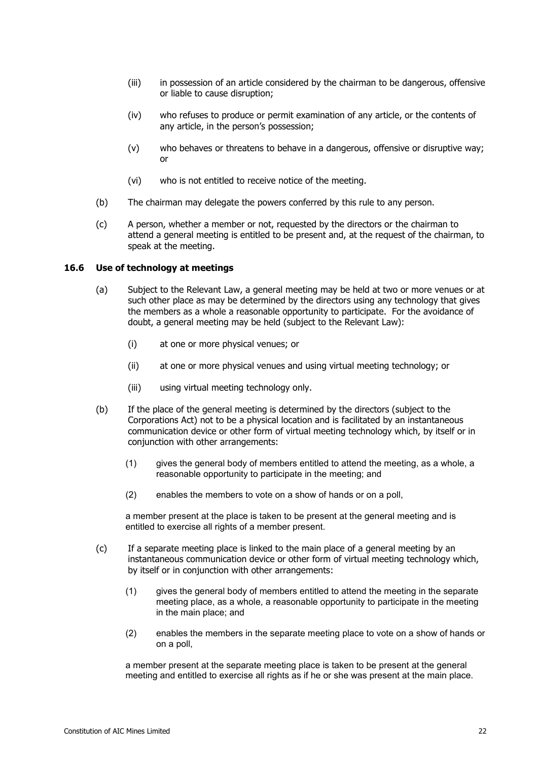(iii) in possession of an article considered by the chairman to be dangerous, offensive or liable to cause disruption;

(iv) who refuses to produce or permit examination of any article, or the contents of any article, in the person's possession;

(v) who behaves or threatens to behave in a dangerous, offensive or disruptive way; or

(vi) who is not entitled to receive notice of the meeting.

(b) The chairman may delegate the powers conferred by this rule to any person.

(c) A person, whether a member or not, requested by the directors or the chairman to attend a general meeting is entitled to be present and, at the request of the chairman, to speak at the meeting.

### 16.6 Use of technology at meetings

(a) Subject to the Relevant Law, a general meeting may be held at two or more venues or at such other place as may be determined by the directors using any technology that gives the members as a whole a reasonable opportunity to participate. For the avoidance of doubt, a general meeting may be held (subject to the Relevant Law):

(i) at one or more physical venues; or

(ii) at one or more physical venues and using virtual meeting technology; or

(iii) using virtual meeting technology only.

(b) If the place of the general meeting is determined by the directors (subject to the Corporations Act) not to be a physical location and is facilitated by an instantaneous communication device or other form of virtual meeting technology which, by itself or in conjunction with other arrangements:

(1) gives the general body of members entitled to attend the meeting, as a whole, a reasonable opportunity to participate in the meeting; and

(2) enables the members to vote on a show of hands or on a poll,

a member present at the place is taken to be present at the general meeting and is entitled to exercise all rights of a member present.

(c) If a separate meeting place is linked to the main place of a general meeting by an instantaneous communication device or other form of virtual meeting technology which, by itself or in conjunction with other arrangements:

(1) gives the general body of members entitled to attend the meeting in the separate meeting place, as a whole, a reasonable opportunity to participate in the meeting in the main place; and

(2) enables the members in the separate meeting place to vote on a show of hands or on a poll,

a member present at the separate meeting place is taken to be present at the general meeting and entitled to exercise all rights as if he or she was present at the main place.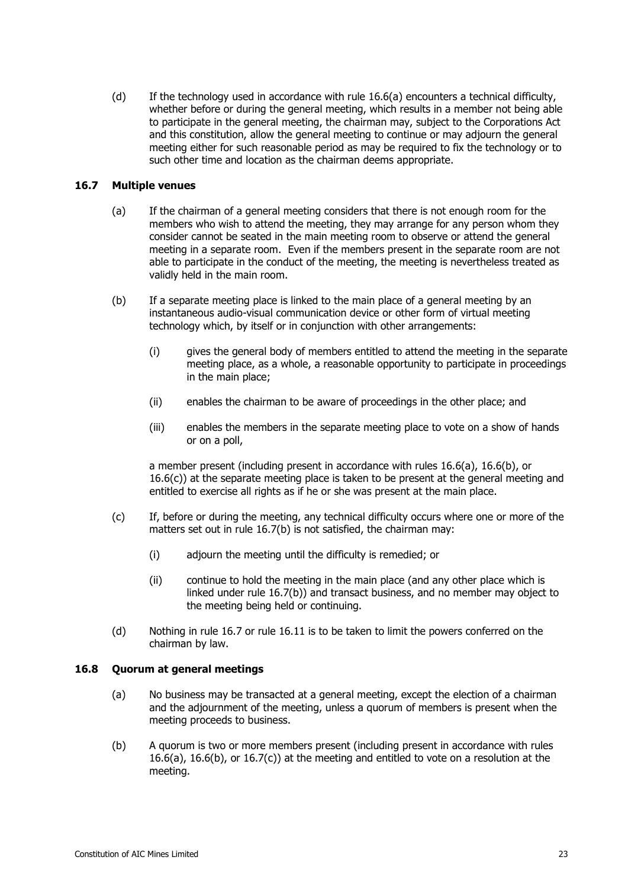(d) If the technology used in accordance with rule 16.6(a) encounters a technical difficulty, whether before or during the general meeting, which results in a member not being able to participate in the general meeting, the chairman may, subject to the Corporations Act and this constitution, allow the general meeting to continue or may adjourn the general meeting either for such reasonable period as may be required to fix the technology or to such other time and location as the chairman deems appropriate.

### 16.7 Multiple venues

(a) If the chairman of a general meeting considers that there is not enough room for the members who wish to attend the meeting, they may arrange for any person whom they consider cannot be seated in the main meeting room to observe or attend the general meeting in a separate room. Even if the members present in the separate room are not able to participate in the conduct of the meeting, the meeting is nevertheless treated as validly held in the main room.

(b) If a separate meeting place is linked to the main place of a general meeting by an instantaneous audio-visual communication device or other form of virtual meeting technology which, by itself or in conjunction with other arrangements:

(i) gives the general body of members entitled to attend the meeting in the separate meeting place, as a whole, a reasonable opportunity to participate in proceedings in the main place;

(ii) enables the chairman to be aware of proceedings in the other place; and

(iii) enables the members in the separate meeting place to vote on a show of hands or on a poll,

a member present (including present in accordance with rules 16.6(a), 16.6(b), or 16.6(c)) at the separate meeting place is taken to be present at the general meeting and entitled to exercise all rights as if he or she was present at the main place.

(c) If, before or during the meeting, any technical difficulty occurs where one or more of the matters set out in rule 16.7(b) is not satisfied, the chairman may:

(i) adjourn the meeting until the difficulty is remedied; or

(ii) continue to hold the meeting in the main place (and any other place which is linked under rule 16.7(b)) and transact business, and no member may object to the meeting being held or continuing.

(d) Nothing in rule 16.7 or rule 16.11 is to be taken to limit the powers conferred on the chairman by law.

### 16.8 Quorum at general meetings

(a) No business may be transacted at a general meeting, except the election of a chairman and the adjournment of the meeting, unless a quorum of members is present when the meeting proceeds to business.

(b) A quorum is two or more members present (including present in accordance with rules 16.6(a), 16.6(b), or 16.7(c)) at the meeting and entitled to vote on a resolution at the meeting.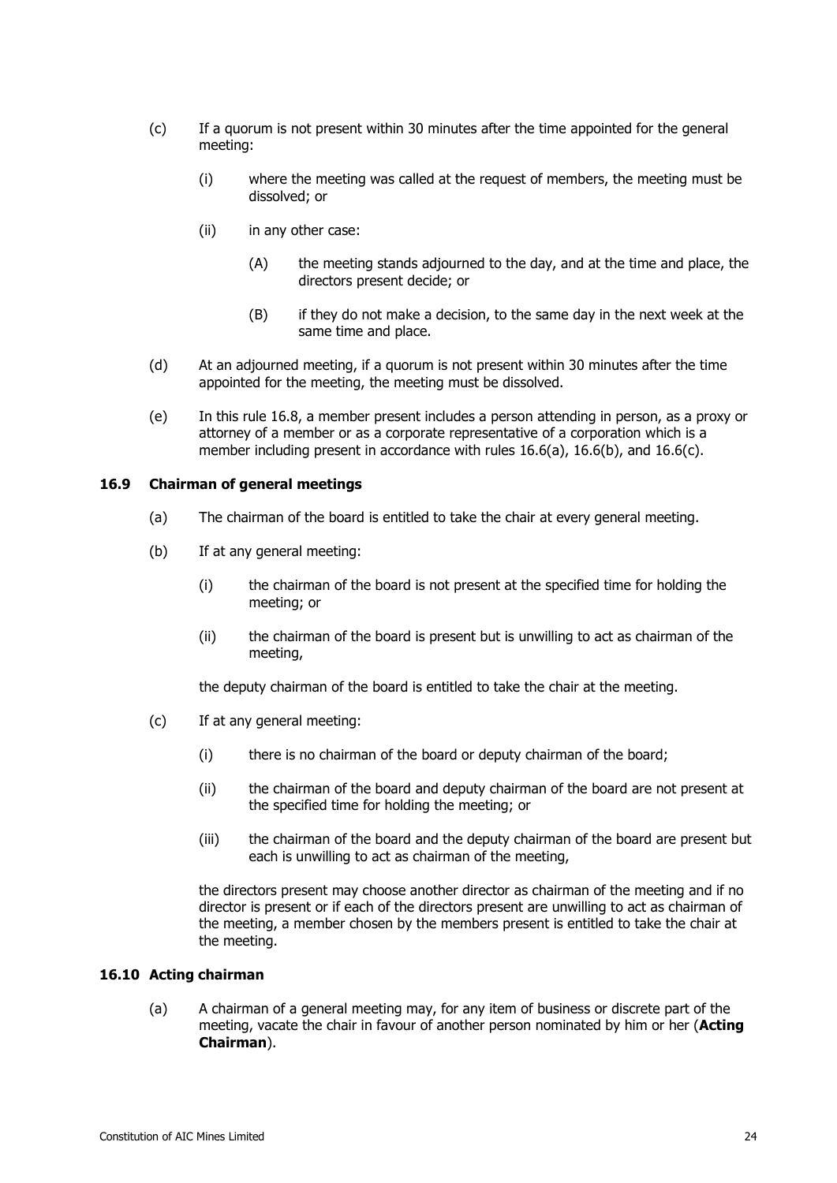(c) If a quorum is not present within 30 minutes after the time appointed for the general meeting:

(i) where the meeting was called at the request of members, the meeting must be dissolved; or

(ii) in any other case:

(A) the meeting stands adjourned to the day, and at the time and place, the directors present decide; or

(B) if they do not make a decision, to the same day in the next week at the same time and place.

(d) At an adjourned meeting, if a quorum is not present within 30 minutes after the time appointed for the meeting, the meeting must be dissolved.

(e) In this rule 16.8, a member present includes a person attending in person, as a proxy or attorney of a member or as a corporate representative of a corporation which is a member including present in accordance with rules 16.6(a), 16.6(b), and 16.6(c).

### 16.9 Chairman of general meetings

(a) The chairman of the board is entitled to take the chair at every general meeting.

(b) If at any general meeting:

(i) the chairman of the board is not present at the specified time for holding the meeting; or

(ii) the chairman of the board is present but is unwilling to act as chairman of the meeting,

the deputy chairman of the board is entitled to take the chair at the meeting.

(c) If at any general meeting:

(i) there is no chairman of the board or deputy chairman of the board;

(ii) the chairman of the board and deputy chairman of the board are not present at the specified time for holding the meeting; or

(iii) the chairman of the board and the deputy chairman of the board are present but each is unwilling to act as chairman of the meeting,

the directors present may choose another director as chairman of the meeting and if no director is present or if each of the directors present are unwilling to act as chairman of the meeting, a member chosen by the members present is entitled to take the chair at the meeting.

### 16.10 Acting chairman

(a) A chairman of a general meeting may, for any item of business or discrete part of the meeting, vacate the chair in favour of another person nominated by him or her (**Acting Chairman**).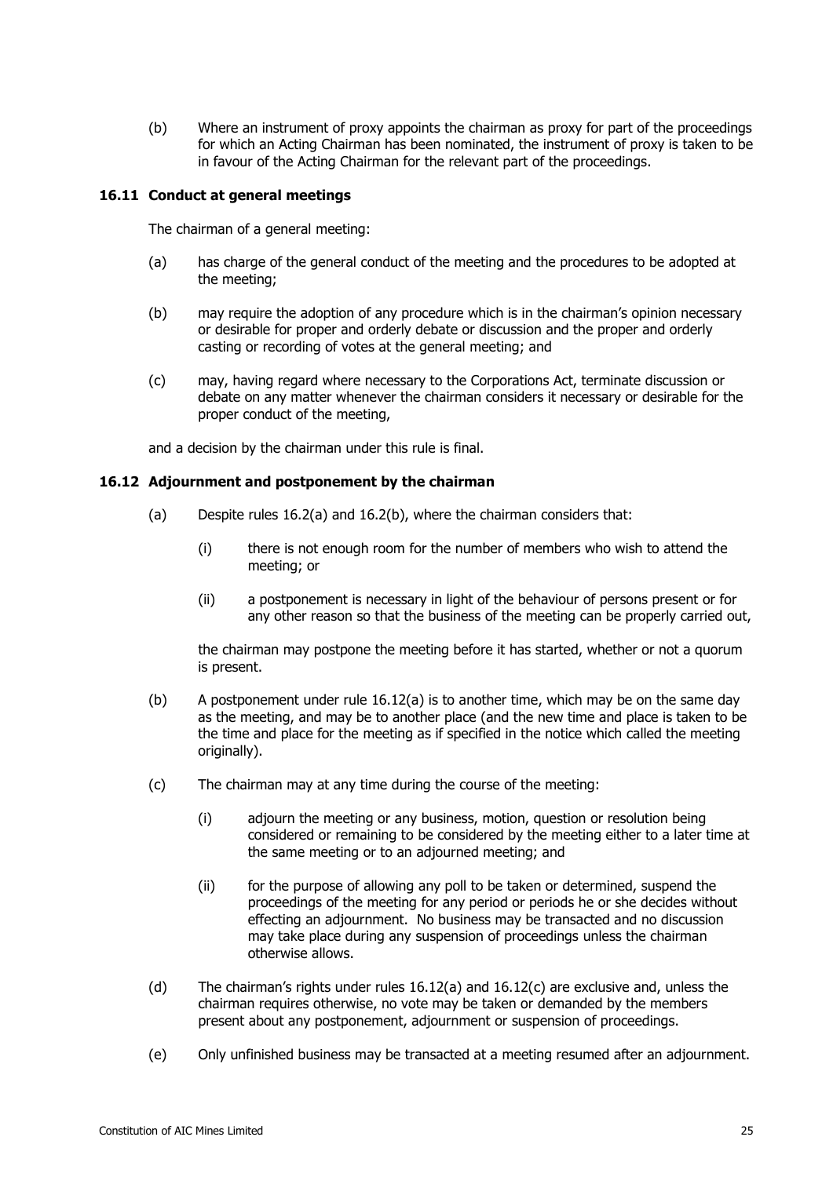(b) Where an instrument of proxy appoints the chairman as proxy for part of the proceedings for which an Acting Chairman has been nominated, the instrument of proxy is taken to be in favour of the Acting Chairman for the relevant part of the proceedings.

### 16.11 Conduct at general meetings

The chairman of a general meeting:

(a) has charge of the general conduct of the meeting and the procedures to be adopted at the meeting;

(b) may require the adoption of any procedure which is in the chairman's opinion necessary or desirable for proper and orderly debate or discussion and the proper and orderly casting or recording of votes at the general meeting; and

(c) may, having regard where necessary to the Corporations Act, terminate discussion or debate on any matter whenever the chairman considers it necessary or desirable for the proper conduct of the meeting,

and a decision by the chairman under this rule is final.

### 16.12 Adjournment and postponement by the chairman

(a) Despite rules 16.2(a) and 16.2(b), where the chairman considers that:

   (i) there is not enough room for the number of members who wish to attend the meeting; or

   (ii) a postponement is necessary in light of the behaviour of persons present or for any other reason so that the business of the meeting can be properly carried out,

   the chairman may postpone the meeting before it has started, whether or not a quorum is present.

(b) A postponement under rule 16.12(a) is to another time, which may be on the same day as the meeting, and may be to another place (and the new time and place is taken to be the time and place for the meeting as if specified in the notice which called the meeting originally).

(c) The chairman may at any time during the course of the meeting:

   (i) adjourn the meeting or any business, motion, question or resolution being considered or remaining to be considered by the meeting either to a later time at the same meeting or to an adjourned meeting; and

   (ii) for the purpose of allowing any poll to be taken or determined, suspend the proceedings of the meeting for any period or periods he or she decides without effecting an adjournment. No business may be transacted and no discussion may take place during any suspension of proceedings unless the chairman otherwise allows.

(d) The chairman's rights under rules 16.12(a) and 16.12(c) are exclusive and, unless the chairman requires otherwise, no vote may be taken or demanded by the members present about any postponement, adjournment or suspension of proceedings.

(e) Only unfinished business may be transacted at a meeting resumed after an adjournment.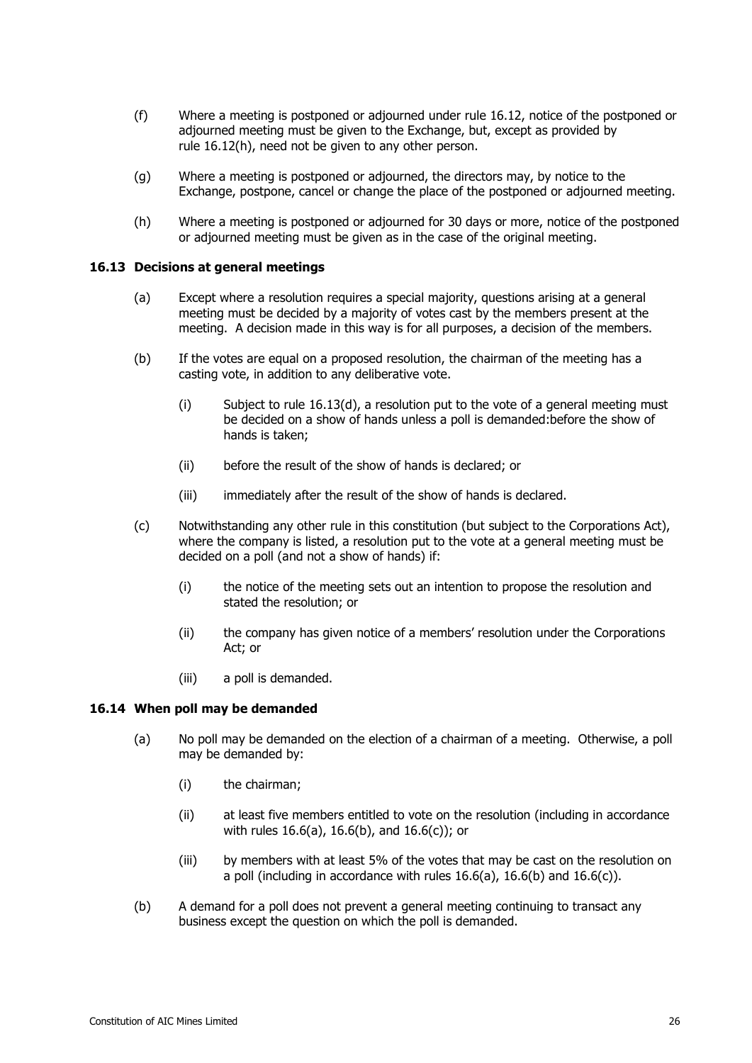(f) Where a meeting is postponed or adjourned under rule 16.12, notice of the postponed or adjourned meeting must be given to the Exchange, but, except as provided by rule 16.12(h), need not be given to any other person.

(g) Where a meeting is postponed or adjourned, the directors may, by notice to the Exchange, postpone, cancel or change the place of the postponed or adjourned meeting.

(h) Where a meeting is postponed or adjourned for 30 days or more, notice of the postponed or adjourned meeting must be given as in the case of the original meeting.

### 16.13 Decisions at general meetings

(a) Except where a resolution requires a special majority, questions arising at a general meeting must be decided by a majority of votes cast by the members present at the meeting. A decision made in this way is for all purposes, a decision of the members.

(b) If the votes are equal on a proposed resolution, the chairman of the meeting has a casting vote, in addition to any deliberative vote.

   (i) Subject to rule 16.13(d), a resolution put to the vote of a general meeting must be decided on a show of hands unless a poll is demanded:before the show of hands is taken;

   (ii) before the result of the show of hands is declared; or

   (iii) immediately after the result of the show of hands is declared.

(c) Notwithstanding any other rule in this constitution (but subject to the Corporations Act), where the company is listed, a resolution put to the vote at a general meeting must be decided on a poll (and not a show of hands) if:

   (i) the notice of the meeting sets out an intention to propose the resolution and stated the resolution; or

   (ii) the company has given notice of a members' resolution under the Corporations Act; or

   (iii) a poll is demanded.

### 16.14 When poll may be demanded

(a) No poll may be demanded on the election of a chairman of a meeting. Otherwise, a poll may be demanded by:

   (i) the chairman;

   (ii) at least five members entitled to vote on the resolution (including in accordance with rules 16.6(a), 16.6(b), and 16.6(c)); or

   (iii) by members with at least 5% of the votes that may be cast on the resolution on a poll (including in accordance with rules 16.6(a), 16.6(b) and 16.6(c)).

(b) A demand for a poll does not prevent a general meeting continuing to transact any business except the question on which the poll is demanded.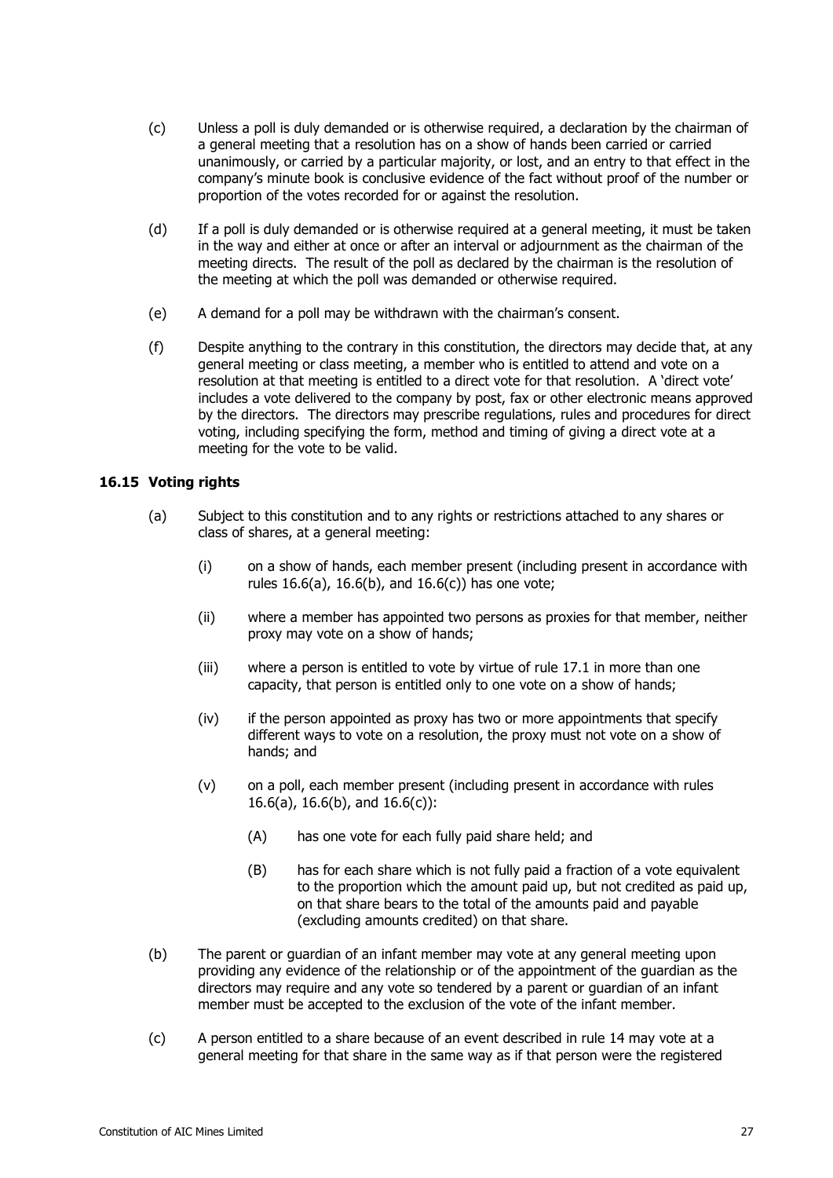(c) Unless a poll is duly demanded or is otherwise required, a declaration by the chairman of a general meeting that a resolution has on a show of hands been carried or carried unanimously, or carried by a particular majority, or lost, and an entry to that effect in the company's minute book is conclusive evidence of the fact without proof of the number or proportion of the votes recorded for or against the resolution.

(d) If a poll is duly demanded or is otherwise required at a general meeting, it must be taken in the way and either at once or after an interval or adjournment as the chairman of the meeting directs. The result of the poll as declared by the chairman is the resolution of the meeting at which the poll was demanded or otherwise required.

(e) A demand for a poll may be withdrawn with the chairman's consent.

(f) Despite anything to the contrary in this constitution, the directors may decide that, at any general meeting or class meeting, a member who is entitled to attend and vote on a resolution at that meeting is entitled to a direct vote for that resolution. A 'direct vote' includes a vote delivered to the company by post, fax or other electronic means approved by the directors. The directors may prescribe regulations, rules and procedures for direct voting, including specifying the form, method and timing of giving a direct vote at a meeting for the vote to be valid.

### 16.15 Voting rights

(a) Subject to this constitution and to any rights or restrictions attached to any shares or class of shares, at a general meeting:

  (i) on a show of hands, each member present (including present in accordance with rules 16.6(a), 16.6(b), and 16.6(c)) has one vote;

  (ii) where a member has appointed two persons as proxies for that member, neither proxy may vote on a show of hands;

  (iii) where a person is entitled to vote by virtue of rule 17.1 in more than one capacity, that person is entitled only to one vote on a show of hands;

  (iv) if the person appointed as proxy has two or more appointments that specify different ways to vote on a resolution, the proxy must not vote on a show of hands; and

  (v) on a poll, each member present (including present in accordance with rules 16.6(a), 16.6(b), and 16.6(c)):

    (A) has one vote for each fully paid share held; and

    (B) has for each share which is not fully paid a fraction of a vote equivalent to the proportion which the amount paid up, but not credited as paid up, on that share bears to the total of the amounts paid and payable (excluding amounts credited) on that share.

(b) The parent or guardian of an infant member may vote at any general meeting upon providing any evidence of the relationship or of the appointment of the guardian as the directors may require and any vote so tendered by a parent or guardian of an infant member must be accepted to the exclusion of the vote of the infant member.

(c) A person entitled to a share because of an event described in rule 14 may vote at a general meeting for that share in the same way as if that person were the registered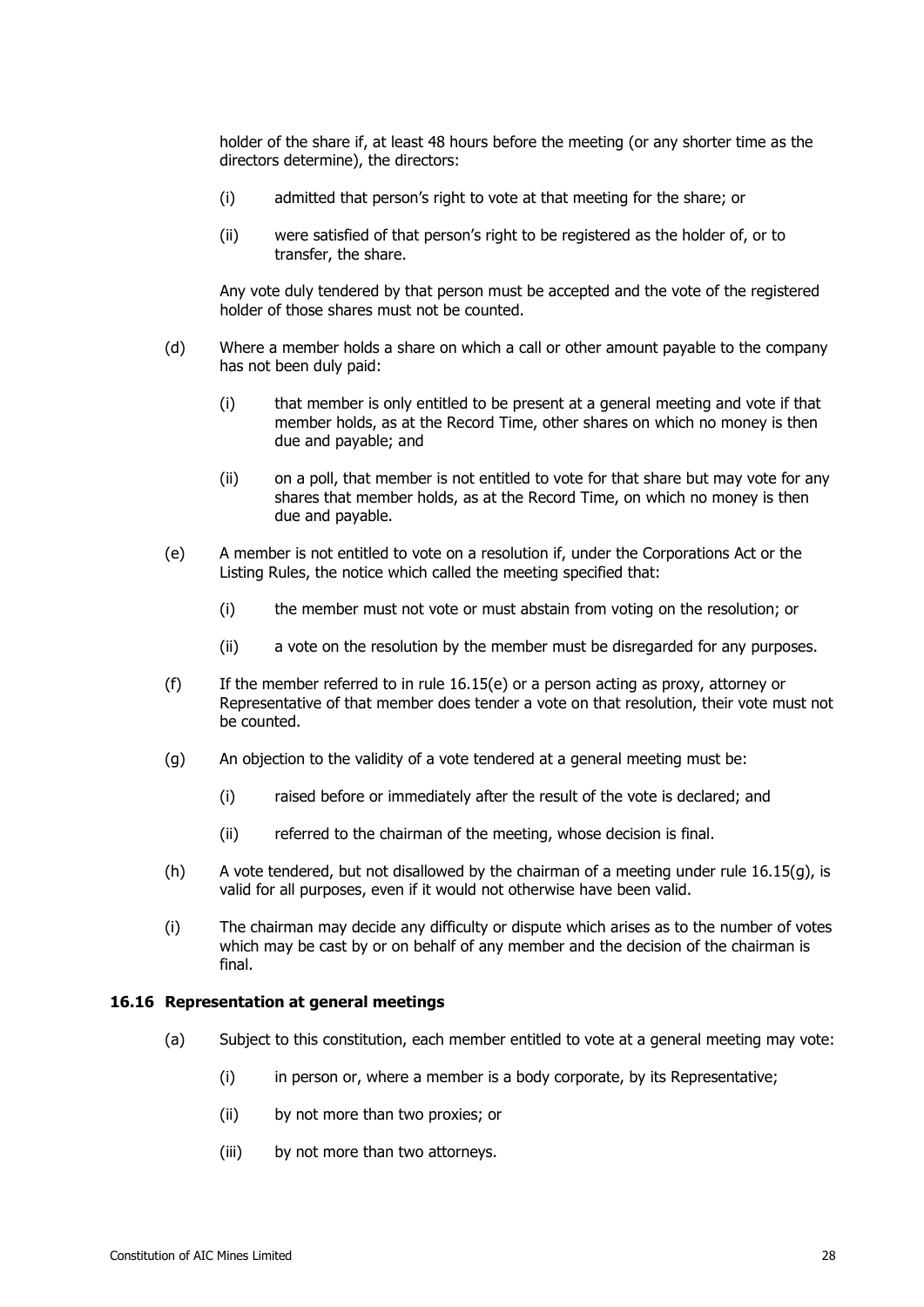holder of the share if, at least 48 hours before the meeting (or any shorter time as the directors determine), the directors:

(i) admitted that person's right to vote at that meeting for the share; or

(ii) were satisfied of that person's right to be registered as the holder of, or to transfer, the share.

Any vote duly tendered by that person must be accepted and the vote of the registered holder of those shares must not be counted.

(d) Where a member holds a share on which a call or other amount payable to the company has not been duly paid:

(i) that member is only entitled to be present at a general meeting and vote if that member holds, as at the Record Time, other shares on which no money is then due and payable; and

(ii) on a poll, that member is not entitled to vote for that share but may vote for any shares that member holds, as at the Record Time, on which no money is then due and payable.

(e) A member is not entitled to vote on a resolution if, under the Corporations Act or the Listing Rules, the notice which called the meeting specified that:

(i) the member must not vote or must abstain from voting on the resolution; or

(ii) a vote on the resolution by the member must be disregarded for any purposes.

(f) If the member referred to in rule 16.15(e) or a person acting as proxy, attorney or Representative of that member does tender a vote on that resolution, their vote must not be counted.

(g) An objection to the validity of a vote tendered at a general meeting must be:

(i) raised before or immediately after the result of the vote is declared; and

(ii) referred to the chairman of the meeting, whose decision is final.

(h) A vote tendered, but not disallowed by the chairman of a meeting under rule 16.15(g), is valid for all purposes, even if it would not otherwise have been valid.

(i) The chairman may decide any difficulty or dispute which arises as to the number of votes which may be cast by or on behalf of any member and the decision of the chairman is final.

### 16.16 Representation at general meetings

(a) Subject to this constitution, each member entitled to vote at a general meeting may vote:

(i) in person or, where a member is a body corporate, by its Representative;

(ii) by not more than two proxies; or

(iii) by not more than two attorneys.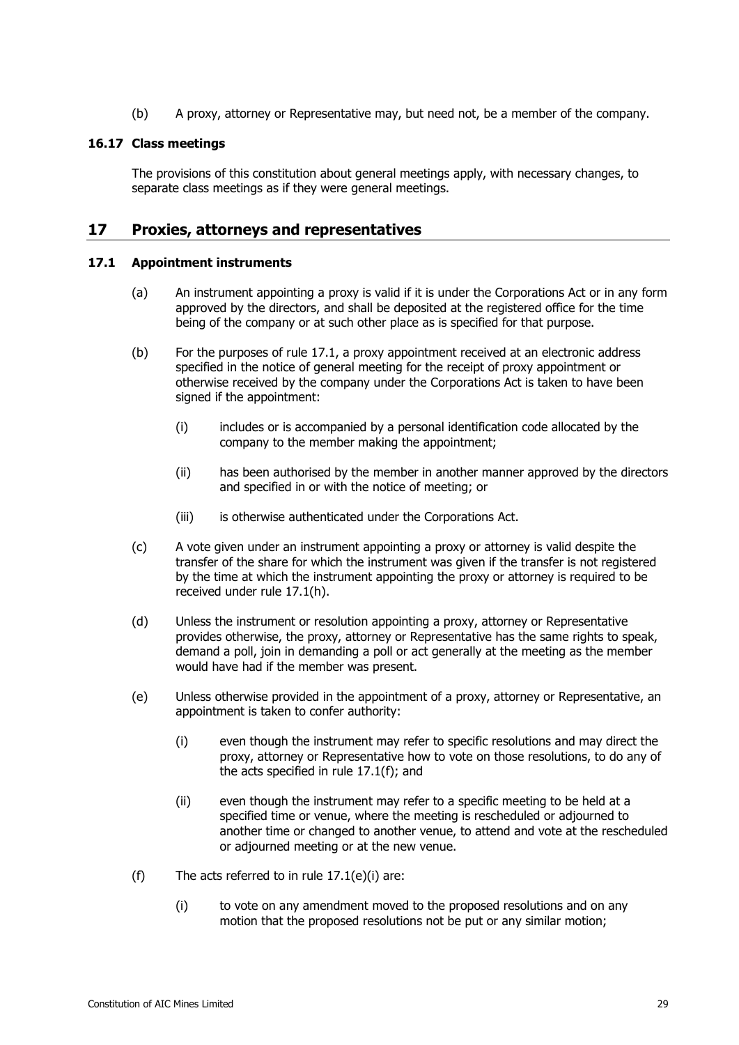(b) A proxy, attorney or Representative may, but need not, be a member of the company.

### 16.17 Class meetings

The provisions of this constitution about general meetings apply, with necessary changes, to separate class meetings as if they were general meetings.

## 17 Proxies, attorneys and representatives

### 17.1 Appointment instruments

(a) An instrument appointing a proxy is valid if it is under the Corporations Act or in any form approved by the directors, and shall be deposited at the registered office for the time being of the company or at such other place as is specified for that purpose.

(b) For the purposes of rule 17.1, a proxy appointment received at an electronic address specified in the notice of general meeting for the receipt of proxy appointment or otherwise received by the company under the Corporations Act is taken to have been signed if the appointment:

(i) includes or is accompanied by a personal identification code allocated by the company to the member making the appointment;

(ii) has been authorised by the member in another manner approved by the directors and specified in or with the notice of meeting; or

(iii) is otherwise authenticated under the Corporations Act.

(c) A vote given under an instrument appointing a proxy or attorney is valid despite the transfer of the share for which the instrument was given if the transfer is not registered by the time at which the instrument appointing the proxy or attorney is required to be received under rule 17.1(h).

(d) Unless the instrument or resolution appointing a proxy, attorney or Representative provides otherwise, the proxy, attorney or Representative has the same rights to speak, demand a poll, join in demanding a poll or act generally at the meeting as the member would have had if the member was present.

(e) Unless otherwise provided in the appointment of a proxy, attorney or Representative, an appointment is taken to confer authority:

(i) even though the instrument may refer to specific resolutions and may direct the proxy, attorney or Representative how to vote on those resolutions, to do any of the acts specified in rule 17.1(f); and

(ii) even though the instrument may refer to a specific meeting to be held at a specified time or venue, where the meeting is rescheduled or adjourned to another time or changed to another venue, to attend and vote at the rescheduled or adjourned meeting or at the new venue.

(f) The acts referred to in rule 17.1(e)(i) are:

(i) to vote on any amendment moved to the proposed resolutions and on any motion that the proposed resolutions not be put or any similar motion;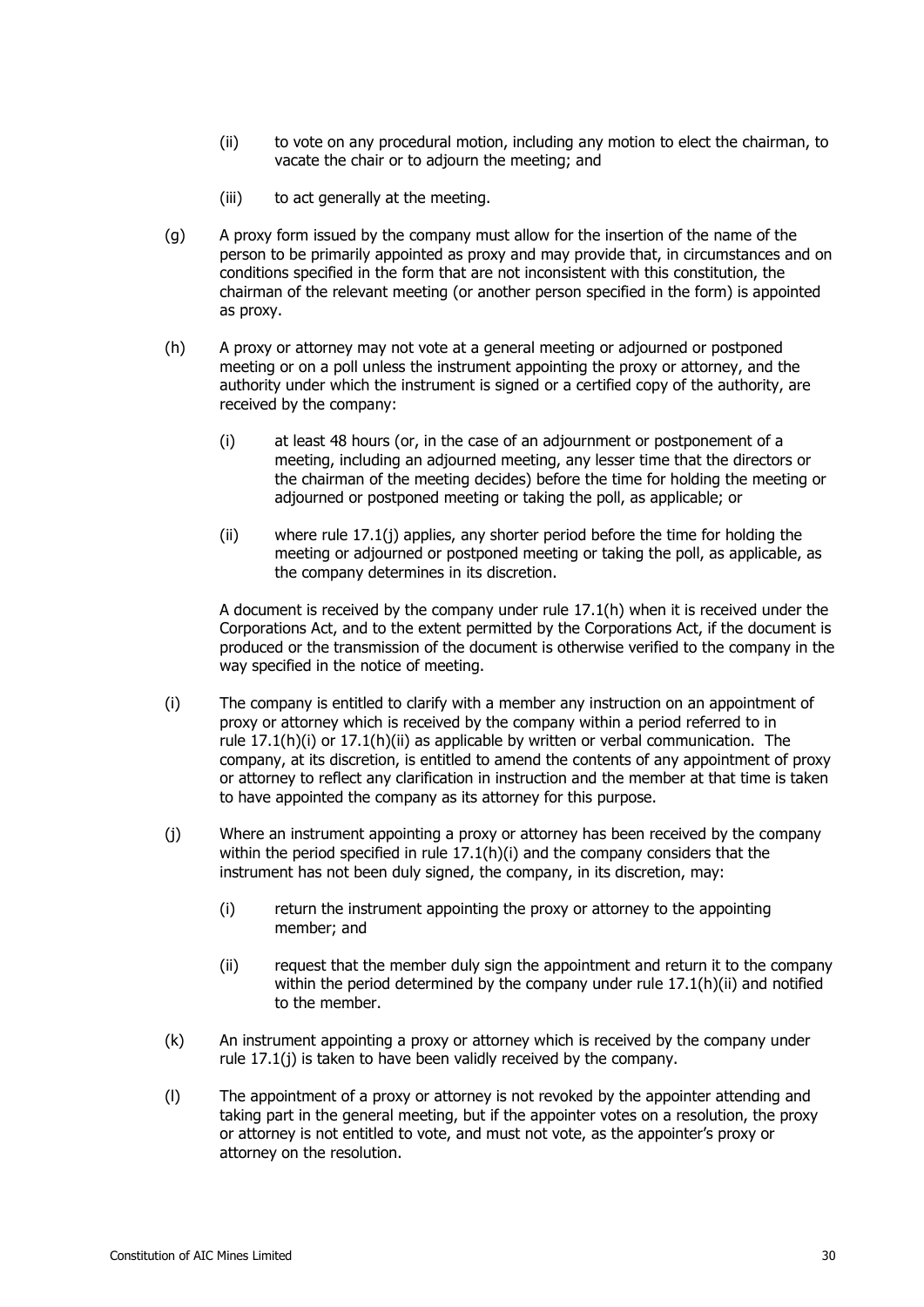(ii) to vote on any procedural motion, including any motion to elect the chairman, to vacate the chair or to adjourn the meeting; and

(iii) to act generally at the meeting.

(g) A proxy form issued by the company must allow for the insertion of the name of the person to be primarily appointed as proxy and may provide that, in circumstances and on conditions specified in the form that are not inconsistent with this constitution, the chairman of the relevant meeting (or another person specified in the form) is appointed as proxy.

(h) A proxy or attorney may not vote at a general meeting or adjourned or postponed meeting or on a poll unless the instrument appointing the proxy or attorney, and the authority under which the instrument is signed or a certified copy of the authority, are received by the company:

(i) at least 48 hours (or, in the case of an adjournment or postponement of a meeting, including an adjourned meeting, any lesser time that the directors or the chairman of the meeting decides) before the time for holding the meeting or adjourned or postponed meeting or taking the poll, as applicable; or

(ii) where rule 17.1(j) applies, any shorter period before the time for holding the meeting or adjourned or postponed meeting or taking the poll, as applicable, as the company determines in its discretion.

A document is received by the company under rule 17.1(h) when it is received under the Corporations Act, and to the extent permitted by the Corporations Act, if the document is produced or the transmission of the document is otherwise verified to the company in the way specified in the notice of meeting.

(i) The company is entitled to clarify with a member any instruction on an appointment of proxy or attorney which is received by the company within a period referred to in rule 17.1(h)(i) or 17.1(h)(ii) as applicable by written or verbal communication. The company, at its discretion, is entitled to amend the contents of any appointment of proxy or attorney to reflect any clarification in instruction and the member at that time is taken to have appointed the company as its attorney for this purpose.

(j) Where an instrument appointing a proxy or attorney has been received by the company within the period specified in rule 17.1(h)(i) and the company considers that the instrument has not been duly signed, the company, in its discretion, may:

(i) return the instrument appointing the proxy or attorney to the appointing member; and

(ii) request that the member duly sign the appointment and return it to the company within the period determined by the company under rule 17.1(h)(ii) and notified to the member.

(k) An instrument appointing a proxy or attorney which is received by the company under rule 17.1(j) is taken to have been validly received by the company.

(l) The appointment of a proxy or attorney is not revoked by the appointer attending and taking part in the general meeting, but if the appointer votes on a resolution, the proxy or attorney is not entitled to vote, and must not vote, as the appointer's proxy or attorney on the resolution.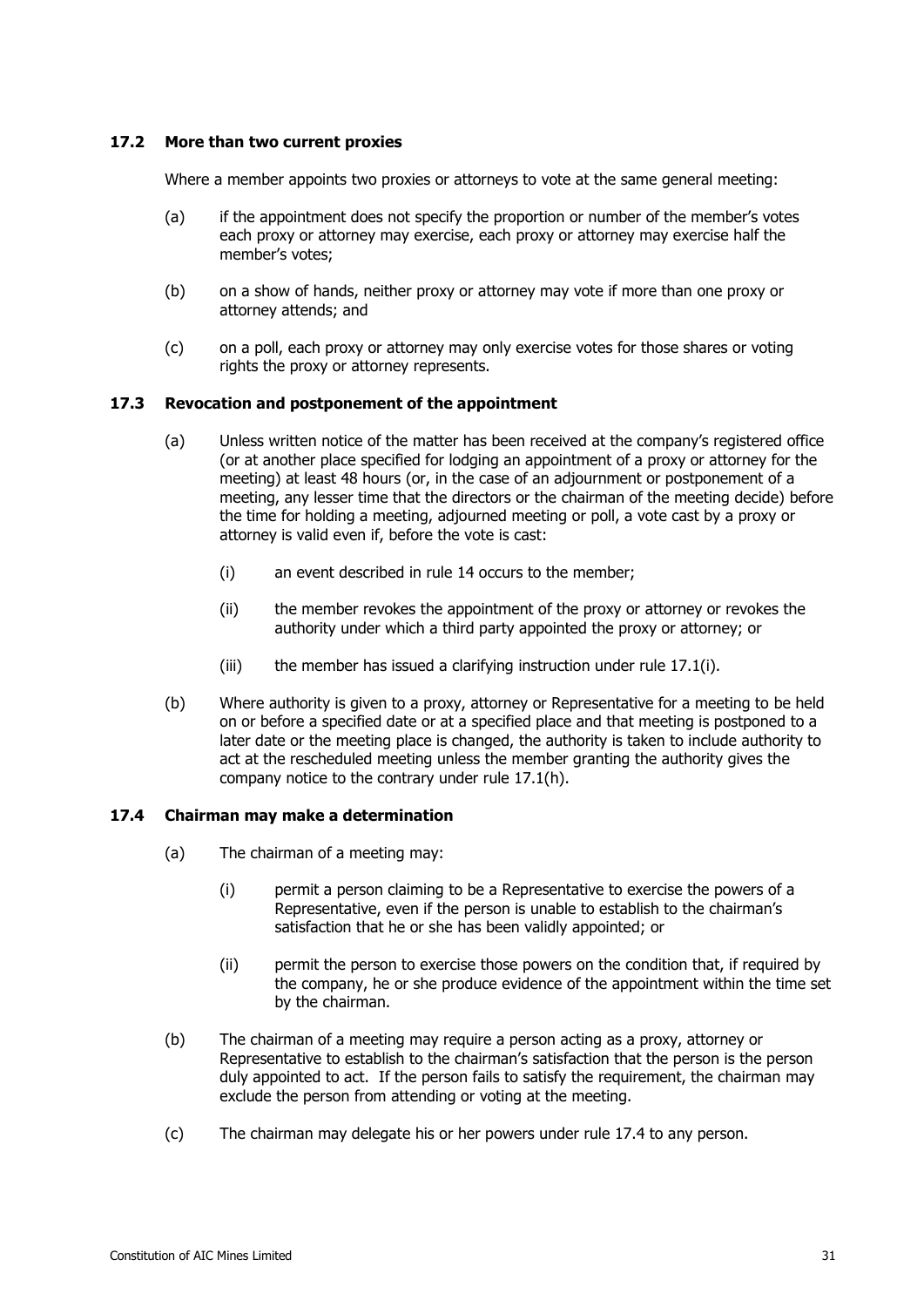### 17.2 More than two current proxies

Where a member appoints two proxies or attorneys to vote at the same general meeting:

(a) if the appointment does not specify the proportion or number of the member's votes each proxy or attorney may exercise, each proxy or attorney may exercise half the member's votes;

(b) on a show of hands, neither proxy or attorney may vote if more than one proxy or attorney attends; and

(c) on a poll, each proxy or attorney may only exercise votes for those shares or voting rights the proxy or attorney represents.

### 17.3 Revocation and postponement of the appointment

(a) Unless written notice of the matter has been received at the company's registered office (or at another place specified for lodging an appointment of a proxy or attorney for the meeting) at least 48 hours (or, in the case of an adjournment or postponement of a meeting, any lesser time that the directors or the chairman of the meeting decide) before the time for holding a meeting, adjourned meeting or poll, a vote cast by a proxy or attorney is valid even if, before the vote is cast:

(i) an event described in rule 14 occurs to the member;

(ii) the member revokes the appointment of the proxy or attorney or revokes the authority under which a third party appointed the proxy or attorney; or

(iii) the member has issued a clarifying instruction under rule 17.1(i).

(b) Where authority is given to a proxy, attorney or Representative for a meeting to be held on or before a specified date or at a specified place and that meeting is postponed to a later date or the meeting place is changed, the authority is taken to include authority to act at the rescheduled meeting unless the member granting the authority gives the company notice to the contrary under rule 17.1(h).

### 17.4 Chairman may make a determination

(a) The chairman of a meeting may:

(i) permit a person claiming to be a Representative to exercise the powers of a Representative, even if the person is unable to establish to the chairman's satisfaction that he or she has been validly appointed; or

(ii) permit the person to exercise those powers on the condition that, if required by the company, he or she produce evidence of the appointment within the time set by the chairman.

(b) The chairman of a meeting may require a person acting as a proxy, attorney or Representative to establish to the chairman's satisfaction that the person is the person duly appointed to act. If the person fails to satisfy the requirement, the chairman may exclude the person from attending or voting at the meeting.

(c) The chairman may delegate his or her powers under rule 17.4 to any person.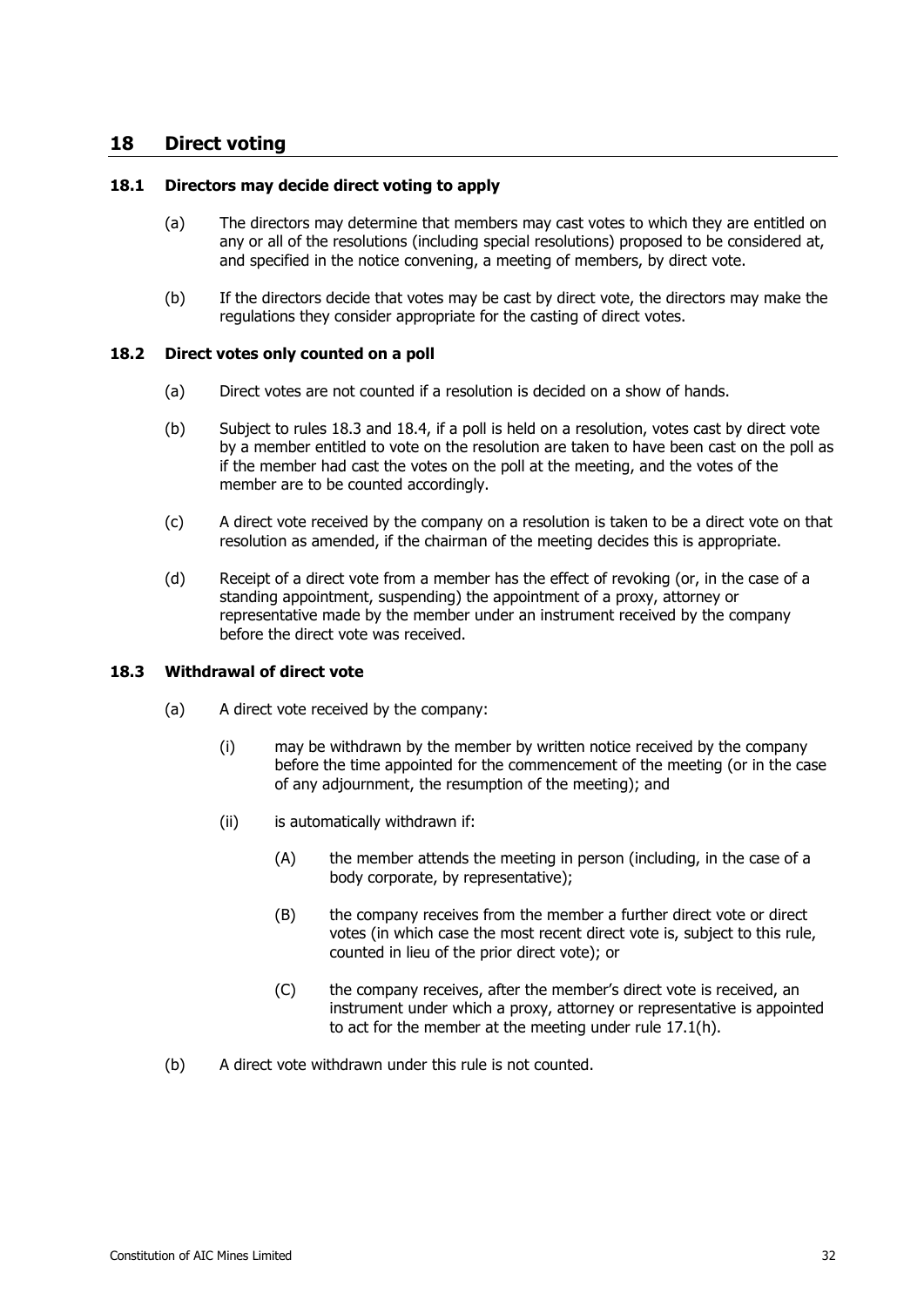# 18 Direct voting

## 18.1 Directors may decide direct voting to apply

(a) The directors may determine that members may cast votes to which they are entitled on any or all of the resolutions (including special resolutions) proposed to be considered at, and specified in the notice convening, a meeting of members, by direct vote.

(b) If the directors decide that votes may be cast by direct vote, the directors may make the regulations they consider appropriate for the casting of direct votes.

## 18.2 Direct votes only counted on a poll

(a) Direct votes are not counted if a resolution is decided on a show of hands.

(b) Subject to rules 18.3 and 18.4, if a poll is held on a resolution, votes cast by direct vote by a member entitled to vote on the resolution are taken to have been cast on the poll as if the member had cast the votes on the poll at the meeting, and the votes of the member are to be counted accordingly.

(c) A direct vote received by the company on a resolution is taken to be a direct vote on that resolution as amended, if the chairman of the meeting decides this is appropriate.

(d) Receipt of a direct vote from a member has the effect of revoking (or, in the case of a standing appointment, suspending) the appointment of a proxy, attorney or representative made by the member under an instrument received by the company before the direct vote was received.

## 18.3 Withdrawal of direct vote

(a) A direct vote received by the company:

(i) may be withdrawn by the member by written notice received by the company before the time appointed for the commencement of the meeting (or in the case of any adjournment, the resumption of the meeting); and

(ii) is automatically withdrawn if:

(A) the member attends the meeting in person (including, in the case of a body corporate, by representative);

(B) the company receives from the member a further direct vote or direct votes (in which case the most recent direct vote is, subject to this rule, counted in lieu of the prior direct vote); or

(C) the company receives, after the member's direct vote is received, an instrument under which a proxy, attorney or representative is appointed to act for the member at the meeting under rule 17.1(h).

(b) A direct vote withdrawn under this rule is not counted.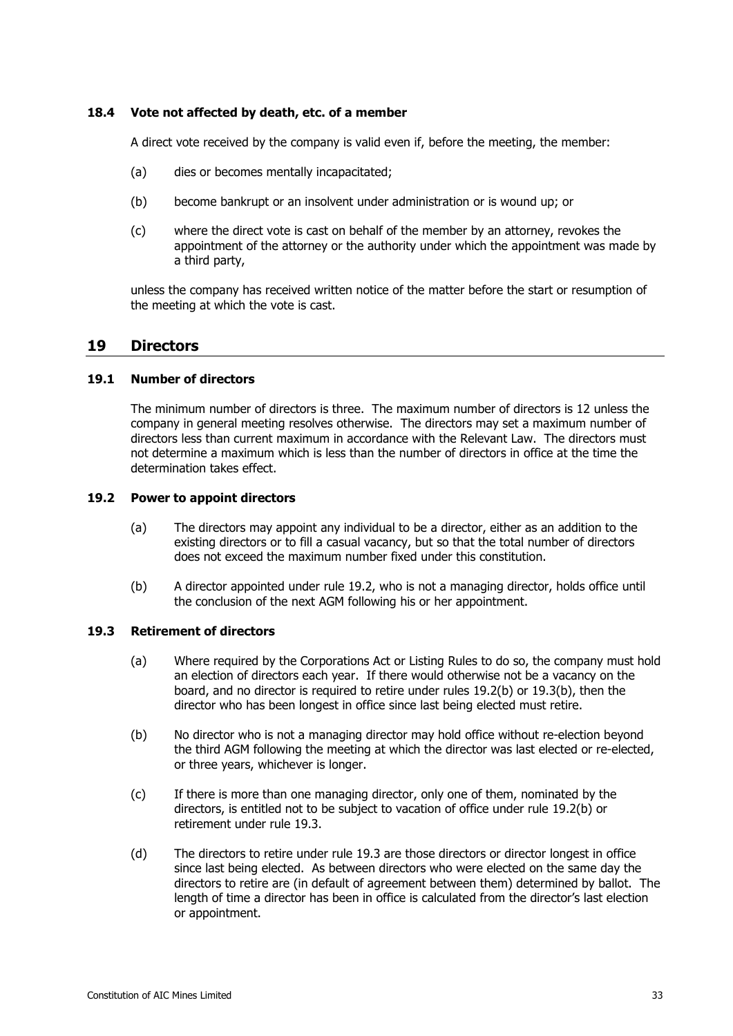### 18.4 Vote not affected by death, etc. of a member

A direct vote received by the company is valid even if, before the meeting, the member:

(a) dies or becomes mentally incapacitated;

(b) become bankrupt or an insolvent under administration or is wound up; or

(c) where the direct vote is cast on behalf of the member by an attorney, revokes the appointment of the attorney or the authority under which the appointment was made by a third party,

unless the company has received written notice of the matter before the start or resumption of the meeting at which the vote is cast.

## 19 Directors

### 19.1 Number of directors

The minimum number of directors is three. The maximum number of directors is 12 unless the company in general meeting resolves otherwise. The directors may set a maximum number of directors less than current maximum in accordance with the Relevant Law. The directors must not determine a maximum which is less than the number of directors in office at the time the determination takes effect.

### 19.2 Power to appoint directors

(a) The directors may appoint any individual to be a director, either as an addition to the existing directors or to fill a casual vacancy, but so that the total number of directors does not exceed the maximum number fixed under this constitution.

(b) A director appointed under rule 19.2, who is not a managing director, holds office until the conclusion of the next AGM following his or her appointment.

### 19.3 Retirement of directors

(a) Where required by the Corporations Act or Listing Rules to do so, the company must hold an election of directors each year. If there would otherwise not be a vacancy on the board, and no director is required to retire under rules 19.2(b) or 19.3(b), then the director who has been longest in office since last being elected must retire.

(b) No director who is not a managing director may hold office without re-election beyond the third AGM following the meeting at which the director was last elected or re-elected, or three years, whichever is longer.

(c) If there is more than one managing director, only one of them, nominated by the directors, is entitled not to be subject to vacation of office under rule 19.2(b) or retirement under rule 19.3.

(d) The directors to retire under rule 19.3 are those directors or director longest in office since last being elected. As between directors who were elected on the same day the directors to retire are (in default of agreement between them) determined by ballot. The length of time a director has been in office is calculated from the director's last election or appointment.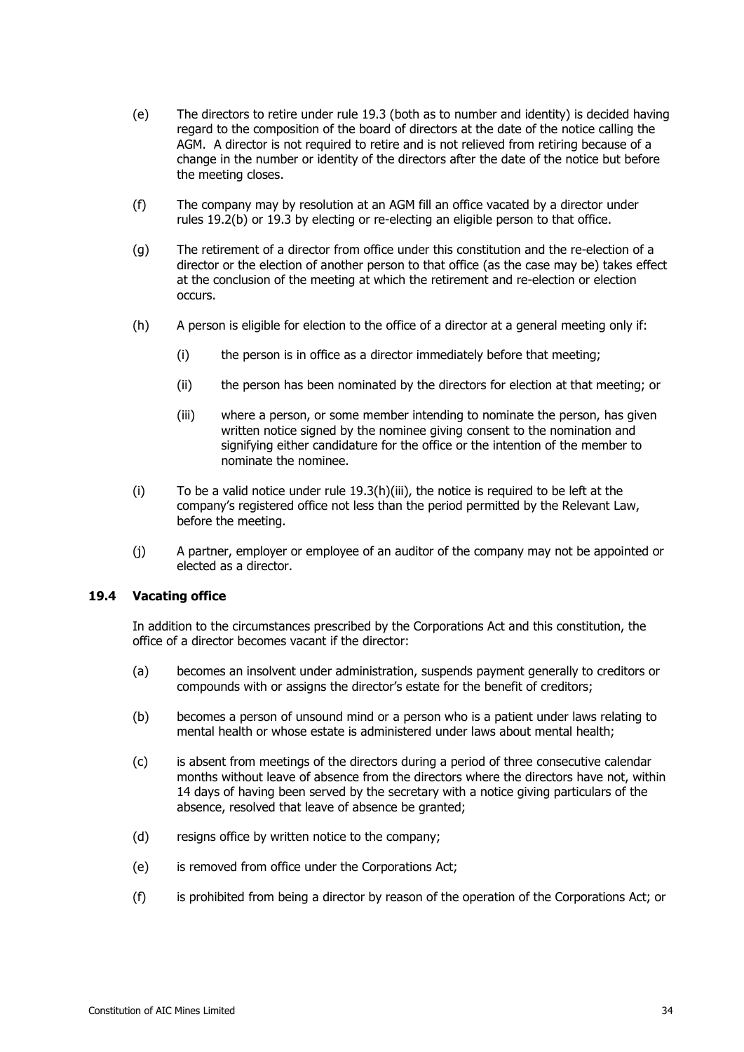(e) The directors to retire under rule 19.3 (both as to number and identity) is decided having regard to the composition of the board of directors at the date of the notice calling the AGM. A director is not required to retire and is not relieved from retiring because of a change in the number or identity of the directors after the date of the notice but before the meeting closes.

(f) The company may by resolution at an AGM fill an office vacated by a director under rules 19.2(b) or 19.3 by electing or re-electing an eligible person to that office.

(g) The retirement of a director from office under this constitution and the re-election of a director or the election of another person to that office (as the case may be) takes effect at the conclusion of the meeting at which the retirement and re-election or election occurs.

(h) A person is eligible for election to the office of a director at a general meeting only if:

  (i) the person is in office as a director immediately before that meeting;

  (ii) the person has been nominated by the directors for election at that meeting; or

  (iii) where a person, or some member intending to nominate the person, has given written notice signed by the nominee giving consent to the nomination and signifying either candidature for the office or the intention of the member to nominate the nominee.

(i) To be a valid notice under rule 19.3(h)(iii), the notice is required to be left at the company's registered office not less than the period permitted by the Relevant Law, before the meeting.

(j) A partner, employer or employee of an auditor of the company may not be appointed or elected as a director.

### 19.4 Vacating office

In addition to the circumstances prescribed by the Corporations Act and this constitution, the office of a director becomes vacant if the director:

(a) becomes an insolvent under administration, suspends payment generally to creditors or compounds with or assigns the director's estate for the benefit of creditors;

(b) becomes a person of unsound mind or a person who is a patient under laws relating to mental health or whose estate is administered under laws about mental health;

(c) is absent from meetings of the directors during a period of three consecutive calendar months without leave of absence from the directors where the directors have not, within 14 days of having been served by the secretary with a notice giving particulars of the absence, resolved that leave of absence be granted;

(d) resigns office by written notice to the company;

(e) is removed from office under the Corporations Act;

(f) is prohibited from being a director by reason of the operation of the Corporations Act; or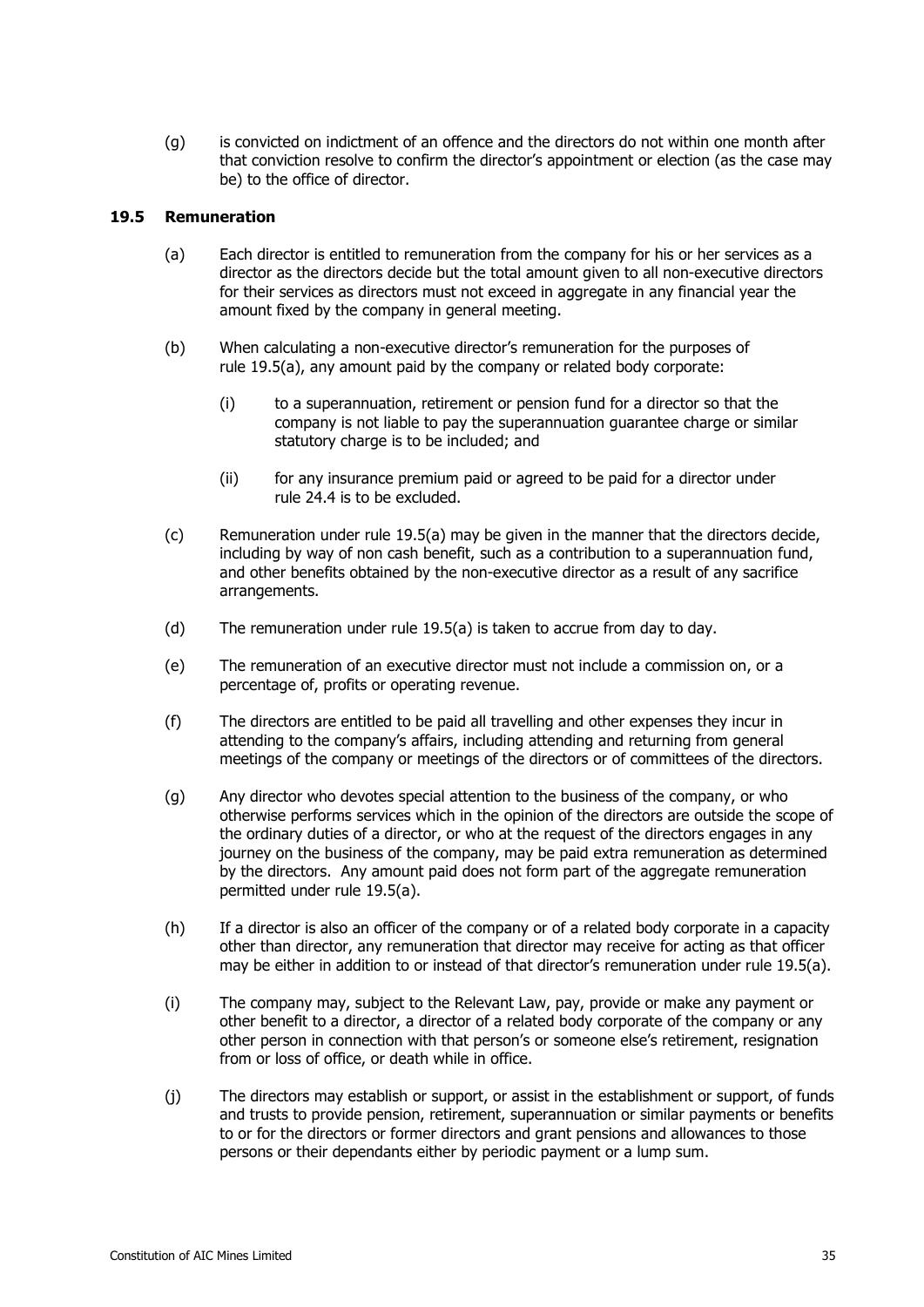(g) is convicted on indictment of an offence and the directors do not within one month after that conviction resolve to confirm the director's appointment or election (as the case may be) to the office of director.

### 19.5 Remuneration

(a) Each director is entitled to remuneration from the company for his or her services as a director as the directors decide but the total amount given to all non-executive directors for their services as directors must not exceed in aggregate in any financial year the amount fixed by the company in general meeting.

(b) When calculating a non-executive director's remuneration for the purposes of rule 19.5(a), any amount paid by the company or related body corporate:

   (i) to a superannuation, retirement or pension fund for a director so that the company is not liable to pay the superannuation guarantee charge or similar statutory charge is to be included; and

   (ii) for any insurance premium paid or agreed to be paid for a director under rule 24.4 is to be excluded.

(c) Remuneration under rule 19.5(a) may be given in the manner that the directors decide, including by way of non cash benefit, such as a contribution to a superannuation fund, and other benefits obtained by the non-executive director as a result of any sacrifice arrangements.

(d) The remuneration under rule 19.5(a) is taken to accrue from day to day.

(e) The remuneration of an executive director must not include a commission on, or a percentage of, profits or operating revenue.

(f) The directors are entitled to be paid all travelling and other expenses they incur in attending to the company's affairs, including attending and returning from general meetings of the company or meetings of the directors or of committees of the directors.

(g) Any director who devotes special attention to the business of the company, or who otherwise performs services which in the opinion of the directors are outside the scope of the ordinary duties of a director, or who at the request of the directors engages in any journey on the business of the company, may be paid extra remuneration as determined by the directors. Any amount paid does not form part of the aggregate remuneration permitted under rule 19.5(a).

(h) If a director is also an officer of the company or of a related body corporate in a capacity other than director, any remuneration that director may receive for acting as that officer may be either in addition to or instead of that director's remuneration under rule 19.5(a).

(i) The company may, subject to the Relevant Law, pay, provide or make any payment or other benefit to a director, a director of a related body corporate of the company or any other person in connection with that person's or someone else's retirement, resignation from or loss of office, or death while in office.

(j) The directors may establish or support, or assist in the establishment or support, of funds and trusts to provide pension, retirement, superannuation or similar payments or benefits to or for the directors or former directors and grant pensions and allowances to those persons or their dependants either by periodic payment or a lump sum.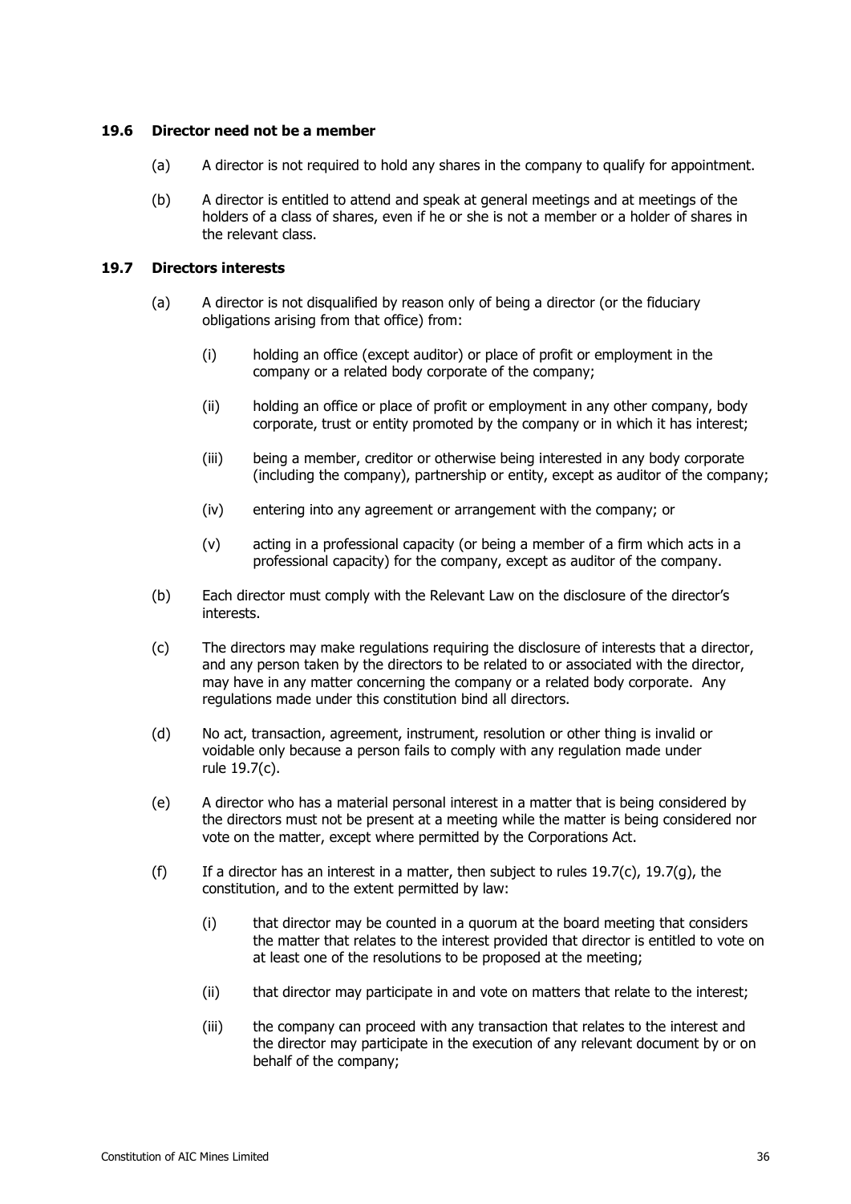### 19.6 Director need not be a member

(a) A director is not required to hold any shares in the company to qualify for appointment.

(b) A director is entitled to attend and speak at general meetings and at meetings of the holders of a class of shares, even if he or she is not a member or a holder of shares in the relevant class.

### 19.7 Directors interests

(a) A director is not disqualified by reason only of being a director (or the fiduciary obligations arising from that office) from:

(i) holding an office (except auditor) or place of profit or employment in the company or a related body corporate of the company;

(ii) holding an office or place of profit or employment in any other company, body corporate, trust or entity promoted by the company or in which it has interest;

(iii) being a member, creditor or otherwise being interested in any body corporate (including the company), partnership or entity, except as auditor of the company;

(iv) entering into any agreement or arrangement with the company; or

(v) acting in a professional capacity (or being a member of a firm which acts in a professional capacity) for the company, except as auditor of the company.

(b) Each director must comply with the Relevant Law on the disclosure of the director's interests.

(c) The directors may make regulations requiring the disclosure of interests that a director, and any person taken by the directors to be related to or associated with the director, may have in any matter concerning the company or a related body corporate. Any regulations made under this constitution bind all directors.

(d) No act, transaction, agreement, instrument, resolution or other thing is invalid or voidable only because a person fails to comply with any regulation made under rule 19.7(c).

(e) A director who has a material personal interest in a matter that is being considered by the directors must not be present at a meeting while the matter is being considered nor vote on the matter, except where permitted by the Corporations Act.

(f) If a director has an interest in a matter, then subject to rules 19.7(c), 19.7(g), the constitution, and to the extent permitted by law:

(i) that director may be counted in a quorum at the board meeting that considers the matter that relates to the interest provided that director is entitled to vote on at least one of the resolutions to be proposed at the meeting;

(ii) that director may participate in and vote on matters that relate to the interest;

(iii) the company can proceed with any transaction that relates to the interest and the director may participate in the execution of any relevant document by or on behalf of the company;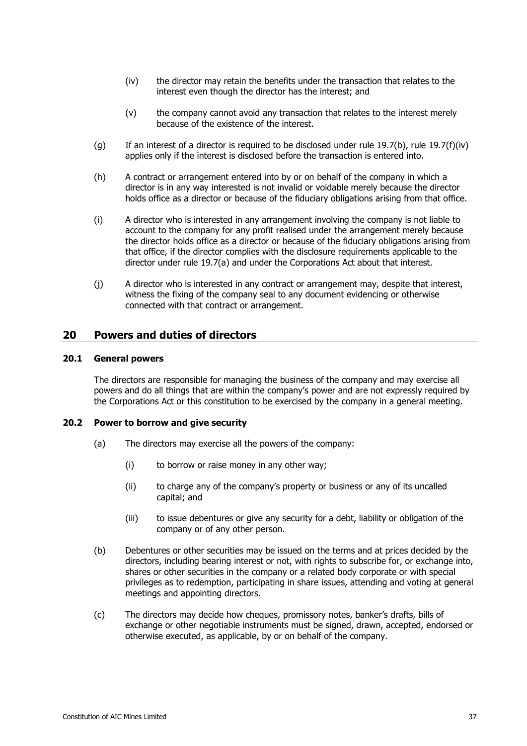(iv) the director may retain the benefits under the transaction that relates to the interest even though the director has the interest; and

(v) the company cannot avoid any transaction that relates to the interest merely because of the existence of the interest.

(g) If an interest of a director is required to be disclosed under rule 19.7(b), rule 19.7(f)(iv) applies only if the interest is disclosed before the transaction is entered into.

(h) A contract or arrangement entered into by or on behalf of the company in which a director is in any way interested is not invalid or voidable merely because the director holds office as a director or because of the fiduciary obligations arising from that office.

(i) A director who is interested in any arrangement involving the company is not liable to account to the company for any profit realised under the arrangement merely because the director holds office as a director or because of the fiduciary obligations arising from that office, if the director complies with the disclosure requirements applicable to the director under rule 19.7(a) and under the Corporations Act about that interest.

(j) A director who is interested in any contract or arrangement may, despite that interest, witness the fixing of the company seal to any document evidencing or otherwise connected with that contract or arrangement.

## 20 Powers and duties of directors

### 20.1 General powers

The directors are responsible for managing the business of the company and may exercise all powers and do all things that are within the company's power and are not expressly required by the Corporations Act or this constitution to be exercised by the company in a general meeting.

### 20.2 Power to borrow and give security

(a) The directors may exercise all the powers of the company:

(i) to borrow or raise money in any other way;

(ii) to charge any of the company's property or business or any of its uncalled capital; and

(iii) to issue debentures or give any security for a debt, liability or obligation of the company or of any other person.

(b) Debentures or other securities may be issued on the terms and at prices decided by the directors, including bearing interest or not, with rights to subscribe for, or exchange into, shares or other securities in the company or a related body corporate or with special privileges as to redemption, participating in share issues, attending and voting at general meetings and appointing directors.

(c) The directors may decide how cheques, promissory notes, banker's drafts, bills of exchange or other negotiable instruments must be signed, drawn, accepted, endorsed or otherwise executed, as applicable, by or on behalf of the company.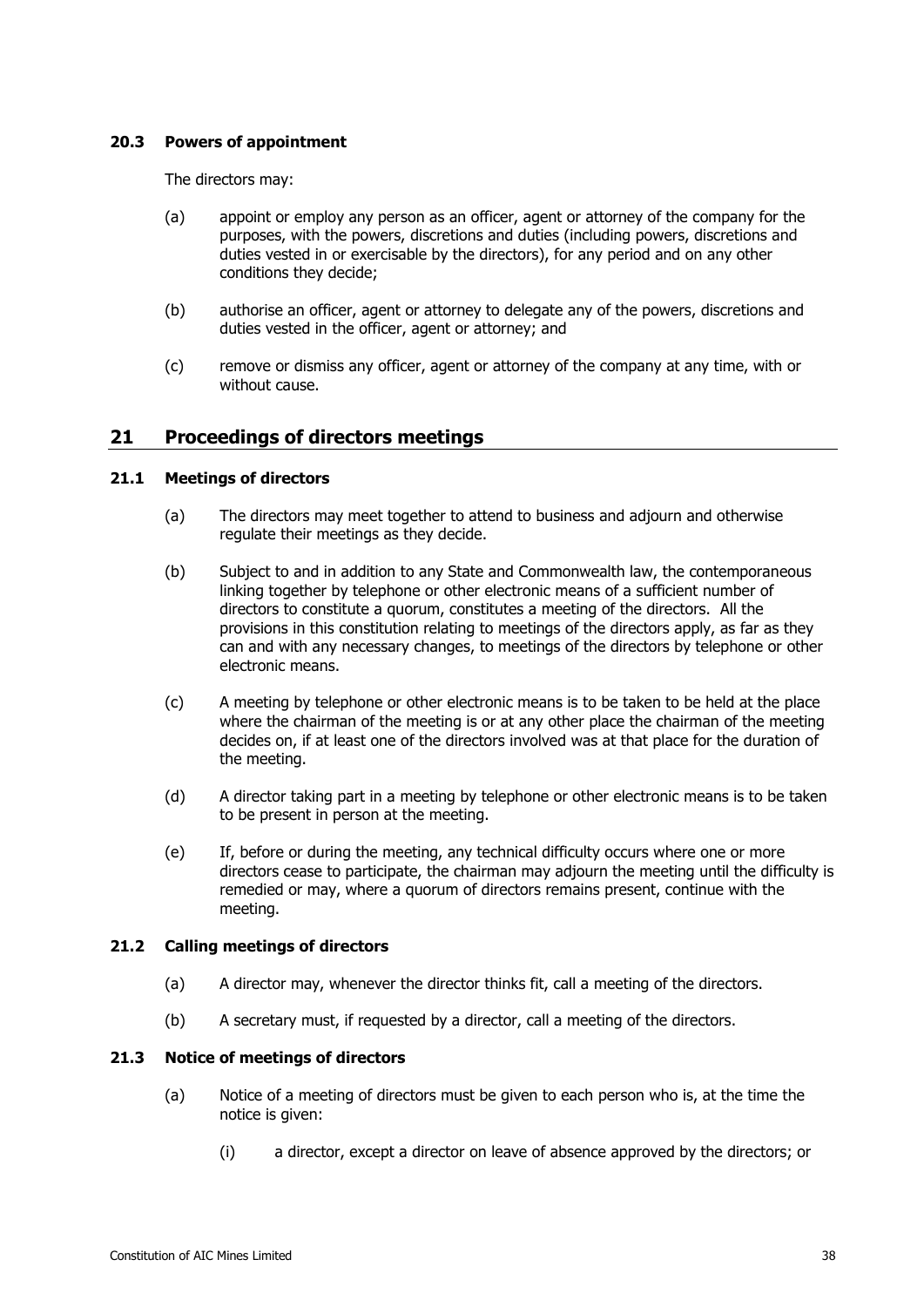### 20.3 Powers of appointment

The directors may:

(a) appoint or employ any person as an officer, agent or attorney of the company for the purposes, with the powers, discretions and duties (including powers, discretions and duties vested in or exercisable by the directors), for any period and on any other conditions they decide;

(b) authorise an officer, agent or attorney to delegate any of the powers, discretions and duties vested in the officer, agent or attorney; and

(c) remove or dismiss any officer, agent or attorney of the company at any time, with or without cause.

## 21 Proceedings of directors meetings

### 21.1 Meetings of directors

(a) The directors may meet together to attend to business and adjourn and otherwise regulate their meetings as they decide.

(b) Subject to and in addition to any State and Commonwealth law, the contemporaneous linking together by telephone or other electronic means of a sufficient number of directors to constitute a quorum, constitutes a meeting of the directors. All the provisions in this constitution relating to meetings of the directors apply, as far as they can and with any necessary changes, to meetings of the directors by telephone or other electronic means.

(c) A meeting by telephone or other electronic means is to be taken to be held at the place where the chairman of the meeting is or at any other place the chairman of the meeting decides on, if at least one of the directors involved was at that place for the duration of the meeting.

(d) A director taking part in a meeting by telephone or other electronic means is to be taken to be present in person at the meeting.

(e) If, before or during the meeting, any technical difficulty occurs where one or more directors cease to participate, the chairman may adjourn the meeting until the difficulty is remedied or may, where a quorum of directors remains present, continue with the meeting.

### 21.2 Calling meetings of directors

(a) A director may, whenever the director thinks fit, call a meeting of the directors.

(b) A secretary must, if requested by a director, call a meeting of the directors.

### 21.3 Notice of meetings of directors

(a) Notice of a meeting of directors must be given to each person who is, at the time the notice is given:

   (i) a director, except a director on leave of absence approved by the directors; or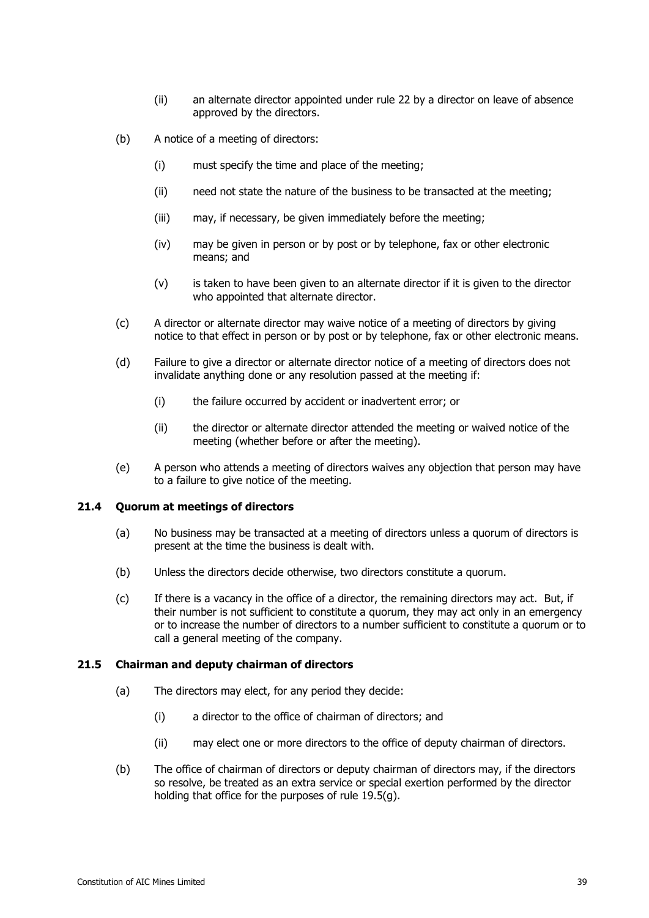(ii) an alternate director appointed under rule 22 by a director on leave of absence approved by the directors.

(b) A notice of a meeting of directors:

(i) must specify the time and place of the meeting;

(ii) need not state the nature of the business to be transacted at the meeting;

(iii) may, if necessary, be given immediately before the meeting;

(iv) may be given in person or by post or by telephone, fax or other electronic means; and

(v) is taken to have been given to an alternate director if it is given to the director who appointed that alternate director.

(c) A director or alternate director may waive notice of a meeting of directors by giving notice to that effect in person or by post or by telephone, fax or other electronic means.

(d) Failure to give a director or alternate director notice of a meeting of directors does not invalidate anything done or any resolution passed at the meeting if:

(i) the failure occurred by accident or inadvertent error; or

(ii) the director or alternate director attended the meeting or waived notice of the meeting (whether before or after the meeting).

(e) A person who attends a meeting of directors waives any objection that person may have to a failure to give notice of the meeting.

### 21.4 Quorum at meetings of directors

(a) No business may be transacted at a meeting of directors unless a quorum of directors is present at the time the business is dealt with.

(b) Unless the directors decide otherwise, two directors constitute a quorum.

(c) If there is a vacancy in the office of a director, the remaining directors may act. But, if their number is not sufficient to constitute a quorum, they may act only in an emergency or to increase the number of directors to a number sufficient to constitute a quorum or to call a general meeting of the company.

### 21.5 Chairman and deputy chairman of directors

(a) The directors may elect, for any period they decide:

(i) a director to the office of chairman of directors; and

(ii) may elect one or more directors to the office of deputy chairman of directors.

(b) The office of chairman of directors or deputy chairman of directors may, if the directors so resolve, be treated as an extra service or special exertion performed by the director holding that office for the purposes of rule 19.5(g).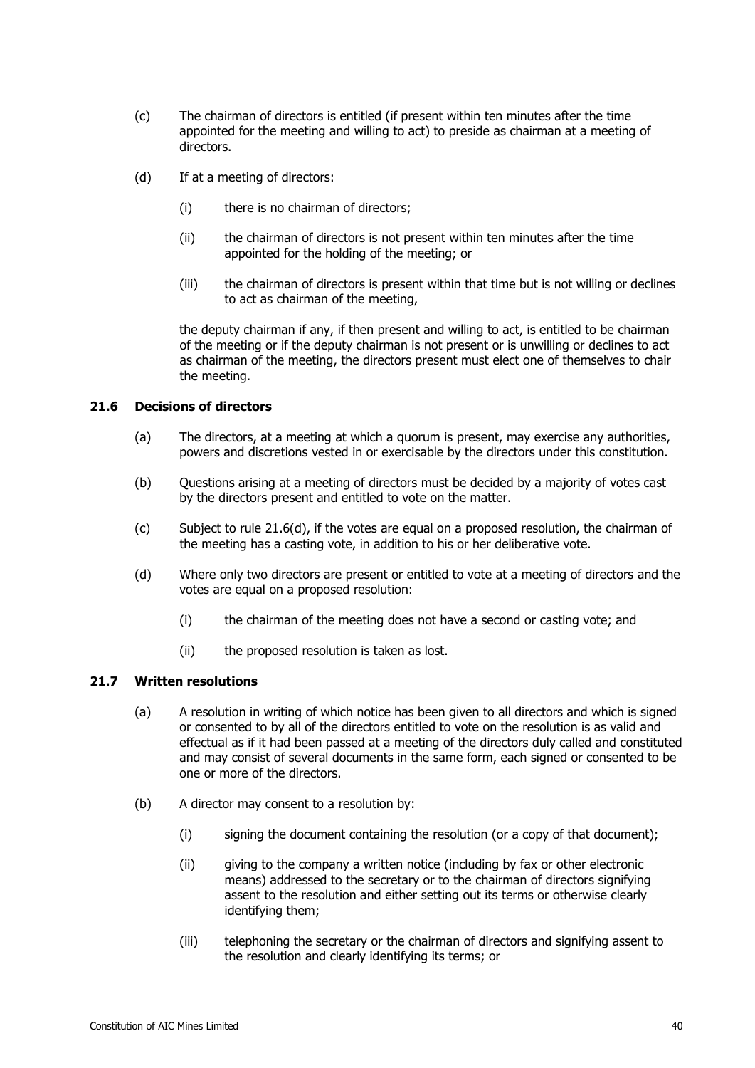(c) The chairman of directors is entitled (if present within ten minutes after the time appointed for the meeting and willing to act) to preside as chairman at a meeting of directors.

(d) If at a meeting of directors:

  (i) there is no chairman of directors;

  (ii) the chairman of directors is not present within ten minutes after the time appointed for the holding of the meeting; or

  (iii) the chairman of directors is present within that time but is not willing or declines to act as chairman of the meeting,

  the deputy chairman if any, if then present and willing to act, is entitled to be chairman of the meeting or if the deputy chairman is not present or is unwilling or declines to act as chairman of the meeting, the directors present must elect one of themselves to chair the meeting.

### 21.6 Decisions of directors

(a) The directors, at a meeting at which a quorum is present, may exercise any authorities, powers and discretions vested in or exercisable by the directors under this constitution.

(b) Questions arising at a meeting of directors must be decided by a majority of votes cast by the directors present and entitled to vote on the matter.

(c) Subject to rule 21.6(d), if the votes are equal on a proposed resolution, the chairman of the meeting has a casting vote, in addition to his or her deliberative vote.

(d) Where only two directors are present or entitled to vote at a meeting of directors and the votes are equal on a proposed resolution:

  (i) the chairman of the meeting does not have a second or casting vote; and

  (ii) the proposed resolution is taken as lost.

### 21.7 Written resolutions

(a) A resolution in writing of which notice has been given to all directors and which is signed or consented to by all of the directors entitled to vote on the resolution is as valid and effectual as if it had been passed at a meeting of the directors duly called and constituted and may consist of several documents in the same form, each signed or consented to be one or more of the directors.

(b) A director may consent to a resolution by:

  (i) signing the document containing the resolution (or a copy of that document);

  (ii) giving to the company a written notice (including by fax or other electronic means) addressed to the secretary or to the chairman of directors signifying assent to the resolution and either setting out its terms or otherwise clearly identifying them;

  (iii) telephoning the secretary or the chairman of directors and signifying assent to the resolution and clearly identifying its terms; or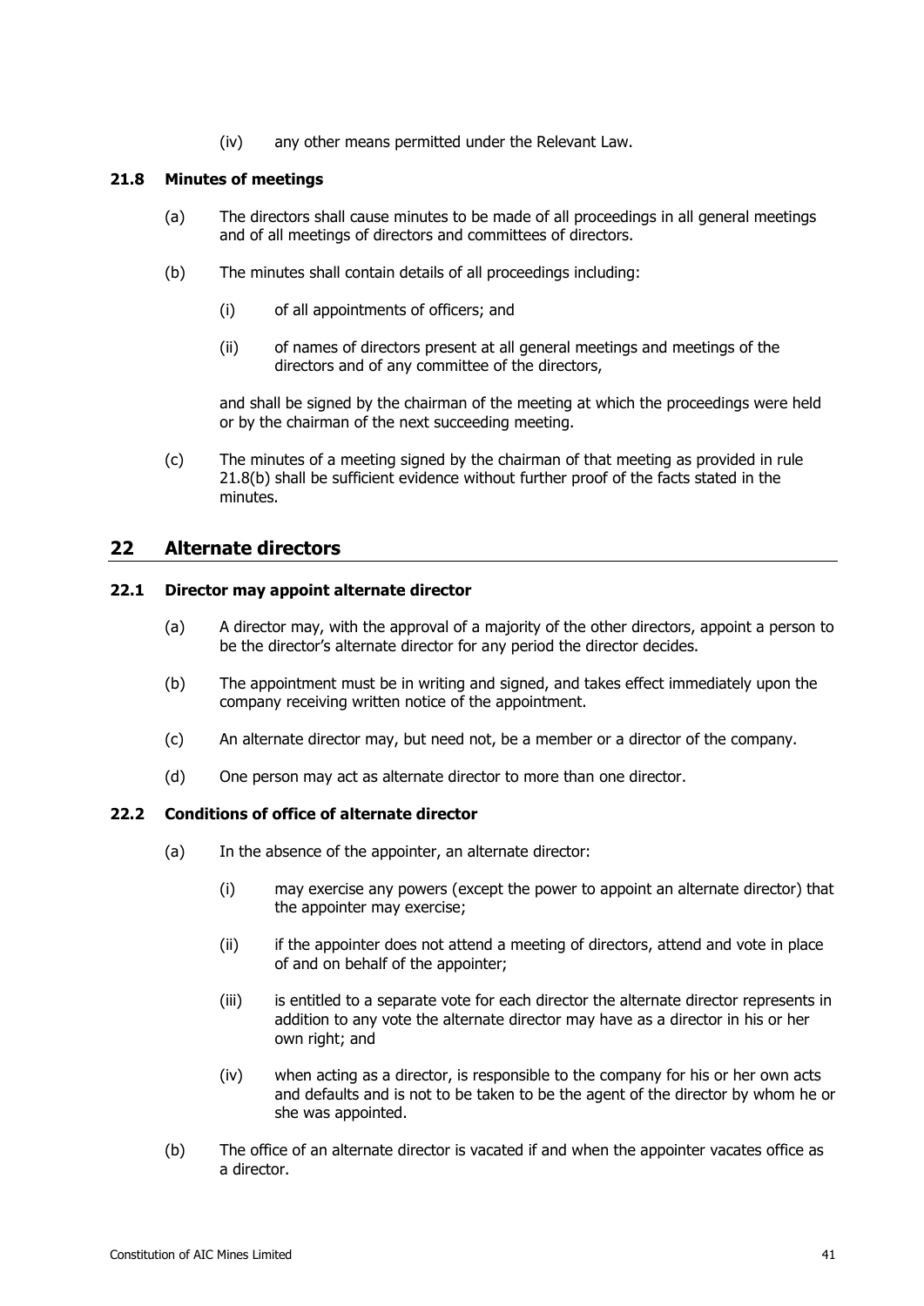(iv) any other means permitted under the Relevant Law.

### 21.8 Minutes of meetings

(a) The directors shall cause minutes to be made of all proceedings in all general meetings and of all meetings of directors and committees of directors.

(b) The minutes shall contain details of all proceedings including:

(i) of all appointments of officers; and

(ii) of names of directors present at all general meetings and meetings of the directors and of any committee of the directors,

and shall be signed by the chairman of the meeting at which the proceedings were held or by the chairman of the next succeeding meeting.

(c) The minutes of a meeting signed by the chairman of that meeting as provided in rule 21.8(b) shall be sufficient evidence without further proof of the facts stated in the minutes.

## 22 Alternate directors

### 22.1 Director may appoint alternate director

(a) A director may, with the approval of a majority of the other directors, appoint a person to be the director's alternate director for any period the director decides.

(b) The appointment must be in writing and signed, and takes effect immediately upon the company receiving written notice of the appointment.

(c) An alternate director may, but need not, be a member or a director of the company.

(d) One person may act as alternate director to more than one director.

### 22.2 Conditions of office of alternate director

(a) In the absence of the appointer, an alternate director:

(i) may exercise any powers (except the power to appoint an alternate director) that the appointer may exercise;

(ii) if the appointer does not attend a meeting of directors, attend and vote in place of and on behalf of the appointer;

(iii) is entitled to a separate vote for each director the alternate director represents in addition to any vote the alternate director may have as a director in his or her own right; and

(iv) when acting as a director, is responsible to the company for his or her own acts and defaults and is not to be taken to be the agent of the director by whom he or she was appointed.

(b) The office of an alternate director is vacated if and when the appointer vacates office as a director.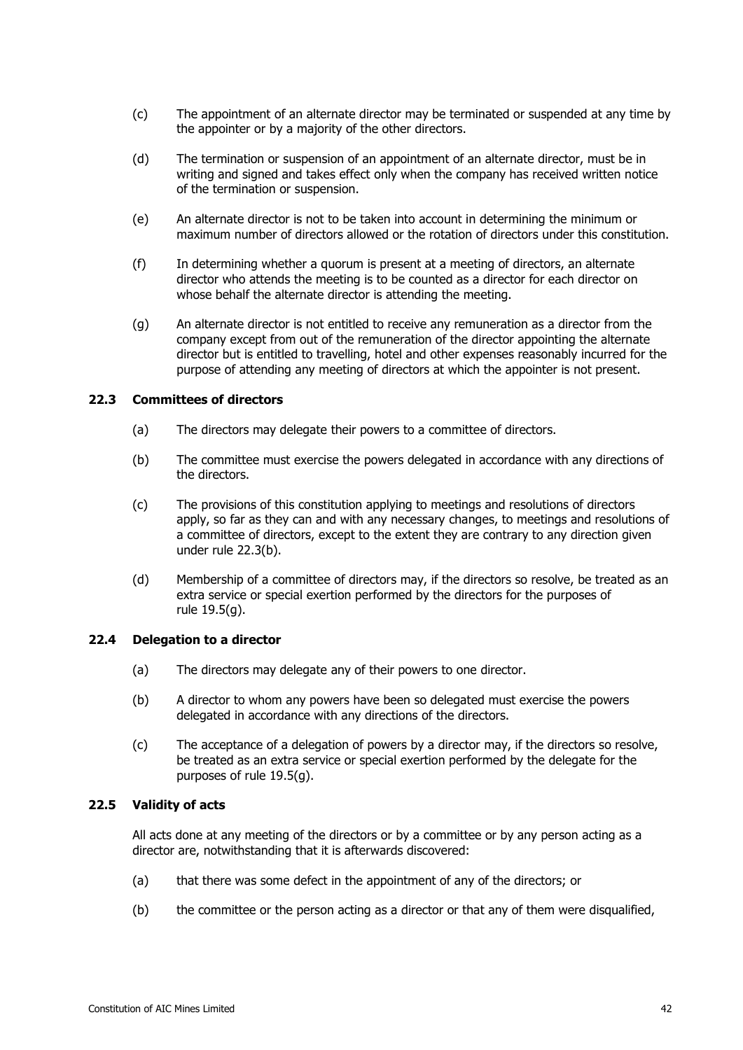(c) The appointment of an alternate director may be terminated or suspended at any time by the appointer or by a majority of the other directors.

(d) The termination or suspension of an appointment of an alternate director, must be in writing and signed and takes effect only when the company has received written notice of the termination or suspension.

(e) An alternate director is not to be taken into account in determining the minimum or maximum number of directors allowed or the rotation of directors under this constitution.

(f) In determining whether a quorum is present at a meeting of directors, an alternate director who attends the meeting is to be counted as a director for each director on whose behalf the alternate director is attending the meeting.

(g) An alternate director is not entitled to receive any remuneration as a director from the company except from out of the remuneration of the director appointing the alternate director but is entitled to travelling, hotel and other expenses reasonably incurred for the purpose of attending any meeting of directors at which the appointer is not present.

### 22.3 Committees of directors

(a) The directors may delegate their powers to a committee of directors.

(b) The committee must exercise the powers delegated in accordance with any directions of the directors.

(c) The provisions of this constitution applying to meetings and resolutions of directors apply, so far as they can and with any necessary changes, to meetings and resolutions of a committee of directors, except to the extent they are contrary to any direction given under rule 22.3(b).

(d) Membership of a committee of directors may, if the directors so resolve, be treated as an extra service or special exertion performed by the directors for the purposes of rule 19.5(g).

### 22.4 Delegation to a director

(a) The directors may delegate any of their powers to one director.

(b) A director to whom any powers have been so delegated must exercise the powers delegated in accordance with any directions of the directors.

(c) The acceptance of a delegation of powers by a director may, if the directors so resolve, be treated as an extra service or special exertion performed by the delegate for the purposes of rule 19.5(g).

### 22.5 Validity of acts

All acts done at any meeting of the directors or by a committee or by any person acting as a director are, notwithstanding that it is afterwards discovered:

(a) that there was some defect in the appointment of any of the directors; or

(b) the committee or the person acting as a director or that any of them were disqualified,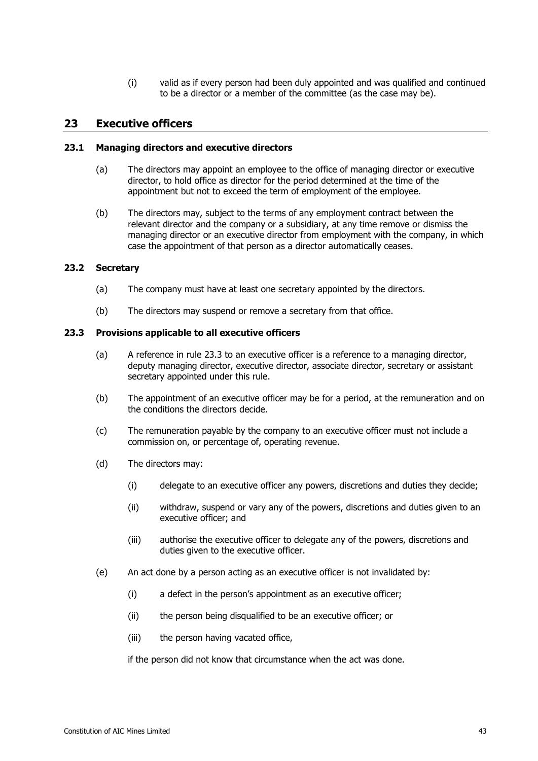(i) valid as if every person had been duly appointed and was qualified and continued to be a director or a member of the committee (as the case may be).

## 23 Executive officers

### 23.1 Managing directors and executive directors

(a) The directors may appoint an employee to the office of managing director or executive director, to hold office as director for the period determined at the time of the appointment but not to exceed the term of employment of the employee.

(b) The directors may, subject to the terms of any employment contract between the relevant director and the company or a subsidiary, at any time remove or dismiss the managing director or an executive director from employment with the company, in which case the appointment of that person as a director automatically ceases.

### 23.2 Secretary

(a) The company must have at least one secretary appointed by the directors.

(b) The directors may suspend or remove a secretary from that office.

### 23.3 Provisions applicable to all executive officers

(a) A reference in rule 23.3 to an executive officer is a reference to a managing director, deputy managing director, executive director, associate director, secretary or assistant secretary appointed under this rule.

(b) The appointment of an executive officer may be for a period, at the remuneration and on the conditions the directors decide.

(c) The remuneration payable by the company to an executive officer must not include a commission on, or percentage of, operating revenue.

(d) The directors may:

(i) delegate to an executive officer any powers, discretions and duties they decide;

(ii) withdraw, suspend or vary any of the powers, discretions and duties given to an executive officer; and

(iii) authorise the executive officer to delegate any of the powers, discretions and duties given to the executive officer.

(e) An act done by a person acting as an executive officer is not invalidated by:

(i) a defect in the person's appointment as an executive officer;

(ii) the person being disqualified to be an executive officer; or

(iii) the person having vacated office,

if the person did not know that circumstance when the act was done.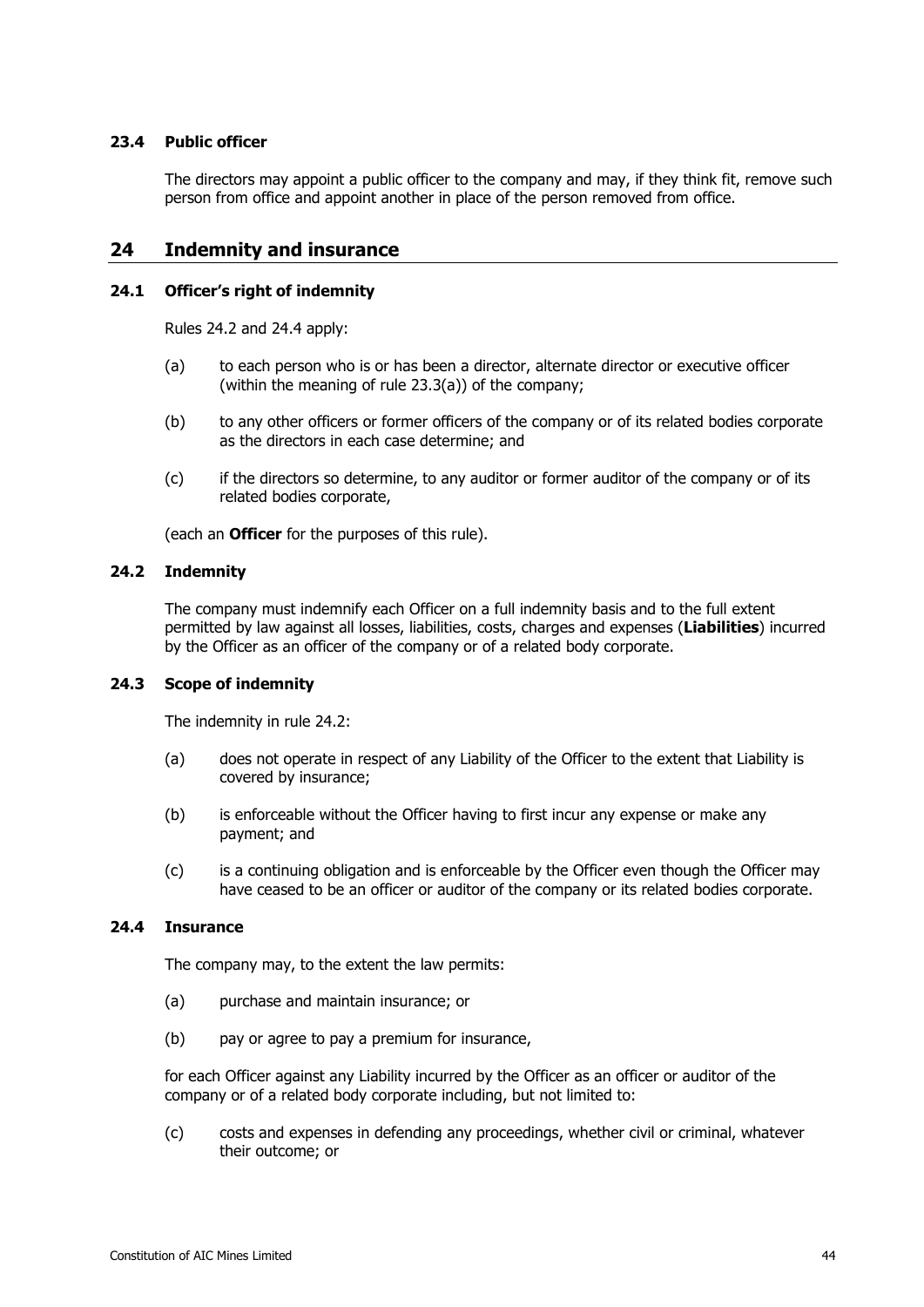### 23.4 Public officer

The directors may appoint a public officer to the company and may, if they think fit, remove such person from office and appoint another in place of the person removed from office.

## 24 Indemnity and insurance

### 24.1 Officer's right of indemnity

Rules 24.2 and 24.4 apply:

(a) to each person who is or has been a director, alternate director or executive officer (within the meaning of rule 23.3(a)) of the company;

(b) to any other officers or former officers of the company or of its related bodies corporate as the directors in each case determine; and

(c) if the directors so determine, to any auditor or former auditor of the company or of its related bodies corporate,

(each an **Officer** for the purposes of this rule).

### 24.2 Indemnity

The company must indemnify each Officer on a full indemnity basis and to the full extent permitted by law against all losses, liabilities, costs, charges and expenses (**Liabilities**) incurred by the Officer as an officer of the company or of a related body corporate.

### 24.3 Scope of indemnity

The indemnity in rule 24.2:

(a) does not operate in respect of any Liability of the Officer to the extent that Liability is covered by insurance;

(b) is enforceable without the Officer having to first incur any expense or make any payment; and

(c) is a continuing obligation and is enforceable by the Officer even though the Officer may have ceased to be an officer or auditor of the company or its related bodies corporate.

### 24.4 Insurance

The company may, to the extent the law permits:

(a) purchase and maintain insurance; or

(b) pay or agree to pay a premium for insurance,

for each Officer against any Liability incurred by the Officer as an officer or auditor of the company or of a related body corporate including, but not limited to:

(c) costs and expenses in defending any proceedings, whether civil or criminal, whatever their outcome; or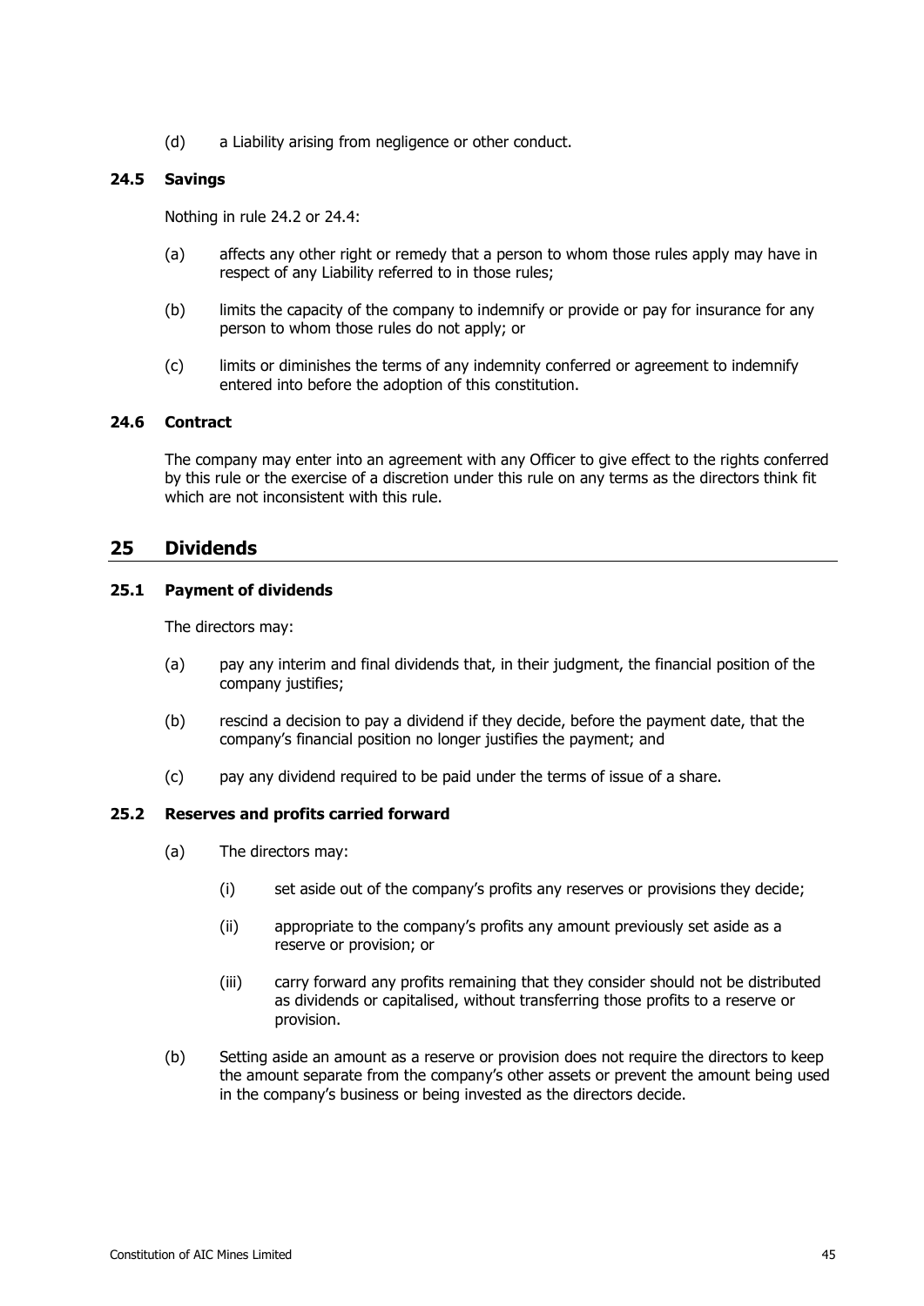(d) a Liability arising from negligence or other conduct.

### 24.5 Savings

Nothing in rule 24.2 or 24.4:

(a) affects any other right or remedy that a person to whom those rules apply may have in respect of any Liability referred to in those rules;

(b) limits the capacity of the company to indemnify or provide or pay for insurance for any person to whom those rules do not apply; or

(c) limits or diminishes the terms of any indemnity conferred or agreement to indemnify entered into before the adoption of this constitution.

### 24.6 Contract

The company may enter into an agreement with any Officer to give effect to the rights conferred by this rule or the exercise of a discretion under this rule on any terms as the directors think fit which are not inconsistent with this rule.

## 25 Dividends

### 25.1 Payment of dividends

The directors may:

(a) pay any interim and final dividends that, in their judgment, the financial position of the company justifies;

(b) rescind a decision to pay a dividend if they decide, before the payment date, that the company's financial position no longer justifies the payment; and

(c) pay any dividend required to be paid under the terms of issue of a share.

### 25.2 Reserves and profits carried forward

(a) The directors may:

(i) set aside out of the company's profits any reserves or provisions they decide;

(ii) appropriate to the company's profits any amount previously set aside as a reserve or provision; or

(iii) carry forward any profits remaining that they consider should not be distributed as dividends or capitalised, without transferring those profits to a reserve or provision.

(b) Setting aside an amount as a reserve or provision does not require the directors to keep the amount separate from the company's other assets or prevent the amount being used in the company's business or being invested as the directors decide.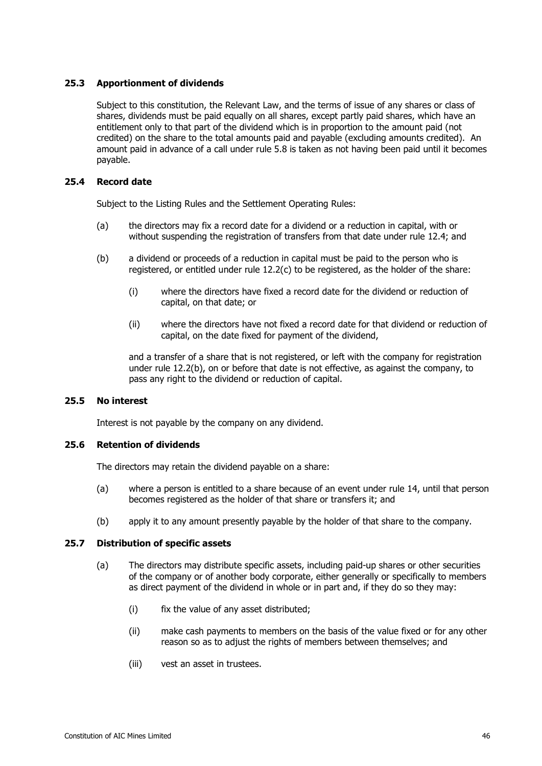### 25.3 Apportionment of dividends

Subject to this constitution, the Relevant Law, and the terms of issue of any shares or class of shares, dividends must be paid equally on all shares, except partly paid shares, which have an entitlement only to that part of the dividend which is in proportion to the amount paid (not credited) on the share to the total amounts paid and payable (excluding amounts credited). An amount paid in advance of a call under rule 5.8 is taken as not having been paid until it becomes payable.

### 25.4 Record date

Subject to the Listing Rules and the Settlement Operating Rules:

(a) the directors may fix a record date for a dividend or a reduction in capital, with or without suspending the registration of transfers from that date under rule 12.4; and

(b) a dividend or proceeds of a reduction in capital must be paid to the person who is registered, or entitled under rule 12.2(c) to be registered, as the holder of the share:

  (i) where the directors have fixed a record date for the dividend or reduction of capital, on that date; or

  (ii) where the directors have not fixed a record date for that dividend or reduction of capital, on the date fixed for payment of the dividend,

and a transfer of a share that is not registered, or left with the company for registration under rule 12.2(b), on or before that date is not effective, as against the company, to pass any right to the dividend or reduction of capital.

### 25.5 No interest

Interest is not payable by the company on any dividend.

### 25.6 Retention of dividends

The directors may retain the dividend payable on a share:

(a) where a person is entitled to a share because of an event under rule 14, until that person becomes registered as the holder of that share or transfers it; and

(b) apply it to any amount presently payable by the holder of that share to the company.

### 25.7 Distribution of specific assets

(a) The directors may distribute specific assets, including paid-up shares or other securities of the company or of another body corporate, either generally or specifically to members as direct payment of the dividend in whole or in part and, if they do so they may:

  (i) fix the value of any asset distributed;

  (ii) make cash payments to members on the basis of the value fixed or for any other reason so as to adjust the rights of members between themselves; and

  (iii) vest an asset in trustees.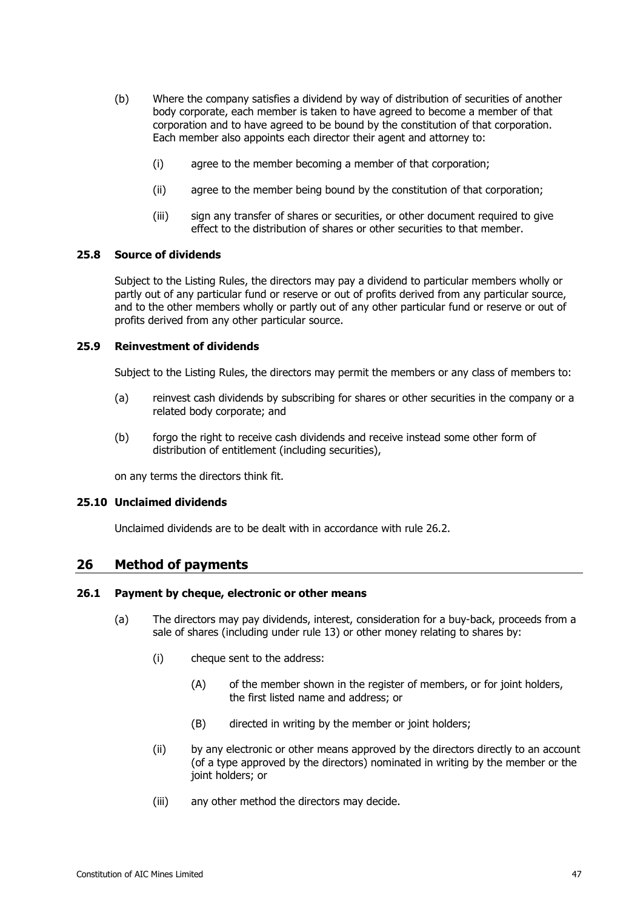(b) Where the company satisfies a dividend by way of distribution of securities of another body corporate, each member is taken to have agreed to become a member of that corporation and to have agreed to be bound by the constitution of that corporation. Each member also appoints each director their agent and attorney to:

   (i) agree to the member becoming a member of that corporation;

   (ii) agree to the member being bound by the constitution of that corporation;

   (iii) sign any transfer of shares or securities, or other document required to give effect to the distribution of shares or other securities to that member.

### 25.8 Source of dividends

Subject to the Listing Rules, the directors may pay a dividend to particular members wholly or partly out of any particular fund or reserve or out of profits derived from any particular source, and to the other members wholly or partly out of any other particular fund or reserve or out of profits derived from any other particular source.

### 25.9 Reinvestment of dividends

Subject to the Listing Rules, the directors may permit the members or any class of members to:

(a) reinvest cash dividends by subscribing for shares or other securities in the company or a related body corporate; and

(b) forgo the right to receive cash dividends and receive instead some other form of distribution of entitlement (including securities),

on any terms the directors think fit.

### 25.10 Unclaimed dividends

Unclaimed dividends are to be dealt with in accordance with rule 26.2.

## 26 Method of payments

### 26.1 Payment by cheque, electronic or other means

(a) The directors may pay dividends, interest, consideration for a buy-back, proceeds from a sale of shares (including under rule 13) or other money relating to shares by:

   (i) cheque sent to the address:

      (A) of the member shown in the register of members, or for joint holders, the first listed name and address; or

      (B) directed in writing by the member or joint holders;

   (ii) by any electronic or other means approved by the directors directly to an account (of a type approved by the directors) nominated in writing by the member or the joint holders; or

   (iii) any other method the directors may decide.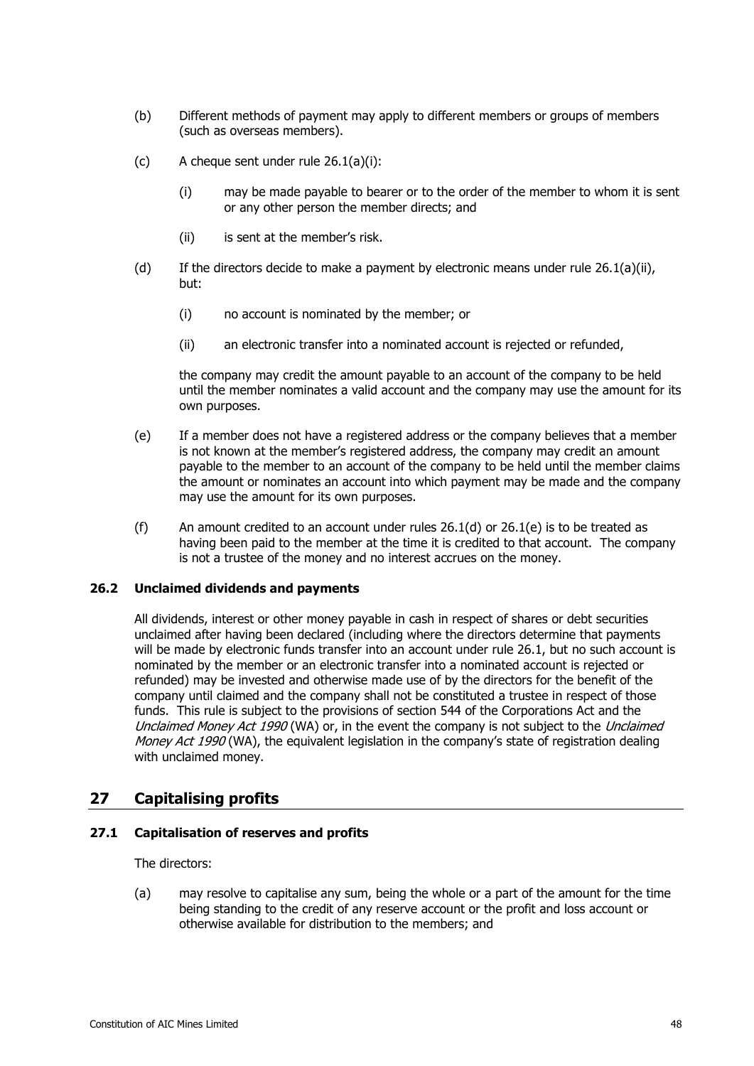(b) Different methods of payment may apply to different members or groups of members (such as overseas members).

(c) A cheque sent under rule 26.1(a)(i):

   (i) may be made payable to bearer or to the order of the member to whom it is sent or any other person the member directs; and

   (ii) is sent at the member's risk.

(d) If the directors decide to make a payment by electronic means under rule 26.1(a)(ii), but:

   (i) no account is nominated by the member; or

   (ii) an electronic transfer into a nominated account is rejected or refunded,

   the company may credit the amount payable to an account of the company to be held until the member nominates a valid account and the company may use the amount for its own purposes.

(e) If a member does not have a registered address or the company believes that a member is not known at the member's registered address, the company may credit an amount payable to the member to an account of the company to be held until the member claims the amount or nominates an account into which payment may be made and the company may use the amount for its own purposes.

(f) An amount credited to an account under rules 26.1(d) or 26.1(e) is to be treated as having been paid to the member at the time it is credited to that account. The company is not a trustee of the money and no interest accrues on the money.

### 26.2 Unclaimed dividends and payments

All dividends, interest or other money payable in cash in respect of shares or debt securities unclaimed after having been declared (including where the directors determine that payments will be made by electronic funds transfer into an account under rule 26.1, but no such account is nominated by the member or an electronic transfer into a nominated account is rejected or refunded) may be invested and otherwise made use of by the directors for the benefit of the company until claimed and the company shall not be constituted a trustee in respect of those funds. This rule is subject to the provisions of section 544 of the Corporations Act and the *Unclaimed Money Act 1990* (WA) or, in the event the company is not subject to the *Unclaimed Money Act 1990* (WA), the equivalent legislation in the company's state of registration dealing with unclaimed money.

## 27 Capitalising profits

### 27.1 Capitalisation of reserves and profits

The directors:

(a) may resolve to capitalise any sum, being the whole or a part of the amount for the time being standing to the credit of any reserve account or the profit and loss account or otherwise available for distribution to the members; and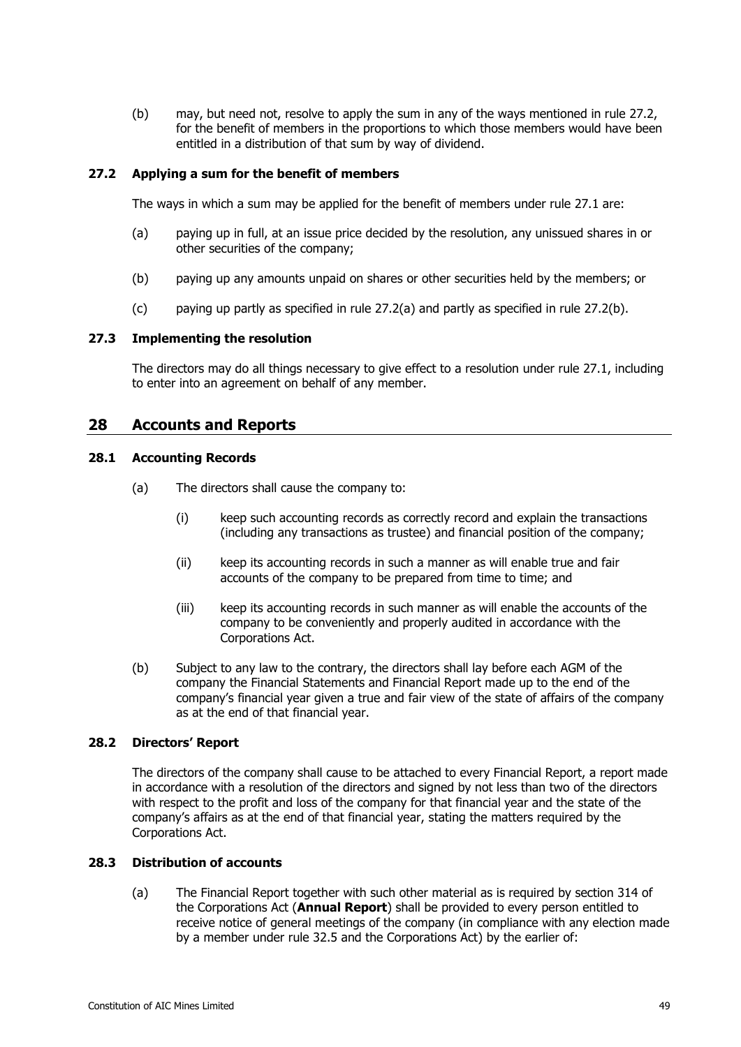(b) may, but need not, resolve to apply the sum in any of the ways mentioned in rule 27.2, for the benefit of members in the proportions to which those members would have been entitled in a distribution of that sum by way of dividend.

### 27.2 Applying a sum for the benefit of members

The ways in which a sum may be applied for the benefit of members under rule 27.1 are:

(a) paying up in full, at an issue price decided by the resolution, any unissued shares in or other securities of the company;

(b) paying up any amounts unpaid on shares or other securities held by the members; or

(c) paying up partly as specified in rule 27.2(a) and partly as specified in rule 27.2(b).

### 27.3 Implementing the resolution

The directors may do all things necessary to give effect to a resolution under rule 27.1, including to enter into an agreement on behalf of any member.

## 28 Accounts and Reports

### 28.1 Accounting Records

(a) The directors shall cause the company to:

(i) keep such accounting records as correctly record and explain the transactions (including any transactions as trustee) and financial position of the company;

(ii) keep its accounting records in such a manner as will enable true and fair accounts of the company to be prepared from time to time; and

(iii) keep its accounting records in such manner as will enable the accounts of the company to be conveniently and properly audited in accordance with the Corporations Act.

(b) Subject to any law to the contrary, the directors shall lay before each AGM of the company the Financial Statements and Financial Report made up to the end of the company's financial year given a true and fair view of the state of affairs of the company as at the end of that financial year.

### 28.2 Directors' Report

The directors of the company shall cause to be attached to every Financial Report, a report made in accordance with a resolution of the directors and signed by not less than two of the directors with respect to the profit and loss of the company for that financial year and the state of the company's affairs as at the end of that financial year, stating the matters required by the Corporations Act.

### 28.3 Distribution of accounts

(a) The Financial Report together with such other material as is required by section 314 of the Corporations Act (**Annual Report**) shall be provided to every person entitled to receive notice of general meetings of the company (in compliance with any election made by a member under rule 32.5 and the Corporations Act) by the earlier of: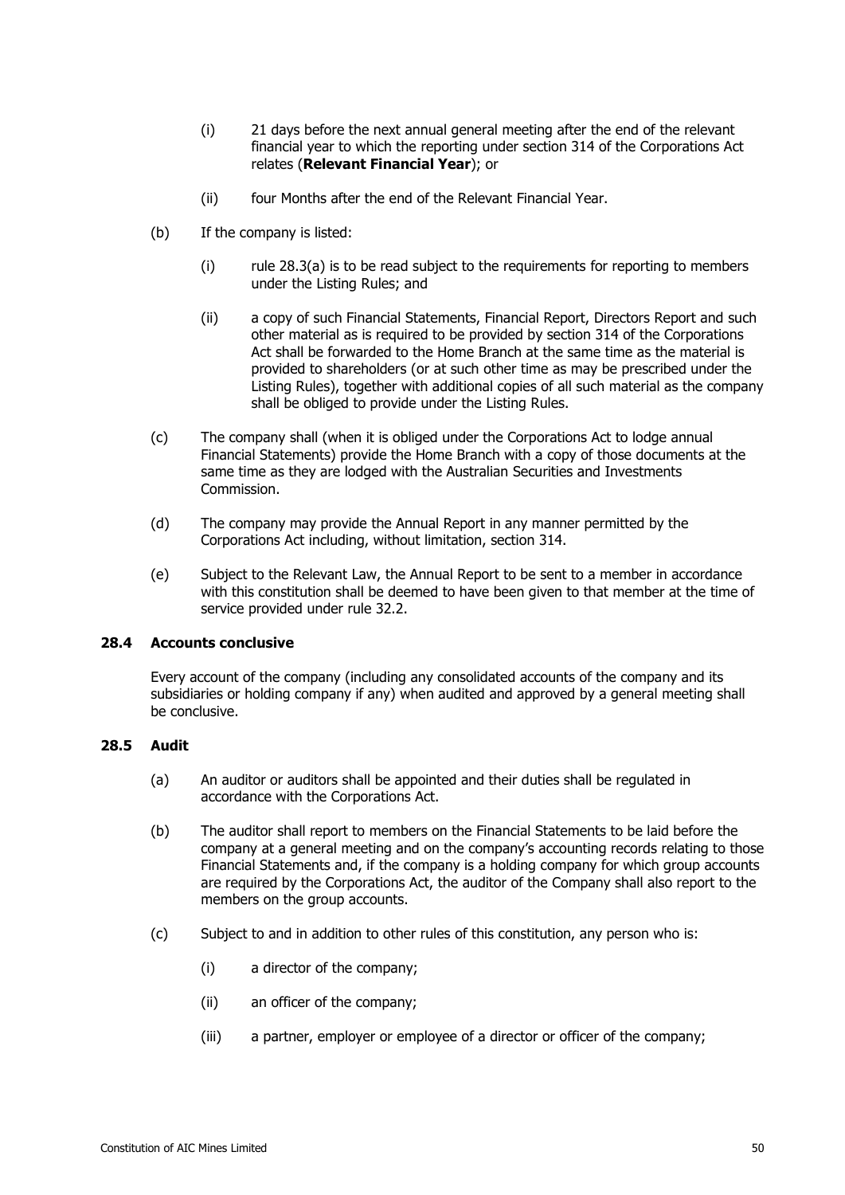(i) 21 days before the next annual general meeting after the end of the relevant financial year to which the reporting under section 314 of the Corporations Act relates (**Relevant Financial Year**); or

(ii) four Months after the end of the Relevant Financial Year.

(b) If the company is listed:

(i) rule 28.3(a) is to be read subject to the requirements for reporting to members under the Listing Rules; and

(ii) a copy of such Financial Statements, Financial Report, Directors Report and such other material as is required to be provided by section 314 of the Corporations Act shall be forwarded to the Home Branch at the same time as the material is provided to shareholders (or at such other time as may be prescribed under the Listing Rules), together with additional copies of all such material as the company shall be obliged to provide under the Listing Rules.

(c) The company shall (when it is obliged under the Corporations Act to lodge annual Financial Statements) provide the Home Branch with a copy of those documents at the same time as they are lodged with the Australian Securities and Investments Commission.

(d) The company may provide the Annual Report in any manner permitted by the Corporations Act including, without limitation, section 314.

(e) Subject to the Relevant Law, the Annual Report to be sent to a member in accordance with this constitution shall be deemed to have been given to that member at the time of service provided under rule 32.2.

### 28.4 Accounts conclusive

Every account of the company (including any consolidated accounts of the company and its subsidiaries or holding company if any) when audited and approved by a general meeting shall be conclusive.

### 28.5 Audit

(a) An auditor or auditors shall be appointed and their duties shall be regulated in accordance with the Corporations Act.

(b) The auditor shall report to members on the Financial Statements to be laid before the company at a general meeting and on the company's accounting records relating to those Financial Statements and, if the company is a holding company for which group accounts are required by the Corporations Act, the auditor of the Company shall also report to the members on the group accounts.

(c) Subject to and in addition to other rules of this constitution, any person who is:

(i) a director of the company;

(ii) an officer of the company;

(iii) a partner, employer or employee of a director or officer of the company;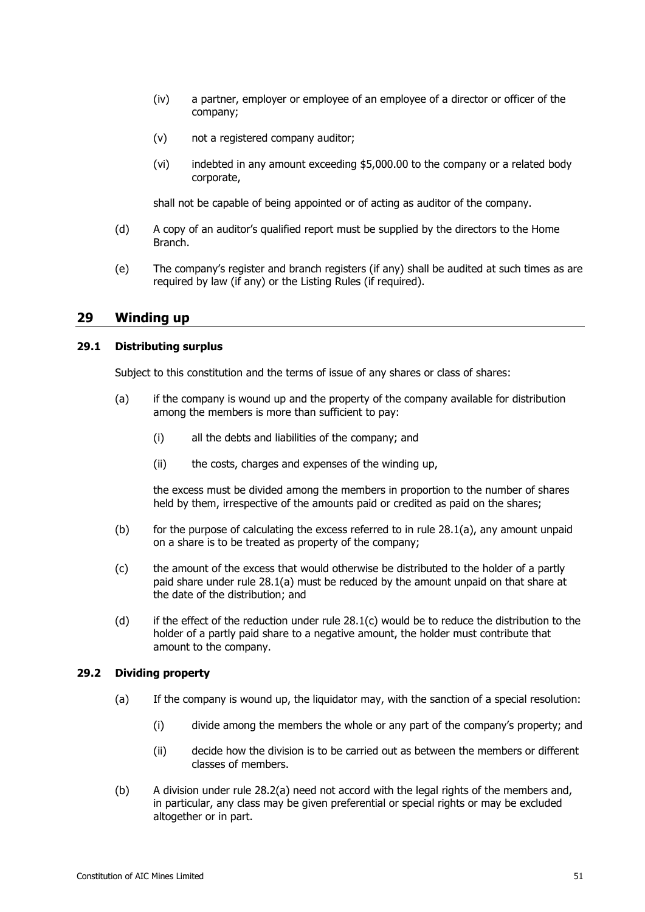(iv) a partner, employer or employee of an employee of a director or officer of the company;

(v) not a registered company auditor;

(vi) indebted in any amount exceeding $5,000.00 to the company or a related body corporate,

shall not be capable of being appointed or of acting as auditor of the company.

(d) A copy of an auditor's qualified report must be supplied by the directors to the Home Branch.

(e) The company's register and branch registers (if any) shall be audited at such times as are required by law (if any) or the Listing Rules (if required).

## 29 Winding up

### 29.1 Distributing surplus

Subject to this constitution and the terms of issue of any shares or class of shares:

(a) if the company is wound up and the property of the company available for distribution among the members is more than sufficient to pay:

(i) all the debts and liabilities of the company; and

(ii) the costs, charges and expenses of the winding up,

the excess must be divided among the members in proportion to the number of shares held by them, irrespective of the amounts paid or credited as paid on the shares;

(b) for the purpose of calculating the excess referred to in rule 28.1(a), any amount unpaid on a share is to be treated as property of the company;

(c) the amount of the excess that would otherwise be distributed to the holder of a partly paid share under rule 28.1(a) must be reduced by the amount unpaid on that share at the date of the distribution; and

(d) if the effect of the reduction under rule 28.1(c) would be to reduce the distribution to the holder of a partly paid share to a negative amount, the holder must contribute that amount to the company.

### 29.2 Dividing property

(a) If the company is wound up, the liquidator may, with the sanction of a special resolution:

(i) divide among the members the whole or any part of the company's property; and

(ii) decide how the division is to be carried out as between the members or different classes of members.

(b) A division under rule 28.2(a) need not accord with the legal rights of the members and, in particular, any class may be given preferential or special rights or may be excluded altogether or in part.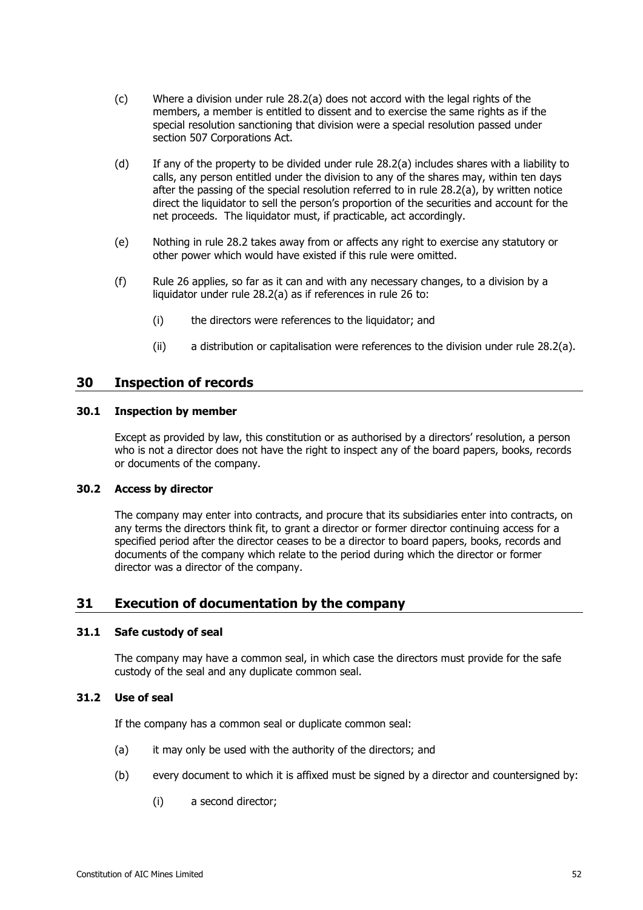(c) Where a division under rule 28.2(a) does not accord with the legal rights of the members, a member is entitled to dissent and to exercise the same rights as if the special resolution sanctioning that division were a special resolution passed under section 507 Corporations Act.

(d) If any of the property to be divided under rule 28.2(a) includes shares with a liability to calls, any person entitled under the division to any of the shares may, within ten days after the passing of the special resolution referred to in rule 28.2(a), by written notice direct the liquidator to sell the person's proportion of the securities and account for the net proceeds. The liquidator must, if practicable, act accordingly.

(e) Nothing in rule 28.2 takes away from or affects any right to exercise any statutory or other power which would have existed if this rule were omitted.

(f) Rule 26 applies, so far as it can and with any necessary changes, to a division by a liquidator under rule 28.2(a) as if references in rule 26 to:

(i) the directors were references to the liquidator; and

(ii) a distribution or capitalisation were references to the division under rule 28.2(a).

## 30 Inspection of records

### 30.1 Inspection by member

Except as provided by law, this constitution or as authorised by a directors' resolution, a person who is not a director does not have the right to inspect any of the board papers, books, records or documents of the company.

### 30.2 Access by director

The company may enter into contracts, and procure that its subsidiaries enter into contracts, on any terms the directors think fit, to grant a director or former director continuing access for a specified period after the director ceases to be a director to board papers, books, records and documents of the company which relate to the period during which the director or former director was a director of the company.

## 31 Execution of documentation by the company

### 31.1 Safe custody of seal

The company may have a common seal, in which case the directors must provide for the safe custody of the seal and any duplicate common seal.

### 31.2 Use of seal

If the company has a common seal or duplicate common seal:

(a) it may only be used with the authority of the directors; and

(b) every document to which it is affixed must be signed by a director and countersigned by:

(i) a second director;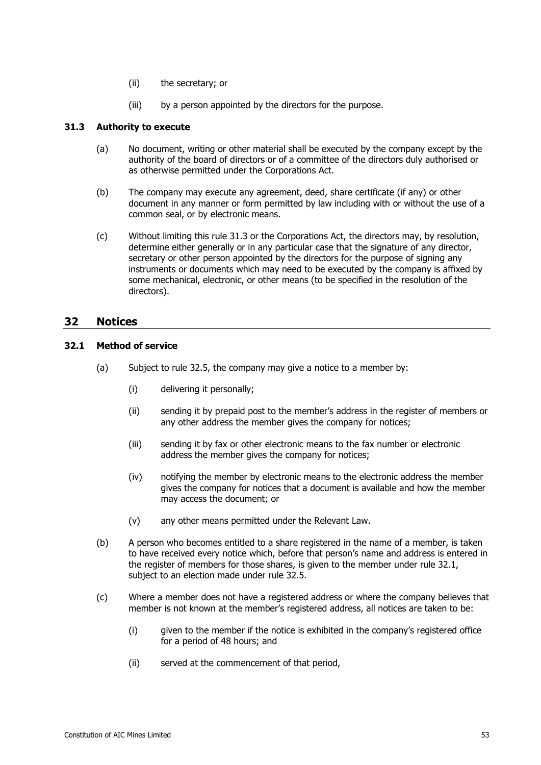(ii) the secretary; or

(iii) by a person appointed by the directors for the purpose.

### 31.3 Authority to execute

(a) No document, writing or other material shall be executed by the company except by the authority of the board of directors or of a committee of the directors duly authorised or as otherwise permitted under the Corporations Act.

(b) The company may execute any agreement, deed, share certificate (if any) or other document in any manner or form permitted by law including with or without the use of a common seal, or by electronic means.

(c) Without limiting this rule 31.3 or the Corporations Act, the directors may, by resolution, determine either generally or in any particular case that the signature of any director, secretary or other person appointed by the directors for the purpose of signing any instruments or documents which may need to be executed by the company is affixed by some mechanical, electronic, or other means (to be specified in the resolution of the directors).

## 32 Notices

### 32.1 Method of service

(a) Subject to rule 32.5, the company may give a notice to a member by:

(i) delivering it personally;

(ii) sending it by prepaid post to the member's address in the register of members or any other address the member gives the company for notices;

(iii) sending it by fax or other electronic means to the fax number or electronic address the member gives the company for notices;

(iv) notifying the member by electronic means to the electronic address the member gives the company for notices that a document is available and how the member may access the document; or

(v) any other means permitted under the Relevant Law.

(b) A person who becomes entitled to a share registered in the name of a member, is taken to have received every notice which, before that person's name and address is entered in the register of members for those shares, is given to the member under rule 32.1, subject to an election made under rule 32.5.

(c) Where a member does not have a registered address or where the company believes that member is not known at the member's registered address, all notices are taken to be:

(i) given to the member if the notice is exhibited in the company's registered office for a period of 48 hours; and

(ii) served at the commencement of that period,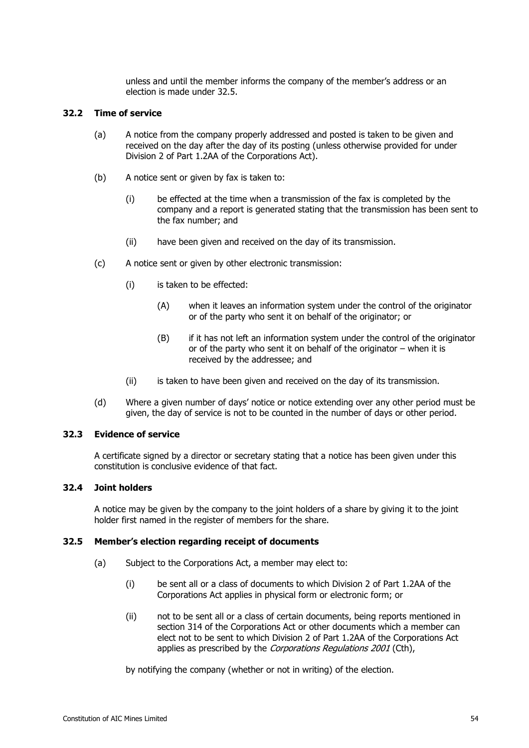unless and until the member informs the company of the member's address or an election is made under 32.5.

### 32.2 Time of service

(a) A notice from the company properly addressed and posted is taken to be given and received on the day after the day of its posting (unless otherwise provided for under Division 2 of Part 1.2AA of the Corporations Act).

(b) A notice sent or given by fax is taken to:

(i) be effected at the time when a transmission of the fax is completed by the company and a report is generated stating that the transmission has been sent to the fax number; and

(ii) have been given and received on the day of its transmission.

(c) A notice sent or given by other electronic transmission:

(i) is taken to be effected:

(A) when it leaves an information system under the control of the originator or of the party who sent it on behalf of the originator; or

(B) if it has not left an information system under the control of the originator or of the party who sent it on behalf of the originator – when it is received by the addressee; and

(ii) is taken to have been given and received on the day of its transmission.

(d) Where a given number of days' notice or notice extending over any other period must be given, the day of service is not to be counted in the number of days or other period.

### 32.3 Evidence of service

A certificate signed by a director or secretary stating that a notice has been given under this constitution is conclusive evidence of that fact.

### 32.4 Joint holders

A notice may be given by the company to the joint holders of a share by giving it to the joint holder first named in the register of members for the share.

### 32.5 Member's election regarding receipt of documents

(a) Subject to the Corporations Act, a member may elect to:

(i) be sent all or a class of documents to which Division 2 of Part 1.2AA of the Corporations Act applies in physical form or electronic form; or

(ii) not to be sent all or a class of certain documents, being reports mentioned in section 314 of the Corporations Act or other documents which a member can elect not to be sent to which Division 2 of Part 1.2AA of the Corporations Act applies as prescribed by the *Corporations Regulations 2001* (Cth),

by notifying the company (whether or not in writing) of the election.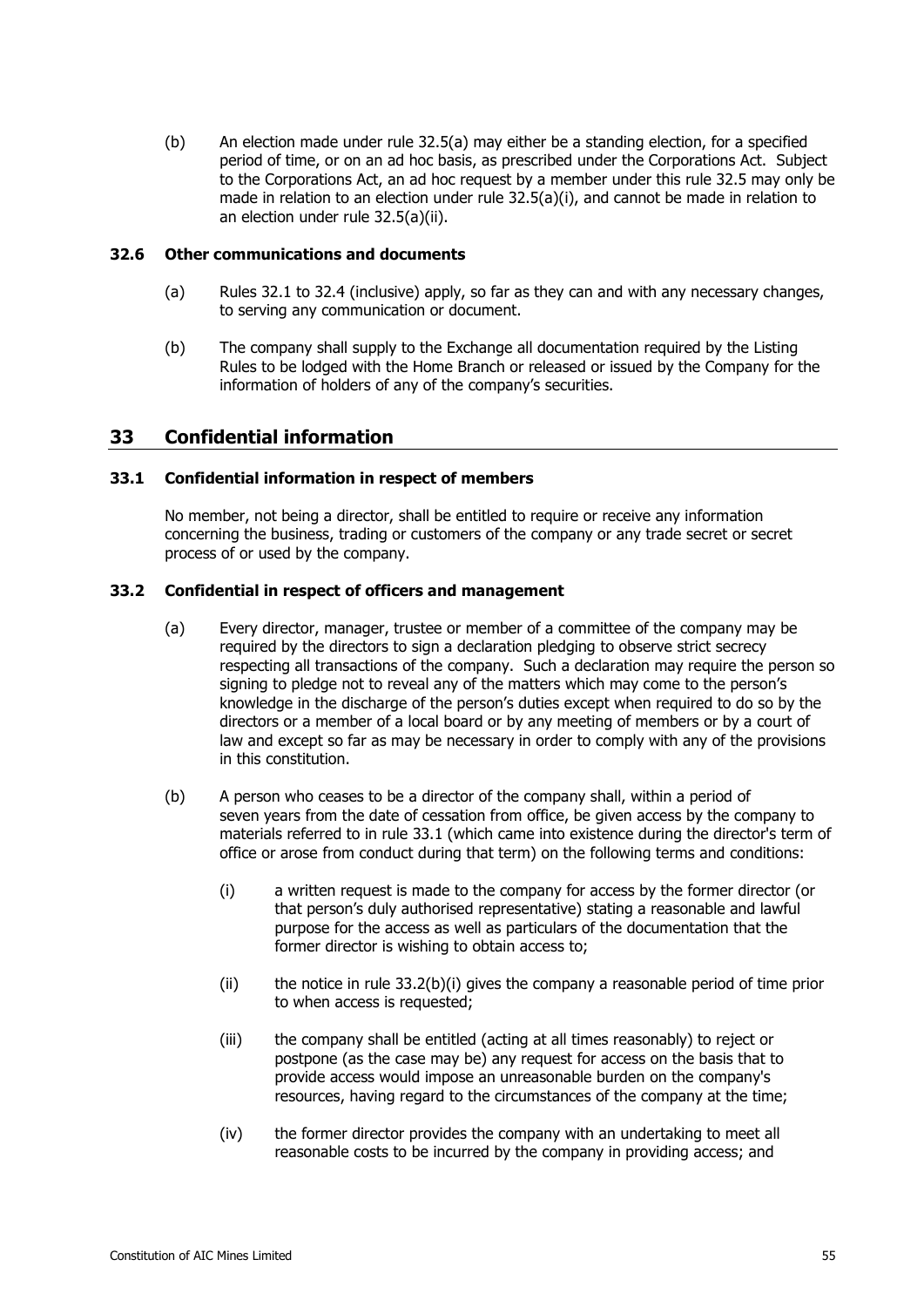(b) An election made under rule 32.5(a) may either be a standing election, for a specified period of time, or on an ad hoc basis, as prescribed under the Corporations Act. Subject to the Corporations Act, an ad hoc request by a member under this rule 32.5 may only be made in relation to an election under rule 32.5(a)(i), and cannot be made in relation to an election under rule 32.5(a)(ii).

### 32.6 Other communications and documents

(a) Rules 32.1 to 32.4 (inclusive) apply, so far as they can and with any necessary changes, to serving any communication or document.

(b) The company shall supply to the Exchange all documentation required by the Listing Rules to be lodged with the Home Branch or released or issued by the Company for the information of holders of any of the company's securities.

## 33 Confidential information

### 33.1 Confidential information in respect of members

No member, not being a director, shall be entitled to require or receive any information concerning the business, trading or customers of the company or any trade secret or secret process of or used by the company.

### 33.2 Confidential in respect of officers and management

(a) Every director, manager, trustee or member of a committee of the company may be required by the directors to sign a declaration pledging to observe strict secrecy respecting all transactions of the company. Such a declaration may require the person so signing to pledge not to reveal any of the matters which may come to the person's knowledge in the discharge of the person's duties except when required to do so by the directors or a member of a local board or by any meeting of members or by a court of law and except so far as may be necessary in order to comply with any of the provisions in this constitution.

(b) A person who ceases to be a director of the company shall, within a period of seven years from the date of cessation from office, be given access by the company to materials referred to in rule 33.1 (which came into existence during the director's term of office or arose from conduct during that term) on the following terms and conditions:

(i) a written request is made to the company for access by the former director (or that person's duly authorised representative) stating a reasonable and lawful purpose for the access as well as particulars of the documentation that the former director is wishing to obtain access to;

(ii) the notice in rule 33.2(b)(i) gives the company a reasonable period of time prior to when access is requested;

(iii) the company shall be entitled (acting at all times reasonably) to reject or postpone (as the case may be) any request for access on the basis that to provide access would impose an unreasonable burden on the company's resources, having regard to the circumstances of the company at the time;

(iv) the former director provides the company with an undertaking to meet all reasonable costs to be incurred by the company in providing access; and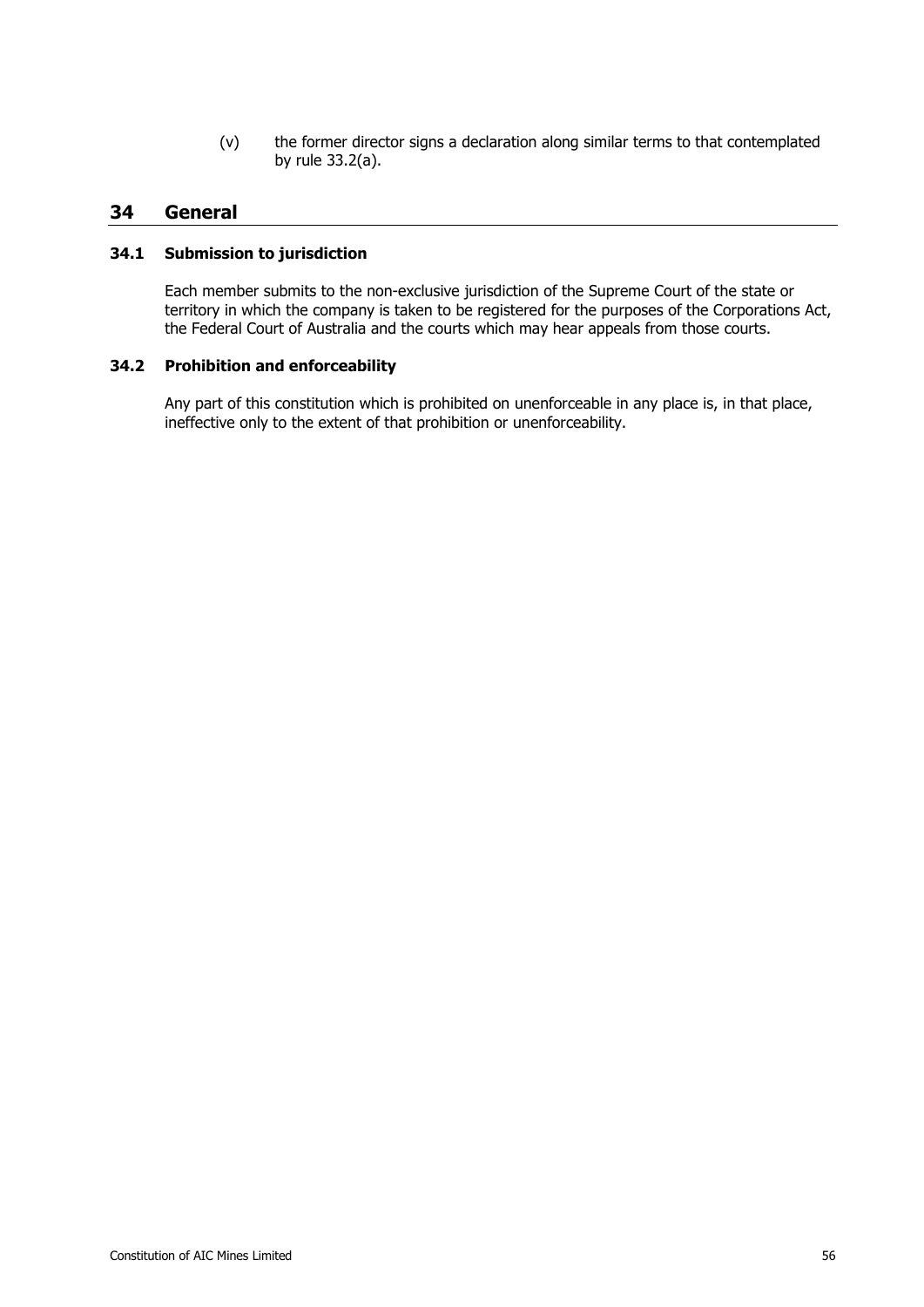(v) the former director signs a declaration along similar terms to that contemplated by rule 33.2(a).

## 34 General

### 34.1 Submission to jurisdiction

Each member submits to the non-exclusive jurisdiction of the Supreme Court of the state or territory in which the company is taken to be registered for the purposes of the Corporations Act, the Federal Court of Australia and the courts which may hear appeals from those courts.

### 34.2 Prohibition and enforceability

Any part of this constitution which is prohibited on unenforceable in any place is, in that place, ineffective only to the extent of that prohibition or unenforceability.